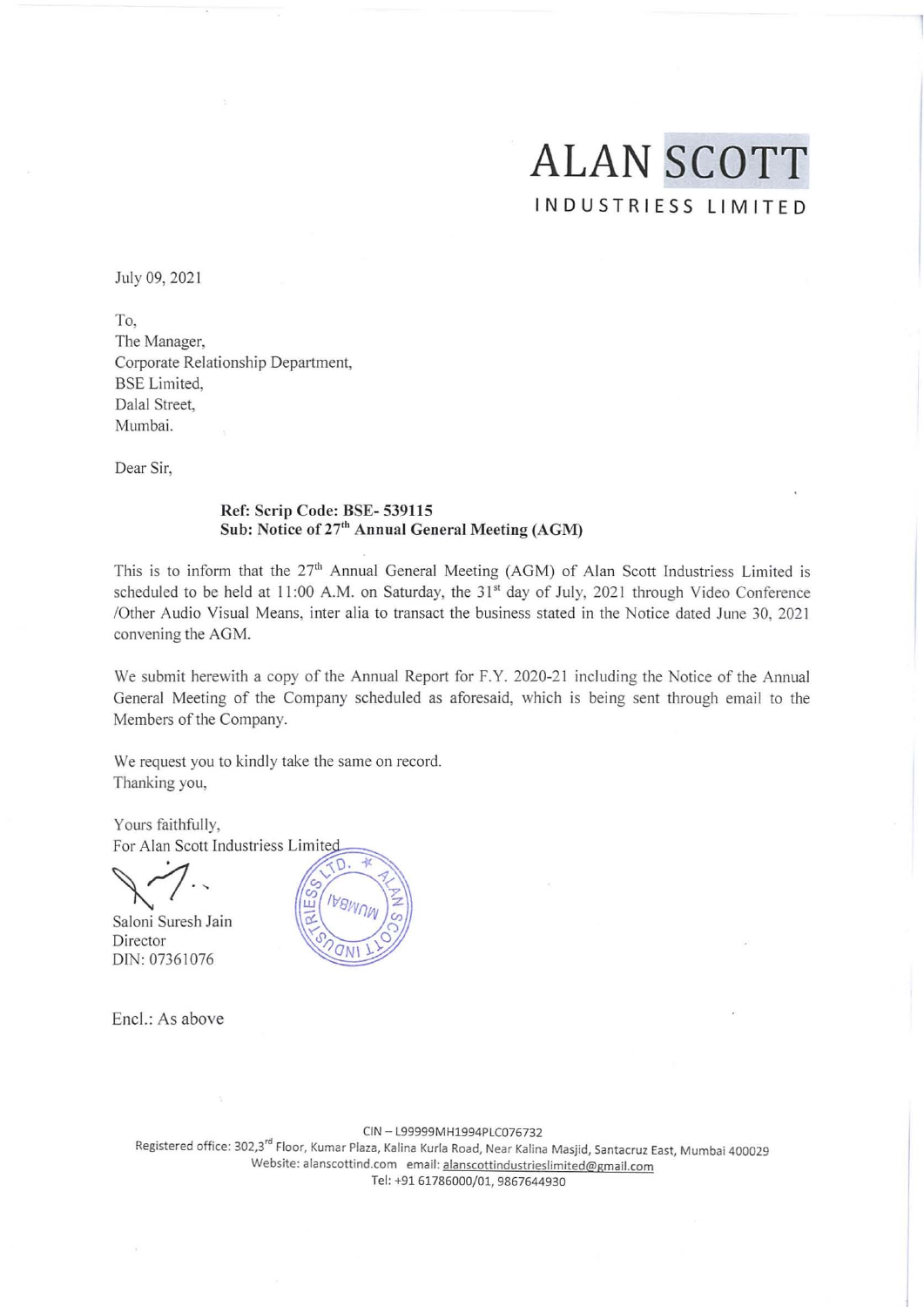# ALAN SCOTT

INDUSTRIESS LIMITED

July 09, 2021

To,
The Manager,
Corporate Relationship Department,
BSE Limited,
Dalal Street,
Mumbai.

Dear Sir,

**Ref: Scrip Code: BSE- 539115**
**Sub: Notice of 27th Annual General Meeting (AGM)**

This is to inform that the 27th Annual General Meeting (AGM) of Alan Scott Industriess Limited is scheduled to be held at 11:00 A.M. on Saturday, the 31st day of July, 2021 through Video Conference /Other Audio Visual Means, inter alia to transact the business stated in the Notice dated June 30, 2021 convening the AGM.

We submit herewith a copy of the Annual Report for F.Y. 2020-21 including the Notice of the Annual General Meeting of the Company scheduled as aforesaid, which is being sent through email to the Members of the Company.

We request you to kindly take the same on record.
Thanking you,

Yours faithfully,
For Alan Scott Industries Limited

Saloni Suresh Jain
Director
DIN: 07361076

Encl.: As above

CIN – L99999MH1994PLC076732
Registered office: 302,3rd Floor, Kumar Plaza, Kalina Kurla Road, Near Kalina Masjid, Santacruz East, Mumbai 400029
Website: alanscottind.com email: alanscottindustrieslimited@gmail.com
Tel: +91 61786000/01, 9867644930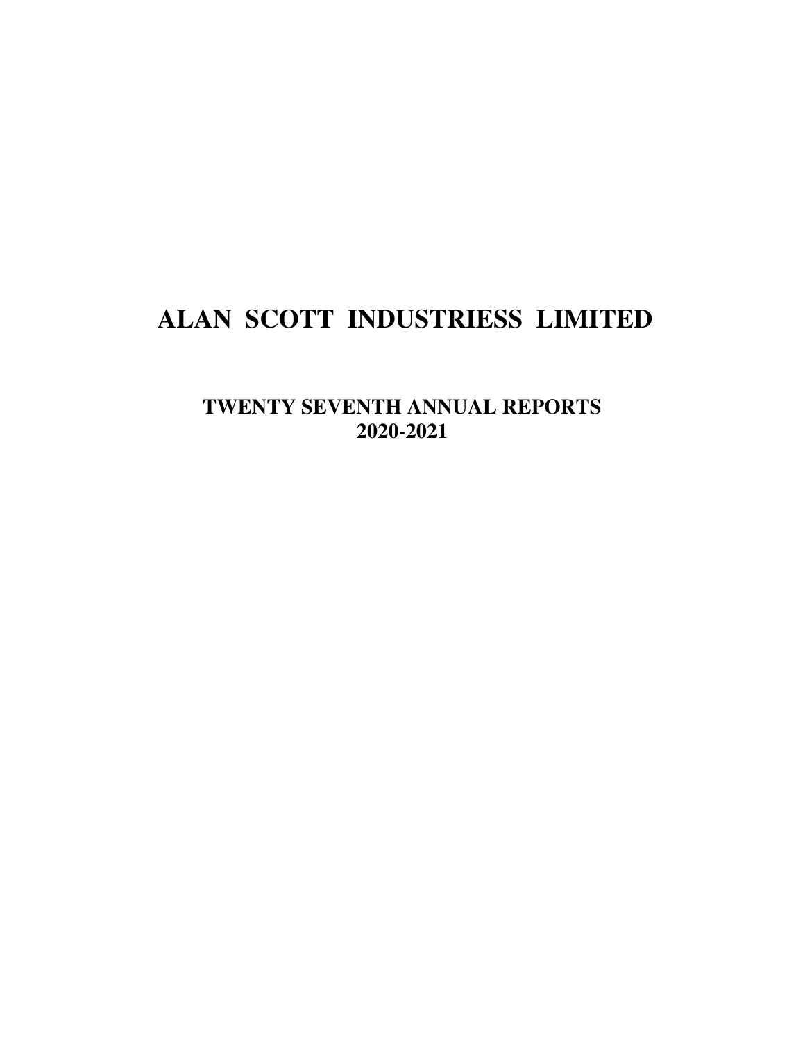# ALAN SCOTT INDUSTRIESS LIMITED

## TWENTY SEVENTH ANNUAL REPORTS
## 2020-2021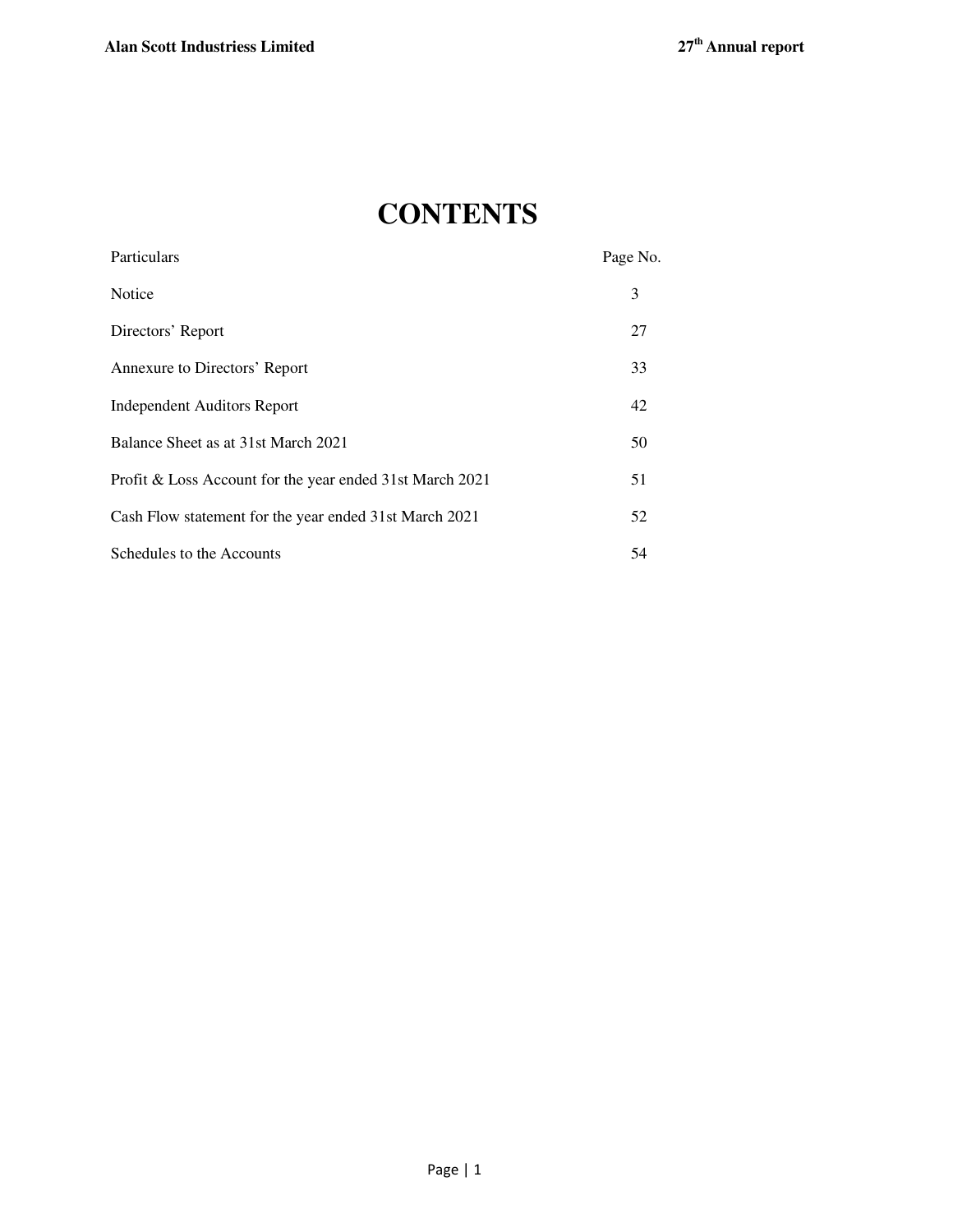# CONTENTS

| Particulars | Page No. |
|---|---|
| Notice | 3 |
| Directors' Report | 27 |
| Annexure to Directors' Report | 33 |
| Independent Auditors Report | 42 |
| Balance Sheet as at 31st March 2021 | 50 |
| Profit & Loss Account for the year ended 31st March 2021 | 51 |
| Cash Flow statement for the year ended 31st March 2021 | 52 |
| Schedules to the Accounts | 54 |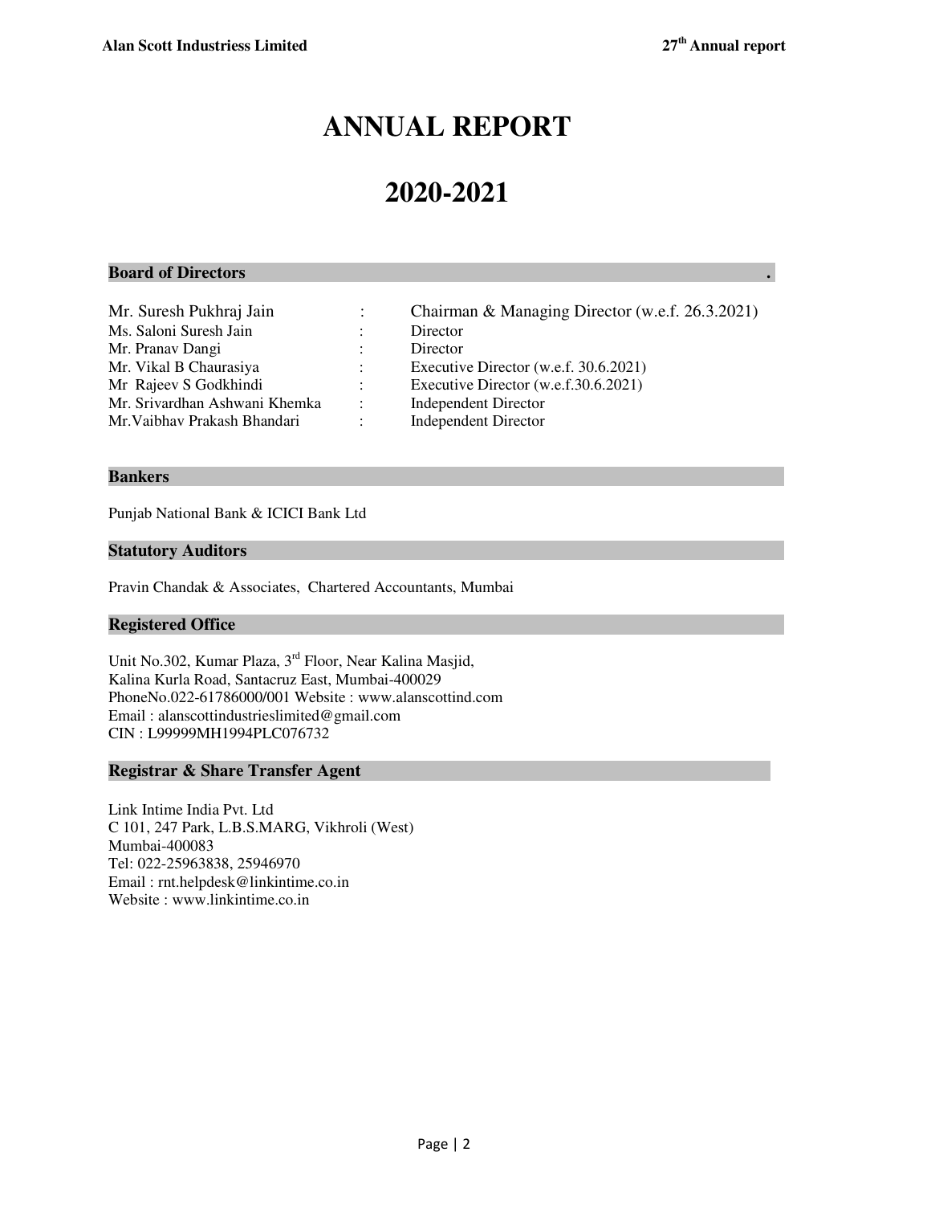# ANNUAL REPORT

# 2020-2021

## Board of Directors

| | | |
|---|---|---|
| Mr. Suresh Pukhraj Jain | : | Chairman & Managing Director (w.e.f. 26.3.2021) |
| Ms. Saloni Suresh Jain | : | Director |
| Mr. Pranav Dangi | : | Director |
| Mr. Vikal B Chaurasiya | : | Executive Director (w.e.f. 30.6.2021) |
| Mr Rajeev S Godkhindi | : | Executive Director (w.e.f.30.6.2021) |
| Mr. Srivardhan Ashwani Khemka | : | Independent Director |
| Mr.Vaibhav Prakash Bhandari | : | Independent Director |

## Bankers

Punjab National Bank & ICICI Bank Ltd

## Statutory Auditors

Pravin Chandak & Associates, Chartered Accountants, Mumbai

## Registered Office

Unit No.302, Kumar Plaza, 3rd Floor, Near Kalina Masjid,
Kalina Kurla Road, Santacruz East, Mumbai-400029
PhoneNo.022-61786000/001 Website : www.alanscottind.com
Email : alanscottindustrieslimited@gmail.com
CIN : L99999MH1994PLC076732

## Registrar & Share Transfer Agent

Link Intime India Pvt. Ltd
C 101, 247 Park, L.B.S.MARG, Vikhroli (West)
Mumbai-400083
Tel: 022-25963838, 25946970
Email : rnt.helpdesk@linkintime.co.in
Website : www.linkintime.co.in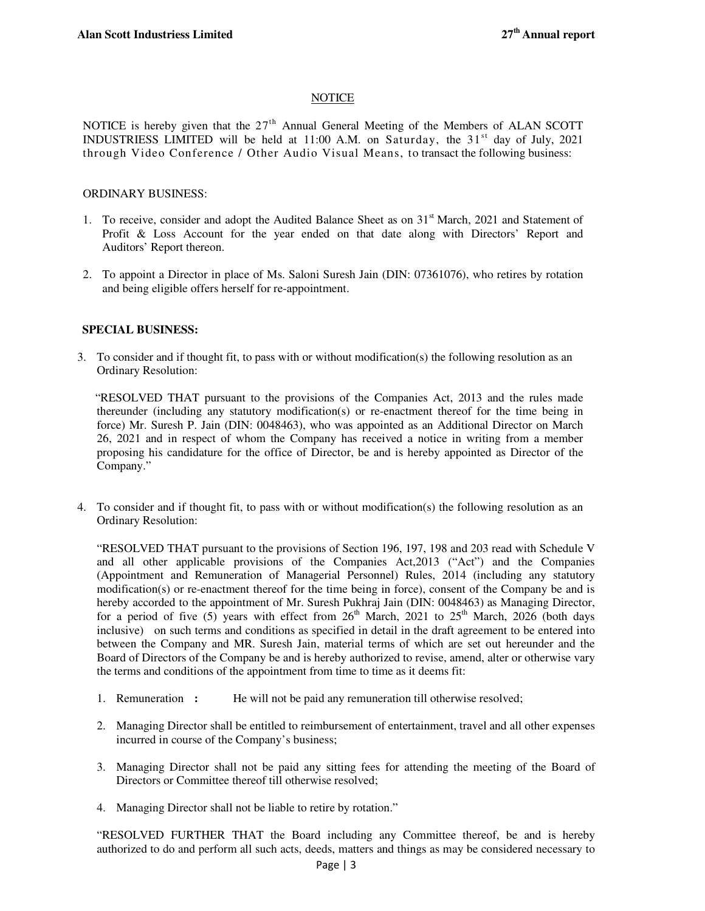## NOTICE

NOTICE is hereby given that the 27th Annual General Meeting of the Members of ALAN SCOTT INDUSTRIESS LIMITED will be held at 11:00 A.M. on Saturday, the 31st day of July, 2021 through Video Conference / Other Audio Visual Means, to transact the following business:

### ORDINARY BUSINESS:

1. To receive, consider and adopt the Audited Balance Sheet as on 31st March, 2021 and Statement of Profit & Loss Account for the year ended on that date along with Directors' Report and Auditors' Report thereon.

2. To appoint a Director in place of Ms. Saloni Suresh Jain (DIN: 07361076), who retires by rotation and being eligible offers herself for re-appointment.

### SPECIAL BUSINESS:

3. To consider and if thought fit, to pass with or without modification(s) the following resolution as an Ordinary Resolution:

   "RESOLVED THAT pursuant to the provisions of the Companies Act, 2013 and the rules made thereunder (including any statutory modification(s) or re-enactment thereof for the time being in force) Mr. Suresh P. Jain (DIN: 0048463), who was appointed as an Additional Director on March 26, 2021 and in respect of whom the Company has received a notice in writing from a member proposing his candidature for the office of Director, be and is hereby appointed as Director of the Company."

4. To consider and if thought fit, to pass with or without modification(s) the following resolution as an Ordinary Resolution:

   "RESOLVED THAT pursuant to the provisions of Section 196, 197, 198 and 203 read with Schedule V and all other applicable provisions of the Companies Act,2013 ("Act") and the Companies (Appointment and Remuneration of Managerial Personnel) Rules, 2014 (including any statutory modification(s) or re-enactment thereof for the time being in force), consent of the Company be and is hereby accorded to the appointment of Mr. Suresh Pukhraj Jain (DIN: 0048463) as Managing Director, for a period of five (5) years with effect from 26th March, 2021 to 25th March, 2026 (both days inclusive) on such terms and conditions as specified in detail in the draft agreement to be entered into between the Company and MR. Suresh Jain, material terms of which are set out hereunder and the Board of Directors of the Company be and is hereby authorized to revise, amend, alter or otherwise vary the terms and conditions of the appointment from time to time as it deems fit:

   1. Remuneration **:** He will not be paid any remuneration till otherwise resolved;
   2. Managing Director shall be entitled to reimbursement of entertainment, travel and all other expenses incurred in course of the Company's business;
   3. Managing Director shall not be paid any sitting fees for attending the meeting of the Board of Directors or Committee thereof till otherwise resolved;
   4. Managing Director shall not be liable to retire by rotation."

   "RESOLVED FURTHER THAT the Board including any Committee thereof, be and is hereby authorized to do and perform all such acts, deeds, matters and things as may be considered necessary to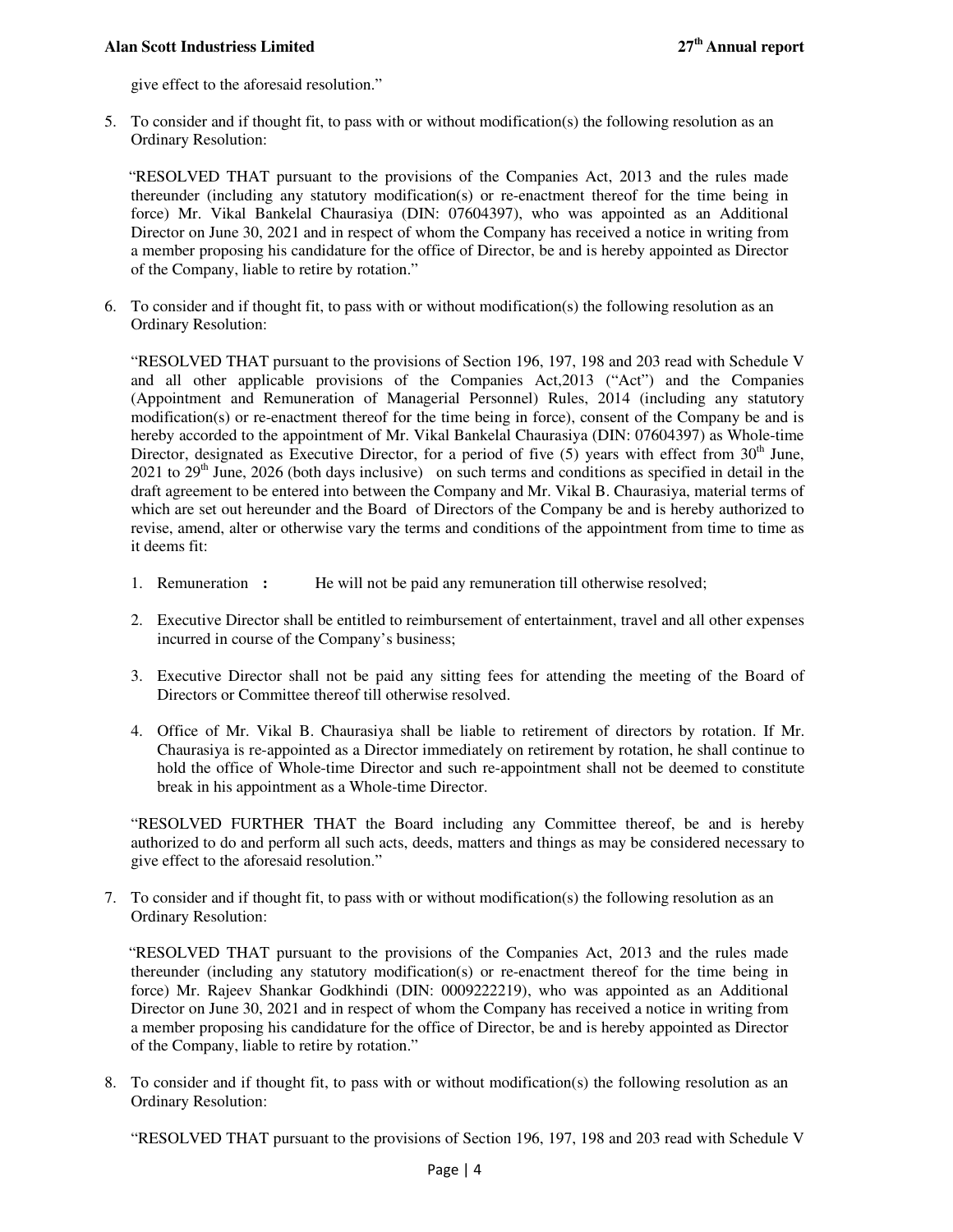give effect to the aforesaid resolution."

5. To consider and if thought fit, to pass with or without modification(s) the following resolution as an Ordinary Resolution:

   "RESOLVED THAT pursuant to the provisions of the Companies Act, 2013 and the rules made thereunder (including any statutory modification(s) or re-enactment thereof for the time being in force) Mr. Vikal Bankelal Chaurasiya (DIN: 07604397), who was appointed as an Additional Director on June 30, 2021 and in respect of whom the Company has received a notice in writing from a member proposing his candidature for the office of Director, be and is hereby appointed as Director of the Company, liable to retire by rotation."

6. To consider and if thought fit, to pass with or without modification(s) the following resolution as an Ordinary Resolution:

   "RESOLVED THAT pursuant to the provisions of Section 196, 197, 198 and 203 read with Schedule V and all other applicable provisions of the Companies Act,2013 ("Act") and the Companies (Appointment and Remuneration of Managerial Personnel) Rules, 2014 (including any statutory modification(s) or re-enactment thereof for the time being in force), consent of the Company be and is hereby accorded to the appointment of Mr. Vikal Bankelal Chaurasiya (DIN: 07604397) as Whole-time Director, designated as Executive Director, for a period of five (5) years with effect from 30th June, 2021 to 29th June, 2026 (both days inclusive) on such terms and conditions as specified in detail in the draft agreement to be entered into between the Company and Mr. Vikal B. Chaurasiya, material terms of which are set out hereunder and the Board of Directors of the Company be and is hereby authorized to revise, amend, alter or otherwise vary the terms and conditions of the appointment from time to time as it deems fit:

   1. Remuneration **:** He will not be paid any remuneration till otherwise resolved;
   2. Executive Director shall be entitled to reimbursement of entertainment, travel and all other expenses incurred in course of the Company's business;
   3. Executive Director shall not be paid any sitting fees for attending the meeting of the Board of Directors or Committee thereof till otherwise resolved.
   4. Office of Mr. Vikal B. Chaurasiya shall be liable to retirement of directors by rotation. If Mr. Chaurasiya is re-appointed as a Director immediately on retirement by rotation, he shall continue to hold the office of Whole-time Director and such re-appointment shall not be deemed to constitute break in his appointment as a Whole-time Director.

   "RESOLVED FURTHER THAT the Board including any Committee thereof, be and is hereby authorized to do and perform all such acts, deeds, matters and things as may be considered necessary to give effect to the aforesaid resolution."

7. To consider and if thought fit, to pass with or without modification(s) the following resolution as an Ordinary Resolution:

   "RESOLVED THAT pursuant to the provisions of the Companies Act, 2013 and the rules made thereunder (including any statutory modification(s) or re-enactment thereof for the time being in force) Mr. Rajeev Shankar Godkhindi (DIN: 0009222219), who was appointed as an Additional Director on June 30, 2021 and in respect of whom the Company has received a notice in writing from a member proposing his candidature for the office of Director, be and is hereby appointed as Director of the Company, liable to retire by rotation."

8. To consider and if thought fit, to pass with or without modification(s) the following resolution as an Ordinary Resolution:

   "RESOLVED THAT pursuant to the provisions of Section 196, 197, 198 and 203 read with Schedule V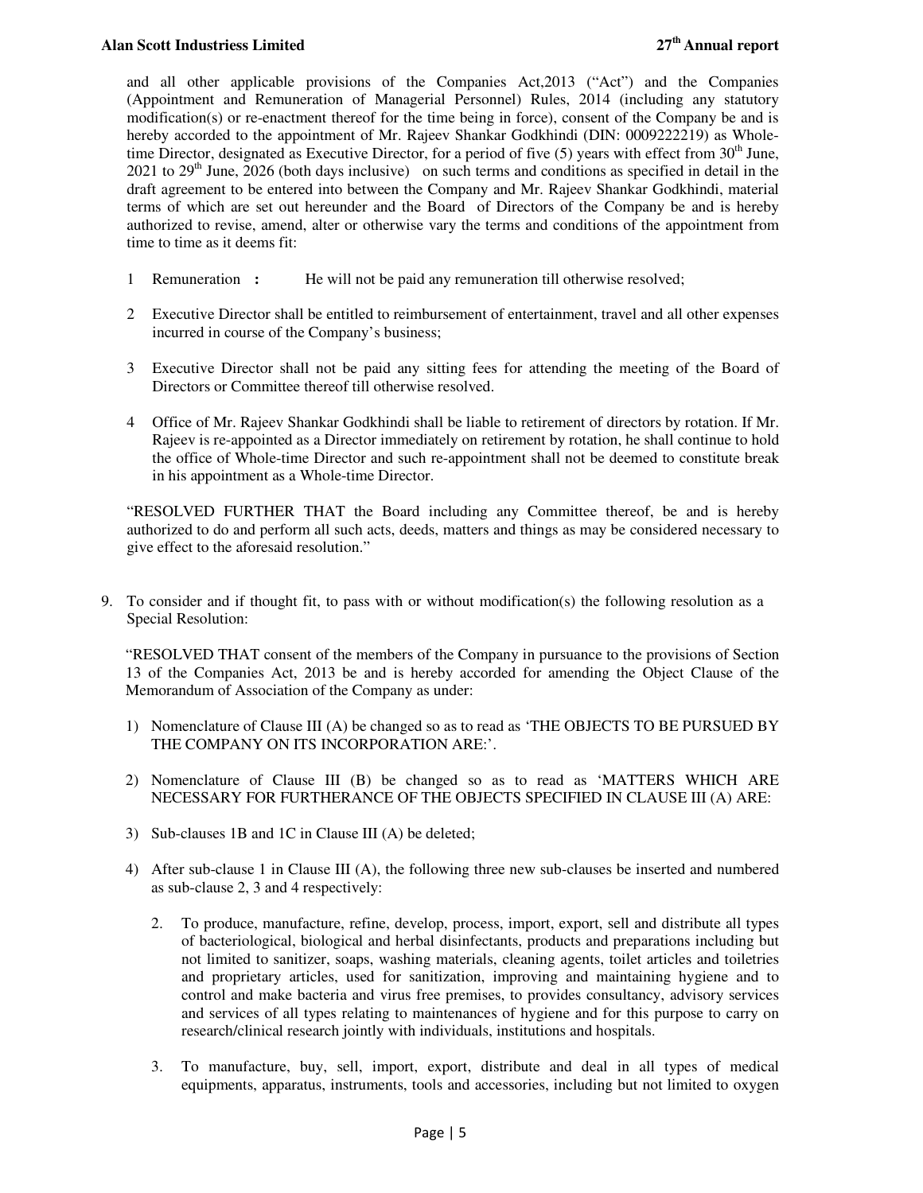and all other applicable provisions of the Companies Act,2013 ("Act") and the Companies (Appointment and Remuneration of Managerial Personnel) Rules, 2014 (including any statutory modification(s) or re-enactment thereof for the time being in force), consent of the Company be and is hereby accorded to the appointment of Mr. Rajeev Shankar Godkhindi (DIN: 0009222219) as Whole-time Director, designated as Executive Director, for a period of five (5) years with effect from 30th June, 2021 to 29th June, 2026 (both days inclusive) on such terms and conditions as specified in detail in the draft agreement to be entered into between the Company and Mr. Rajeev Shankar Godkhindi, material terms of which are set out hereunder and the Board of Directors of the Company be and is hereby authorized to revise, amend, alter or otherwise vary the terms and conditions of the appointment from time to time as it deems fit:

1. Remuneration **:** He will not be paid any remuneration till otherwise resolved;
2. Executive Director shall be entitled to reimbursement of entertainment, travel and all other expenses incurred in course of the Company's business;
3. Executive Director shall not be paid any sitting fees for attending the meeting of the Board of Directors or Committee thereof till otherwise resolved.
4. Office of Mr. Rajeev Shankar Godkhindi shall be liable to retirement of directors by rotation. If Mr. Rajeev is re-appointed as a Director immediately on retirement by rotation, he shall continue to hold the office of Whole-time Director and such re-appointment shall not be deemed to constitute break in his appointment as a Whole-time Director.

"RESOLVED FURTHER THAT the Board including any Committee thereof, be and is hereby authorized to do and perform all such acts, deeds, matters and things as may be considered necessary to give effect to the aforesaid resolution."

9. To consider and if thought fit, to pass with or without modification(s) the following resolution as a Special Resolution:

"RESOLVED THAT consent of the members of the Company in pursuance to the provisions of Section 13 of the Companies Act, 2013 be and is hereby accorded for amending the Object Clause of the Memorandum of Association of the Company as under:

1) Nomenclature of Clause III (A) be changed so as to read as 'THE OBJECTS TO BE PURSUED BY THE COMPANY ON ITS INCORPORATION ARE:'.
2) Nomenclature of Clause III (B) be changed so as to read as 'MATTERS WHICH ARE NECESSARY FOR FURTHERANCE OF THE OBJECTS SPECIFIED IN CLAUSE III (A) ARE:
3) Sub-clauses 1B and 1C in Clause III (A) be deleted;
4) After sub-clause 1 in Clause III (A), the following three new sub-clauses be inserted and numbered as sub-clause 2, 3 and 4 respectively:

   2. To produce, manufacture, refine, develop, process, import, export, sell and distribute all types of bacteriological, biological and herbal disinfectants, products and preparations including but not limited to sanitizer, soaps, washing materials, cleaning agents, toilet articles and toiletries and proprietary articles, used for sanitization, improving and maintaining hygiene and to control and make bacteria and virus free premises, to provides consultancy, advisory services and services of all types relating to maintenances of hygiene and for this purpose to carry on research/clinical research jointly with individuals, institutions and hospitals.

   3. To manufacture, buy, sell, import, export, distribute and deal in all types of medical equipments, apparatus, instruments, tools and accessories, including but not limited to oxygen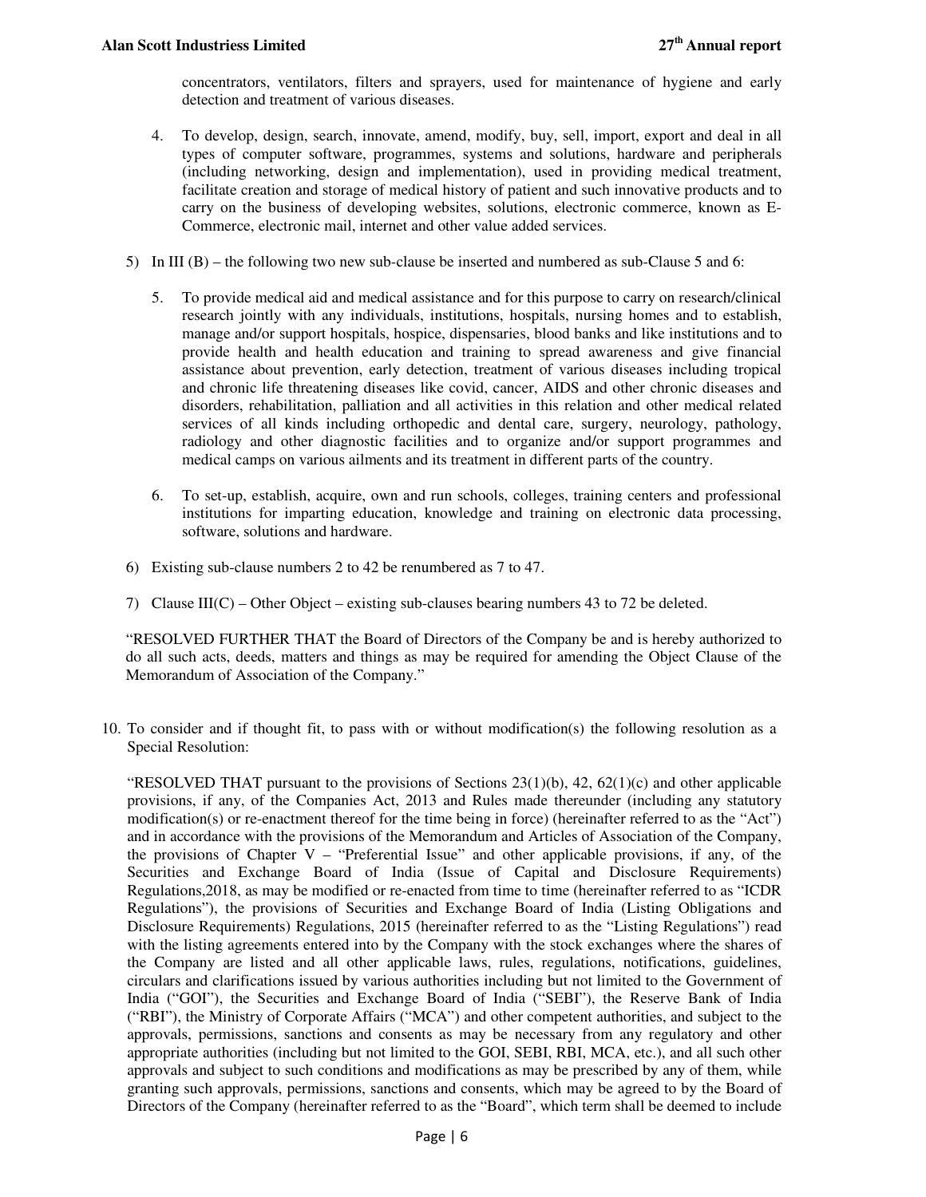concentrators, ventilators, filters and sprayers, used for maintenance of hygiene and early detection and treatment of various diseases.

4. To develop, design, search, innovate, amend, modify, buy, sell, import, export and deal in all types of computer software, programmes, systems and solutions, hardware and peripherals (including networking, design and implementation), used in providing medical treatment, facilitate creation and storage of medical history of patient and such innovative products and to carry on the business of developing websites, solutions, electronic commerce, known as E-Commerce, electronic mail, internet and other value added services.

5) In III (B) – the following two new sub-clause be inserted and numbered as sub-Clause 5 and 6:

5. To provide medical aid and medical assistance and for this purpose to carry on research/clinical research jointly with any individuals, institutions, hospitals, nursing homes and to establish, manage and/or support hospitals, hospice, dispensaries, blood banks and like institutions and to provide health and health education and training to spread awareness and give financial assistance about prevention, early detection, treatment of various diseases including tropical and chronic life threatening diseases like covid, cancer, AIDS and other chronic diseases and disorders, rehabilitation, palliation and all activities in this relation and other medical related services of all kinds including orthopedic and dental care, surgery, neurology, pathology, radiology and other diagnostic facilities and to organize and/or support programmes and medical camps on various ailments and its treatment in different parts of the country.

6. To set-up, establish, acquire, own and run schools, colleges, training centers and professional institutions for imparting education, knowledge and training on electronic data processing, software, solutions and hardware.

6) Existing sub-clause numbers 2 to 42 be renumbered as 7 to 47.

7) Clause III(C) – Other Object – existing sub-clauses bearing numbers 43 to 72 be deleted.

"RESOLVED FURTHER THAT the Board of Directors of the Company be and is hereby authorized to do all such acts, deeds, matters and things as may be required for amending the Object Clause of the Memorandum of Association of the Company."

10. To consider and if thought fit, to pass with or without modification(s) the following resolution as a Special Resolution:

"RESOLVED THAT pursuant to the provisions of Sections 23(1)(b), 42, 62(1)(c) and other applicable provisions, if any, of the Companies Act, 2013 and Rules made thereunder (including any statutory modification(s) or re-enactment thereof for the time being in force) (hereinafter referred to as the "Act") and in accordance with the provisions of the Memorandum and Articles of Association of the Company, the provisions of Chapter V – "Preferential Issue" and other applicable provisions, if any, of the Securities and Exchange Board of India (Issue of Capital and Disclosure Requirements) Regulations,2018, as may be modified or re-enacted from time to time (hereinafter referred to as "ICDR Regulations"), the provisions of Securities and Exchange Board of India (Listing Obligations and Disclosure Requirements) Regulations, 2015 (hereinafter referred to as the "Listing Regulations") read with the listing agreements entered into by the Company with the stock exchanges where the shares of the Company are listed and all other applicable laws, rules, regulations, notifications, guidelines, circulars and clarifications issued by various authorities including but not limited to the Government of India ("GOI"), the Securities and Exchange Board of India ("SEBI"), the Reserve Bank of India ("RBI"), the Ministry of Corporate Affairs ("MCA") and other competent authorities, and subject to the approvals, permissions, sanctions and consents as may be necessary from any regulatory and other appropriate authorities (including but not limited to the GOI, SEBI, RBI, MCA, etc.), and all such other approvals and subject to such conditions and modifications as may be prescribed by any of them, while granting such approvals, permissions, sanctions and consents, which may be agreed to by the Board of Directors of the Company (hereinafter referred to as the "Board", which term shall be deemed to include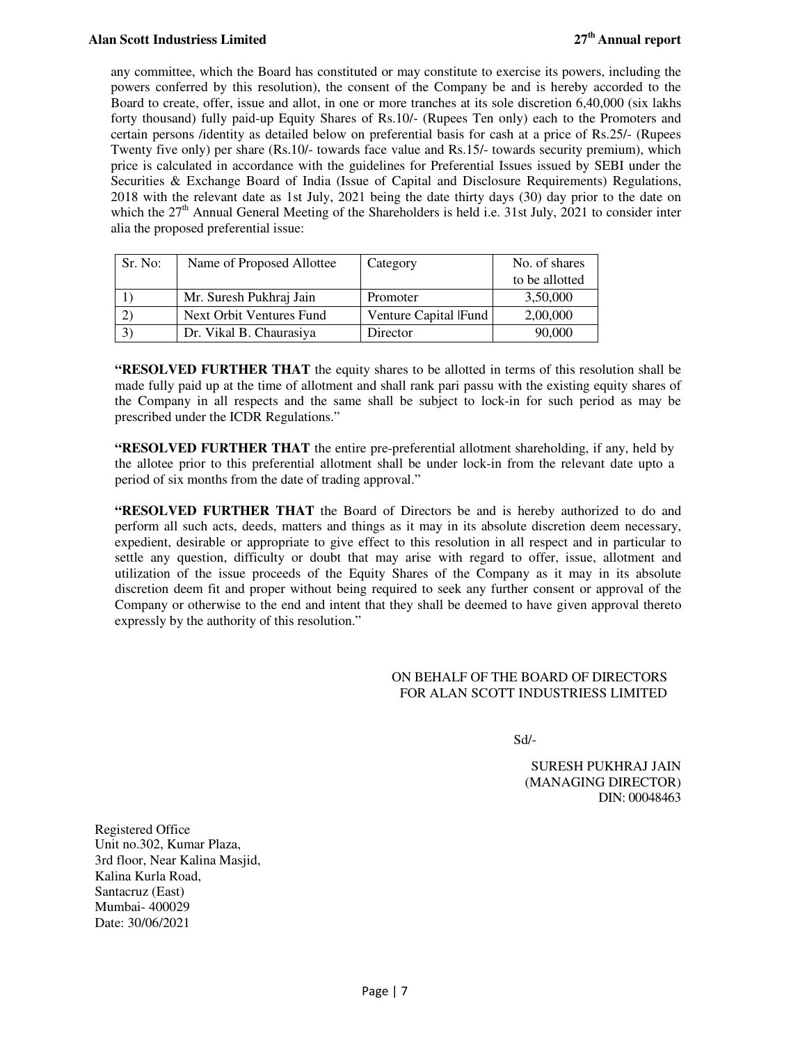any committee, which the Board has constituted or may constitute to exercise its powers, including the powers conferred by this resolution), the consent of the Company be and is hereby accorded to the Board to create, offer, issue and allot, in one or more tranches at its sole discretion 6,40,000 (six lakhs forty thousand) fully paid-up Equity Shares of Rs.10/- (Rupees Ten only) each to the Promoters and certain persons /identity as detailed below on preferential basis for cash at a price of Rs.25/- (Rupees Twenty five only) per share (Rs.10/- towards face value and Rs.15/- towards security premium), which price is calculated in accordance with the guidelines for Preferential Issues issued by SEBI under the Securities & Exchange Board of India (Issue of Capital and Disclosure Requirements) Regulations, 2018 with the relevant date as 1st July, 2021 being the date thirty days (30) day prior to the date on which the 27th Annual General Meeting of the Shareholders is held i.e. 31st July, 2021 to consider inter alia the proposed preferential issue:

| Sr. No: | Name of Proposed Allottee | Category | No. of shares to be allotted |
|---|---|---|---|
| 1) | Mr. Suresh Pukhraj Jain | Promoter | 3,50,000 |
| 2) | Next Orbit Ventures Fund | Venture Capital |Fund | 2,00,000 |
| 3) | Dr. Vikal B. Chaurasiya | Director | 90,000 |

**"RESOLVED FURTHER THAT** the equity shares to be allotted in terms of this resolution shall be made fully paid up at the time of allotment and shall rank pari passu with the existing equity shares of the Company in all respects and the same shall be subject to lock-in for such period as may be prescribed under the ICDR Regulations."

**"RESOLVED FURTHER THAT** the entire pre-preferential allotment shareholding, if any, held by the allotee prior to this preferential allotment shall be under lock-in from the relevant date upto a period of six months from the date of trading approval."

**"RESOLVED FURTHER THAT** the Board of Directors be and is hereby authorized to do and perform all such acts, deeds, matters and things as it may in its absolute discretion deem necessary, expedient, desirable or appropriate to give effect to this resolution in all respect and in particular to settle any question, difficulty or doubt that may arise with regard to offer, issue, allotment and utilization of the issue proceeds of the Equity Shares of the Company as it may in its absolute discretion deem fit and proper without being required to seek any further consent or approval of the Company or otherwise to the end and intent that they shall be deemed to have given approval thereto expressly by the authority of this resolution."

ON BEHALF OF THE BOARD OF DIRECTORS
FOR ALAN SCOTT INDUSTRIESS LIMITED

Sd/-

SURESH PUKHRAJ JAIN
(MANAGING DIRECTOR)
DIN: 00048463

Registered Office
Unit no.302, Kumar Plaza,
3rd floor, Near Kalina Masjid,
Kalina Kurla Road,
Santacruz (East)
Mumbai- 400029
Date: 30/06/2021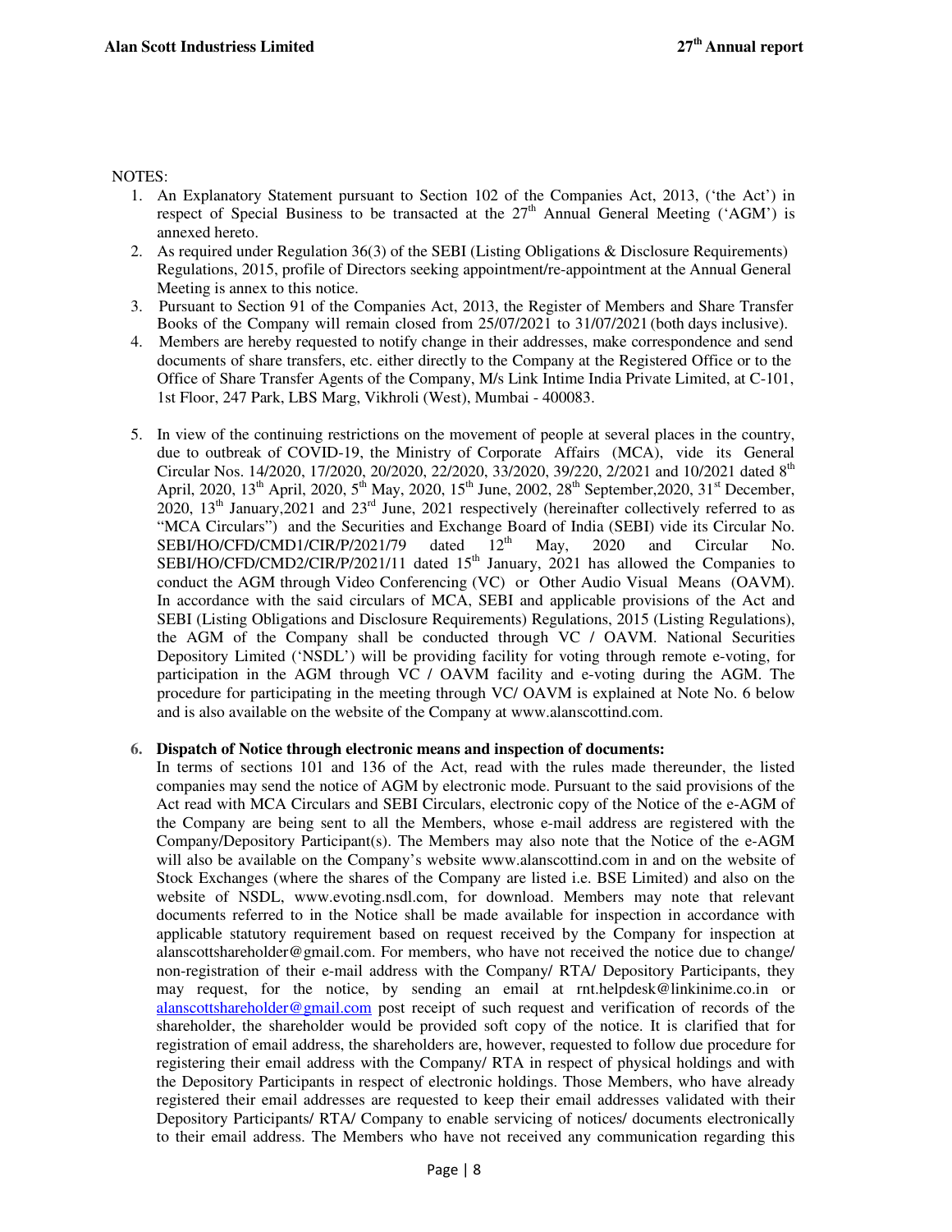NOTES:

1. An Explanatory Statement pursuant to Section 102 of the Companies Act, 2013, ('the Act') in respect of Special Business to be transacted at the 27th Annual General Meeting ('AGM') is annexed hereto.
2. As required under Regulation 36(3) of the SEBI (Listing Obligations & Disclosure Requirements) Regulations, 2015, profile of Directors seeking appointment/re-appointment at the Annual General Meeting is annex to this notice.
3. Pursuant to Section 91 of the Companies Act, 2013, the Register of Members and Share Transfer Books of the Company will remain closed from 25/07/2021 to 31/07/2021 (both days inclusive).
4. Members are hereby requested to notify change in their addresses, make correspondence and send documents of share transfers, etc. either directly to the Company at the Registered Office or to the Office of Share Transfer Agents of the Company, M/s Link Intime India Private Limited, at C-101, 1st Floor, 247 Park, LBS Marg, Vikhroli (West), Mumbai - 400083.
5. In view of the continuing restrictions on the movement of people at several places in the country, due to outbreak of COVID-19, the Ministry of Corporate Affairs (MCA), vide its General Circular Nos. 14/2020, 17/2020, 20/2020, 22/2020, 33/2020, 39/220, 2/2021 and 10/2021 dated 8th April, 2020, 13th April, 2020, 5th May, 2020, 15th June, 2002, 28th September,2020, 31st December, 2020, 13th January,2021 and 23rd June, 2021 respectively (hereinafter collectively referred to as "MCA Circulars") and the Securities and Exchange Board of India (SEBI) vide its Circular No. SEBI/HO/CFD/CMD1/CIR/P/2021/79 dated 12th May, 2020 and Circular No. SEBI/HO/CFD/CMD2/CIR/P/2021/11 dated 15th January, 2021 has allowed the Companies to conduct the AGM through Video Conferencing (VC) or Other Audio Visual Means (OAVM). In accordance with the said circulars of MCA, SEBI and applicable provisions of the Act and SEBI (Listing Obligations and Disclosure Requirements) Regulations, 2015 (Listing Regulations), the AGM of the Company shall be conducted through VC / OAVM. National Securities Depository Limited ('NSDL') will be providing facility for voting through remote e-voting, for participation in the AGM through VC / OAVM facility and e-voting during the AGM. The procedure for participating in the meeting through VC/ OAVM is explained at Note No. 6 below and is also available on the website of the Company at www.alanscottind.com.
6. **Dispatch of Notice through electronic means and inspection of documents:**
   In terms of sections 101 and 136 of the Act, read with the rules made thereunder, the listed companies may send the notice of AGM by electronic mode. Pursuant to the said provisions of the Act read with MCA Circulars and SEBI Circulars, electronic copy of the Notice of the e-AGM of the Company are being sent to all the Members, whose e-mail address are registered with the Company/Depository Participant(s). The Members may also note that the Notice of the e-AGM will also be available on the Company's website www.alanscottind.com in and on the website of Stock Exchanges (where the shares of the Company are listed i.e. BSE Limited) and also on the website of NSDL, www.evoting.nsdl.com, for download. Members may note that relevant documents referred to in the Notice shall be made available for inspection in accordance with applicable statutory requirement based on request received by the Company for inspection at alanscottshareholder@gmail.com. For members, who have not received the notice due to change/ non-registration of their e-mail address with the Company/ RTA/ Depository Participants, they may request, for the notice, by sending an email at rnt.helpdesk@linkinime.co.in or alanscottshareholder@gmail.com post receipt of such request and verification of records of the shareholder, the shareholder would be provided soft copy of the notice. It is clarified that for registration of email address, the shareholders are, however, requested to follow due procedure for registering their email address with the Company/ RTA in respect of physical holdings and with the Depository Participants in respect of electronic holdings. Those Members, who have already registered their email addresses are requested to keep their email addresses validated with their Depository Participants/ RTA/ Company to enable servicing of notices/ documents electronically to their email address. The Members who have not received any communication regarding this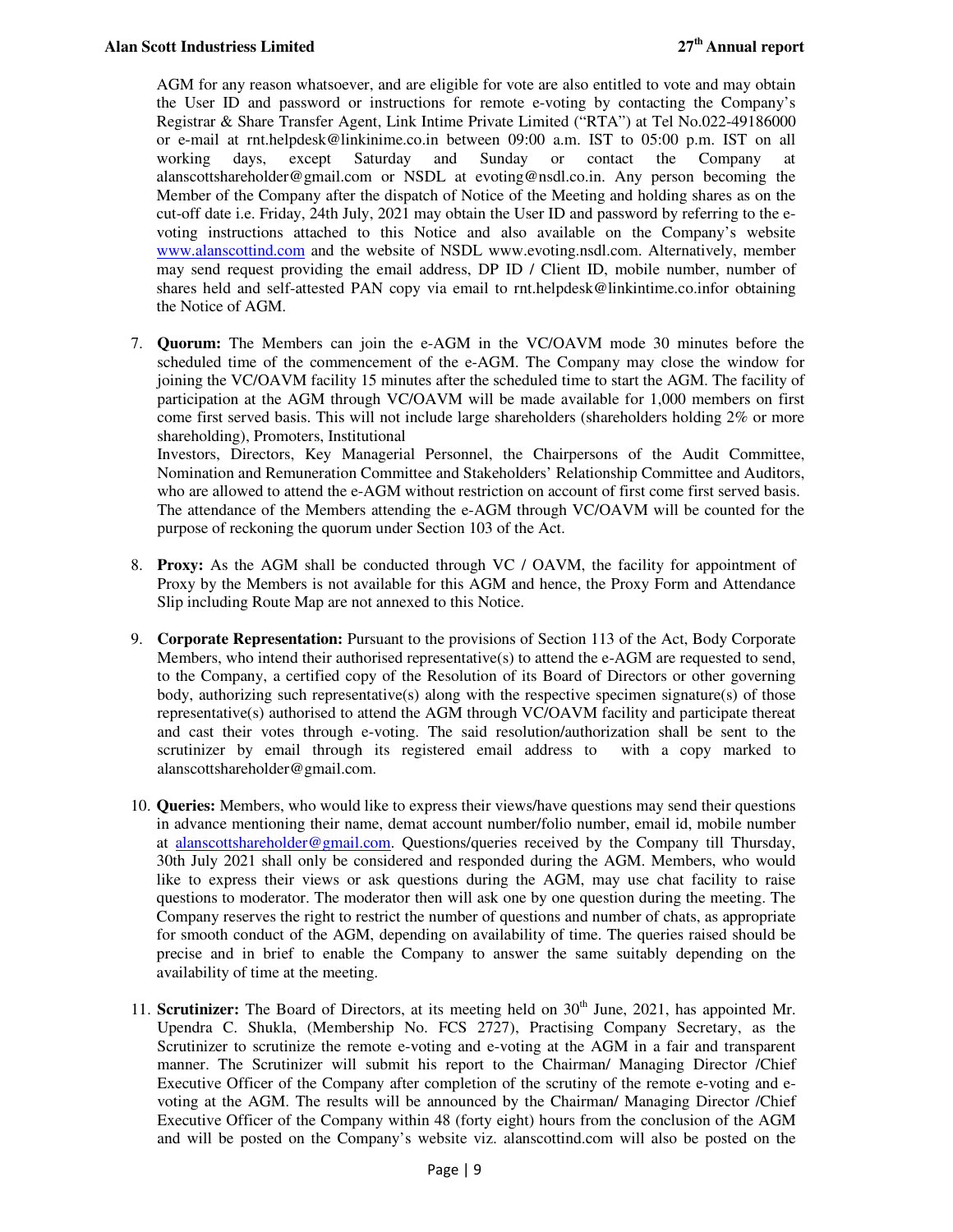AGM for any reason whatsoever, and are eligible for vote are also entitled to vote and may obtain the User ID and password or instructions for remote e-voting by contacting the Company's Registrar & Share Transfer Agent, Link Intime Private Limited ("RTA") at Tel No.022-49186000 or e-mail at rnt.helpdesk@linkinime.co.in between 09:00 a.m. IST to 05:00 p.m. IST on all working days, except Saturday and Sunday or contact the Company at alanscottshareholder@gmail.com or NSDL at evoting@nsdl.co.in. Any person becoming the Member of the Company after the dispatch of Notice of the Meeting and holding shares as on the cut-off date i.e. Friday, 24th July, 2021 may obtain the User ID and password by referring to the e-voting instructions attached to this Notice and also available on the Company's website www.alanscottind.com and the website of NSDL www.evoting.nsdl.com. Alternatively, member may send request providing the email address, DP ID / Client ID, mobile number, number of shares held and self-attested PAN copy via email to rnt.helpdesk@linkintime.co.infor obtaining the Notice of AGM.

7. **Quorum:** The Members can join the e-AGM in the VC/OAVM mode 30 minutes before the scheduled time of the commencement of the e-AGM. The Company may close the window for joining the VC/OAVM facility 15 minutes after the scheduled time to start the AGM. The facility of participation at the AGM through VC/OAVM will be made available for 1,000 members on first come first served basis. This will not include large shareholders (shareholders holding 2% or more shareholding), Promoters, Institutional
Investors, Directors, Key Managerial Personnel, the Chairpersons of the Audit Committee, Nomination and Remuneration Committee and Stakeholders' Relationship Committee and Auditors, who are allowed to attend the e-AGM without restriction on account of first come first served basis. The attendance of the Members attending the e-AGM through VC/OAVM will be counted for the purpose of reckoning the quorum under Section 103 of the Act.

8. **Proxy:** As the AGM shall be conducted through VC / OAVM, the facility for appointment of Proxy by the Members is not available for this AGM and hence, the Proxy Form and Attendance Slip including Route Map are not annexed to this Notice.

9. **Corporate Representation:** Pursuant to the provisions of Section 113 of the Act, Body Corporate Members, who intend their authorised representative(s) to attend the e-AGM are requested to send, to the Company, a certified copy of the Resolution of its Board of Directors or other governing body, authorizing such representative(s) along with the respective specimen signature(s) of those representative(s) authorised to attend the AGM through VC/OAVM facility and participate thereat and cast their votes through e-voting. The said resolution/authorization shall be sent to the scrutinizer by email through its registered email address to with a copy marked to alanscottshareholder@gmail.com.

10. **Queries:** Members, who would like to express their views/have questions may send their questions in advance mentioning their name, demat account number/folio number, email id, mobile number at alanscottshareholder@gmail.com. Questions/queries received by the Company till Thursday, 30th July 2021 shall only be considered and responded during the AGM. Members, who would like to express their views or ask questions during the AGM, may use chat facility to raise questions to moderator. The moderator then will ask one by one question during the meeting. The Company reserves the right to restrict the number of questions and number of chats, as appropriate for smooth conduct of the AGM, depending on availability of time. The queries raised should be precise and in brief to enable the Company to answer the same suitably depending on the availability of time at the meeting.

11. **Scrutinizer:** The Board of Directors, at its meeting held on 30th June, 2021, has appointed Mr. Upendra C. Shukla, (Membership No. FCS 2727), Practising Company Secretary, as the Scrutinizer to scrutinize the remote e-voting and e-voting at the AGM in a fair and transparent manner. The Scrutinizer will submit his report to the Chairman/ Managing Director /Chief Executive Officer of the Company after completion of the scrutiny of the remote e-voting and e-voting at the AGM. The results will be announced by the Chairman/ Managing Director /Chief Executive Officer of the Company within 48 (forty eight) hours from the conclusion of the AGM and will be posted on the Company's website viz. alanscottind.com will also be posted on the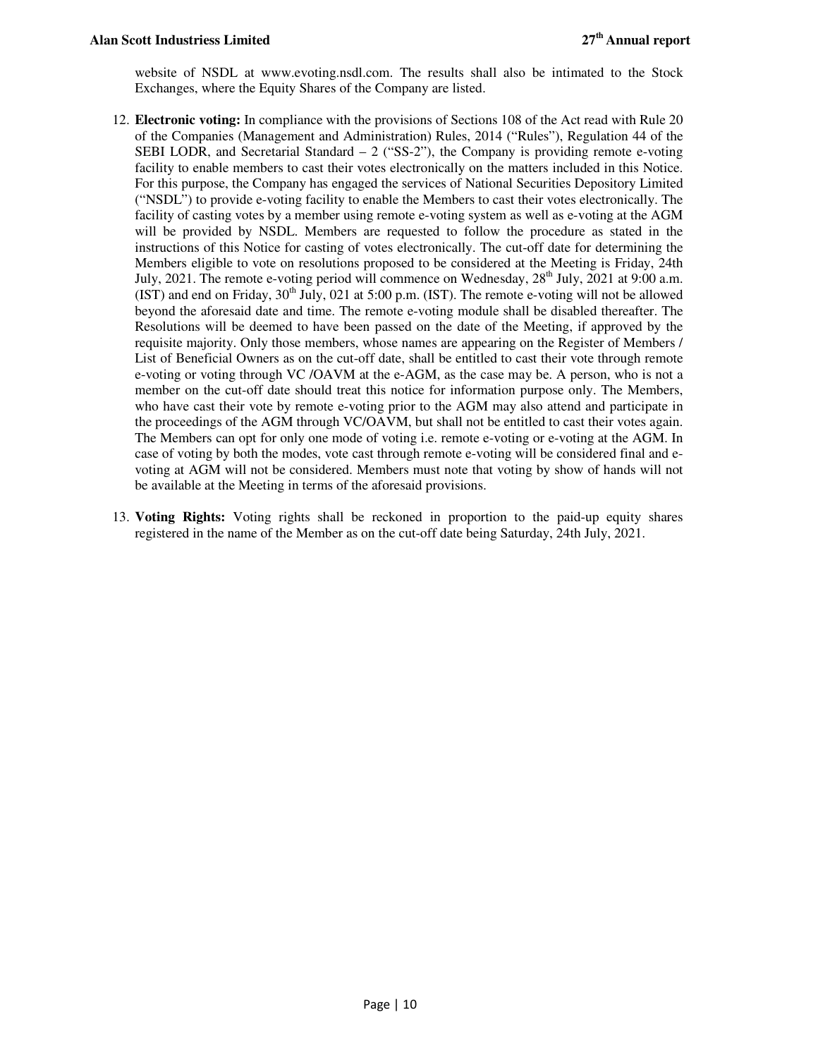website of NSDL at www.evoting.nsdl.com. The results shall also be intimated to the Stock Exchanges, where the Equity Shares of the Company are listed.

12. **Electronic voting:** In compliance with the provisions of Sections 108 of the Act read with Rule 20 of the Companies (Management and Administration) Rules, 2014 ("Rules"), Regulation 44 of the SEBI LODR, and Secretarial Standard – 2 ("SS-2"), the Company is providing remote e-voting facility to enable members to cast their votes electronically on the matters included in this Notice. For this purpose, the Company has engaged the services of National Securities Depository Limited ("NSDL") to provide e-voting facility to enable the Members to cast their votes electronically. The facility of casting votes by a member using remote e-voting system as well as e-voting at the AGM will be provided by NSDL. Members are requested to follow the procedure as stated in the instructions of this Notice for casting of votes electronically. The cut-off date for determining the Members eligible to vote on resolutions proposed to be considered at the Meeting is Friday, 24th July, 2021. The remote e-voting period will commence on Wednesday, 28th July, 2021 at 9:00 a.m. (IST) and end on Friday, 30th July, 021 at 5:00 p.m. (IST). The remote e-voting will not be allowed beyond the aforesaid date and time. The remote e-voting module shall be disabled thereafter. The Resolutions will be deemed to have been passed on the date of the Meeting, if approved by the requisite majority. Only those members, whose names are appearing on the Register of Members / List of Beneficial Owners as on the cut-off date, shall be entitled to cast their vote through remote e-voting or voting through VC /OAVM at the e-AGM, as the case may be. A person, who is not a member on the cut-off date should treat this notice for information purpose only. The Members, who have cast their vote by remote e-voting prior to the AGM may also attend and participate in the proceedings of the AGM through VC/OAVM, but shall not be entitled to cast their votes again. The Members can opt for only one mode of voting i.e. remote e-voting or e-voting at the AGM. In case of voting by both the modes, vote cast through remote e-voting will be considered final and e-voting at AGM will not be considered. Members must note that voting by show of hands will not be available at the Meeting in terms of the aforesaid provisions.

13. **Voting Rights:** Voting rights shall be reckoned in proportion to the paid-up equity shares registered in the name of the Member as on the cut-off date being Saturday, 24th July, 2021.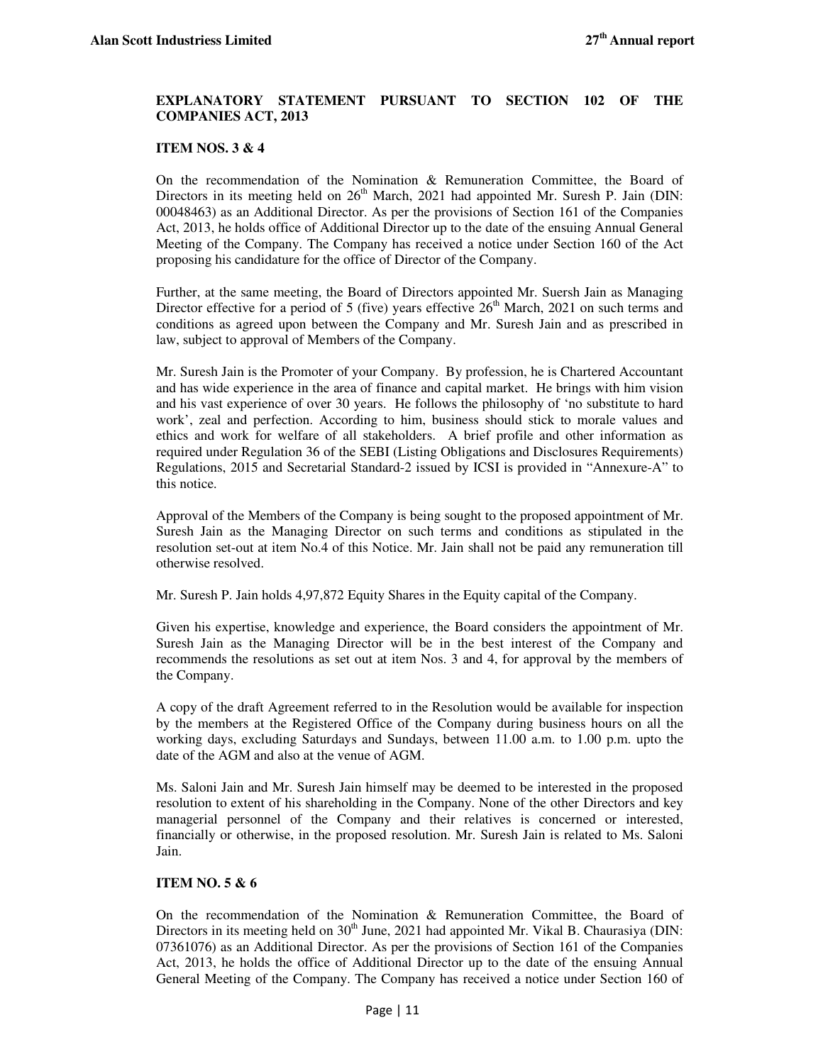## EXPLANATORY STATEMENT PURSUANT TO SECTION 102 OF THE COMPANIES ACT, 2013

### ITEM NOS. 3 & 4

On the recommendation of the Nomination & Remuneration Committee, the Board of Directors in its meeting held on 26th March, 2021 had appointed Mr. Suresh P. Jain (DIN: 00048463) as an Additional Director. As per the provisions of Section 161 of the Companies Act, 2013, he holds office of Additional Director up to the date of the ensuing Annual General Meeting of the Company. The Company has received a notice under Section 160 of the Act proposing his candidature for the office of Director of the Company.

Further, at the same meeting, the Board of Directors appointed Mr. Suersh Jain as Managing Director effective for a period of 5 (five) years effective 26th March, 2021 on such terms and conditions as agreed upon between the Company and Mr. Suresh Jain and as prescribed in law, subject to approval of Members of the Company.

Mr. Suresh Jain is the Promoter of your Company. By profession, he is Chartered Accountant and has wide experience in the area of finance and capital market. He brings with him vision and his vast experience of over 30 years. He follows the philosophy of 'no substitute to hard work', zeal and perfection. According to him, business should stick to morale values and ethics and work for welfare of all stakeholders. A brief profile and other information as required under Regulation 36 of the SEBI (Listing Obligations and Disclosures Requirements) Regulations, 2015 and Secretarial Standard-2 issued by ICSI is provided in "Annexure-A" to this notice.

Approval of the Members of the Company is being sought to the proposed appointment of Mr. Suresh Jain as the Managing Director on such terms and conditions as stipulated in the resolution set-out at item No.4 of this Notice. Mr. Jain shall not be paid any remuneration till otherwise resolved.

Mr. Suresh P. Jain holds 4,97,872 Equity Shares in the Equity capital of the Company.

Given his expertise, knowledge and experience, the Board considers the appointment of Mr. Suresh Jain as the Managing Director will be in the best interest of the Company and recommends the resolutions as set out at item Nos. 3 and 4, for approval by the members of the Company.

A copy of the draft Agreement referred to in the Resolution would be available for inspection by the members at the Registered Office of the Company during business hours on all the working days, excluding Saturdays and Sundays, between 11.00 a.m. to 1.00 p.m. upto the date of the AGM and also at the venue of AGM.

Ms. Saloni Jain and Mr. Suresh Jain himself may be deemed to be interested in the proposed resolution to extent of his shareholding in the Company. None of the other Directors and key managerial personnel of the Company and their relatives is concerned or interested, financially or otherwise, in the proposed resolution. Mr. Suresh Jain is related to Ms. Saloni Jain.

### ITEM NO. 5 & 6

On the recommendation of the Nomination & Remuneration Committee, the Board of Directors in its meeting held on 30th June, 2021 had appointed Mr. Vikal B. Chaurasiya (DIN: 07361076) as an Additional Director. As per the provisions of Section 161 of the Companies Act, 2013, he holds the office of Additional Director up to the date of the ensuing Annual General Meeting of the Company. The Company has received a notice under Section 160 of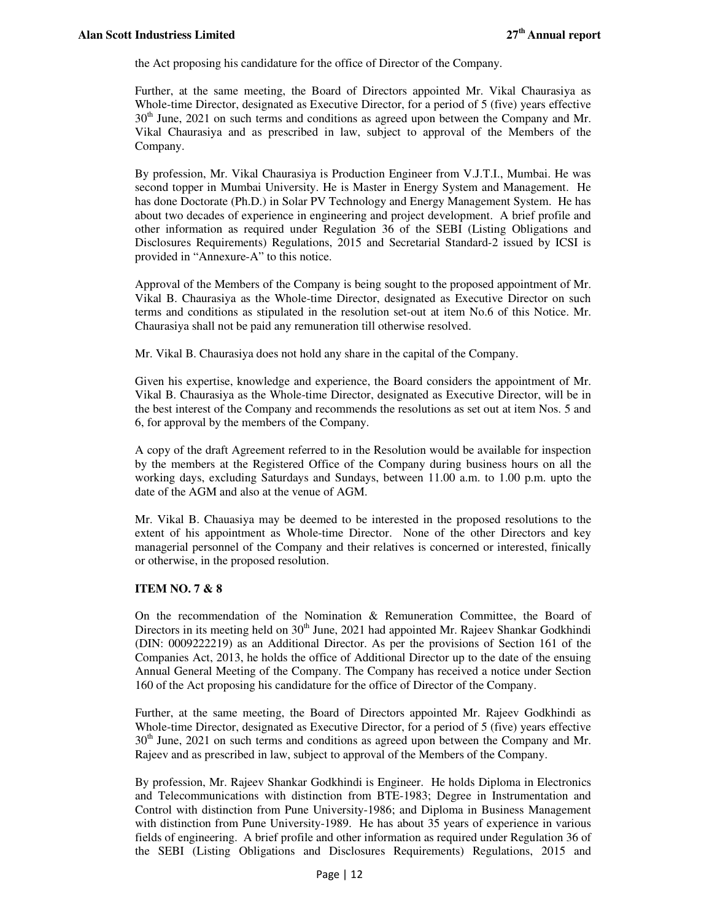the Act proposing his candidature for the office of Director of the Company.

Further, at the same meeting, the Board of Directors appointed Mr. Vikal Chaurasiya as Whole-time Director, designated as Executive Director, for a period of 5 (five) years effective 30th June, 2021 on such terms and conditions as agreed upon between the Company and Mr. Vikal Chaurasiya and as prescribed in law, subject to approval of the Members of the Company.

By profession, Mr. Vikal Chaurasiya is Production Engineer from V.J.T.I., Mumbai. He was second topper in Mumbai University. He is Master in Energy System and Management. He has done Doctorate (Ph.D.) in Solar PV Technology and Energy Management System. He has about two decades of experience in engineering and project development. A brief profile and other information as required under Regulation 36 of the SEBI (Listing Obligations and Disclosures Requirements) Regulations, 2015 and Secretarial Standard-2 issued by ICSI is provided in "Annexure-A" to this notice.

Approval of the Members of the Company is being sought to the proposed appointment of Mr. Vikal B. Chaurasiya as the Whole-time Director, designated as Executive Director on such terms and conditions as stipulated in the resolution set-out at item No.6 of this Notice. Mr. Chaurasiya shall not be paid any remuneration till otherwise resolved.

Mr. Vikal B. Chaurasiya does not hold any share in the capital of the Company.

Given his expertise, knowledge and experience, the Board considers the appointment of Mr. Vikal B. Chaurasiya as the Whole-time Director, designated as Executive Director, will be in the best interest of the Company and recommends the resolutions as set out at item Nos. 5 and 6, for approval by the members of the Company.

A copy of the draft Agreement referred to in the Resolution would be available for inspection by the members at the Registered Office of the Company during business hours on all the working days, excluding Saturdays and Sundays, between 11.00 a.m. to 1.00 p.m. upto the date of the AGM and also at the venue of AGM.

Mr. Vikal B. Chauasiya may be deemed to be interested in the proposed resolutions to the extent of his appointment as Whole-time Director. None of the other Directors and key managerial personnel of the Company and their relatives is concerned or interested, finically or otherwise, in the proposed resolution.

**ITEM NO. 7 & 8**

On the recommendation of the Nomination & Remuneration Committee, the Board of Directors in its meeting held on 30th June, 2021 had appointed Mr. Rajeev Shankar Godkhindi (DIN: 0009222219) as an Additional Director. As per the provisions of Section 161 of the Companies Act, 2013, he holds the office of Additional Director up to the date of the ensuing Annual General Meeting of the Company. The Company has received a notice under Section 160 of the Act proposing his candidature for the office of Director of the Company.

Further, at the same meeting, the Board of Directors appointed Mr. Rajeev Godkhindi as Whole-time Director, designated as Executive Director, for a period of 5 (five) years effective 30th June, 2021 on such terms and conditions as agreed upon between the Company and Mr. Rajeev and as prescribed in law, subject to approval of the Members of the Company.

By profession, Mr. Rajeev Shankar Godkhindi is Engineer. He holds Diploma in Electronics and Telecommunications with distinction from BTE-1983; Degree in Instrumentation and Control with distinction from Pune University-1986; and Diploma in Business Management with distinction from Pune University-1989. He has about 35 years of experience in various fields of engineering. A brief profile and other information as required under Regulation 36 of the SEBI (Listing Obligations and Disclosures Requirements) Regulations, 2015 and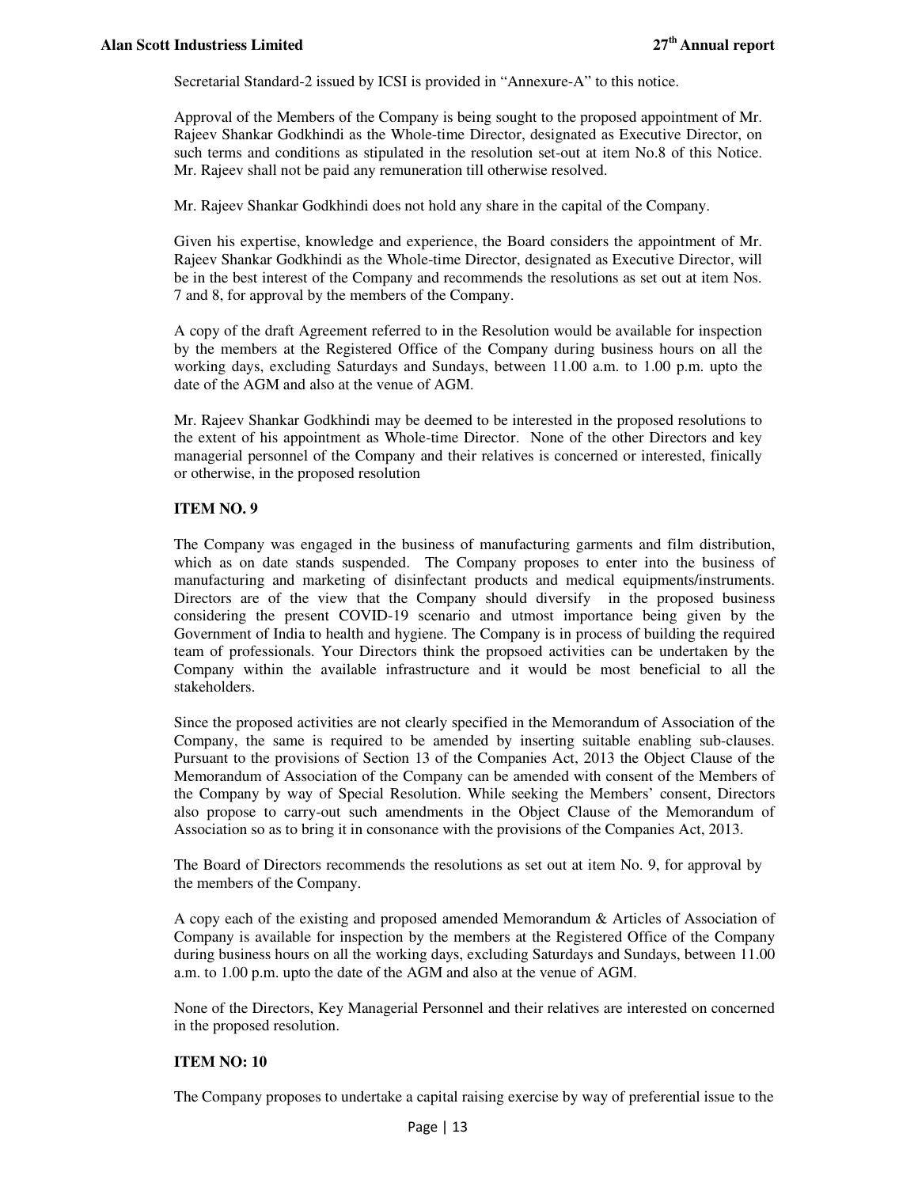Secretarial Standard-2 issued by ICSI is provided in "Annexure-A" to this notice.

Approval of the Members of the Company is being sought to the proposed appointment of Mr. Rajeev Shankar Godkhindi as the Whole-time Director, designated as Executive Director, on such terms and conditions as stipulated in the resolution set-out at item No.8 of this Notice. Mr. Rajeev shall not be paid any remuneration till otherwise resolved.

Mr. Rajeev Shankar Godkhindi does not hold any share in the capital of the Company.

Given his expertise, knowledge and experience, the Board considers the appointment of Mr. Rajeev Shankar Godkhindi as the Whole-time Director, designated as Executive Director, will be in the best interest of the Company and recommends the resolutions as set out at item Nos. 7 and 8, for approval by the members of the Company.

A copy of the draft Agreement referred to in the Resolution would be available for inspection by the members at the Registered Office of the Company during business hours on all the working days, excluding Saturdays and Sundays, between 11.00 a.m. to 1.00 p.m. upto the date of the AGM and also at the venue of AGM.

Mr. Rajeev Shankar Godkhindi may be deemed to be interested in the proposed resolutions to the extent of his appointment as Whole-time Director. None of the other Directors and key managerial personnel of the Company and their relatives is concerned or interested, finically or otherwise, in the proposed resolution

**ITEM NO. 9**

The Company was engaged in the business of manufacturing garments and film distribution, which as on date stands suspended. The Company proposes to enter into the business of manufacturing and marketing of disinfectant products and medical equipments/instruments. Directors are of the view that the Company should diversify in the proposed business considering the present COVID-19 scenario and utmost importance being given by the Government of India to health and hygiene. The Company is in process of building the required team of professionals. Your Directors think the propsoed activities can be undertaken by the Company within the available infrastructure and it would be most beneficial to all the stakeholders.

Since the proposed activities are not clearly specified in the Memorandum of Association of the Company, the same is required to be amended by inserting suitable enabling sub-clauses. Pursuant to the provisions of Section 13 of the Companies Act, 2013 the Object Clause of the Memorandum of Association of the Company can be amended with consent of the Members of the Company by way of Special Resolution. While seeking the Members' consent, Directors also propose to carry-out such amendments in the Object Clause of the Memorandum of Association so as to bring it in consonance with the provisions of the Companies Act, 2013.

The Board of Directors recommends the resolutions as set out at item No. 9, for approval by the members of the Company.

A copy each of the existing and proposed amended Memorandum & Articles of Association of Company is available for inspection by the members at the Registered Office of the Company during business hours on all the working days, excluding Saturdays and Sundays, between 11.00 a.m. to 1.00 p.m. upto the date of the AGM and also at the venue of AGM.

None of the Directors, Key Managerial Personnel and their relatives are interested on concerned in the proposed resolution.

**ITEM NO: 10**

The Company proposes to undertake a capital raising exercise by way of preferential issue to the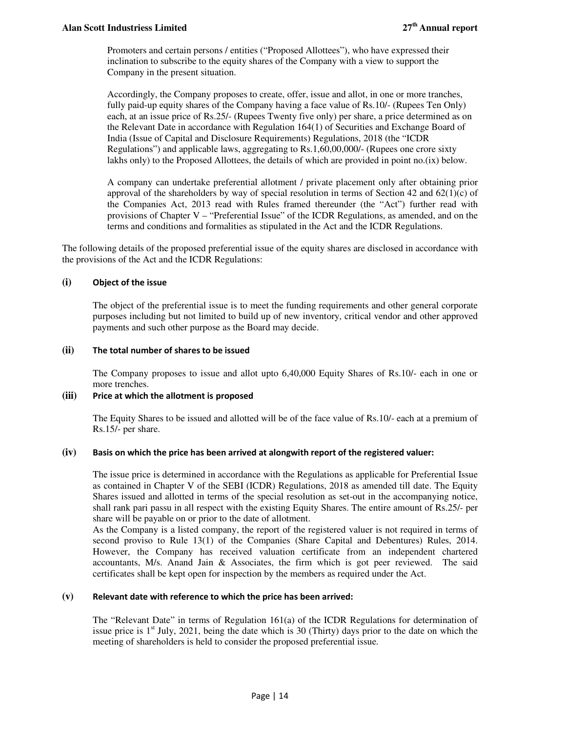Promoters and certain persons / entities ("Proposed Allottees"), who have expressed their inclination to subscribe to the equity shares of the Company with a view to support the Company in the present situation.

Accordingly, the Company proposes to create, offer, issue and allot, in one or more tranches, fully paid-up equity shares of the Company having a face value of Rs.10/- (Rupees Ten Only) each, at an issue price of Rs.25/- (Rupees Twenty five only) per share, a price determined as on the Relevant Date in accordance with Regulation 164(1) of Securities and Exchange Board of India (Issue of Capital and Disclosure Requirements) Regulations, 2018 (the "ICDR Regulations") and applicable laws, aggregating to Rs.1,60,00,000/- (Rupees one crore sixty lakhs only) to the Proposed Allottees, the details of which are provided in point no.(ix) below.

A company can undertake preferential allotment / private placement only after obtaining prior approval of the shareholders by way of special resolution in terms of Section 42 and 62(1)(c) of the Companies Act, 2013 read with Rules framed thereunder (the "Act") further read with provisions of Chapter V – "Preferential Issue" of the ICDR Regulations, as amended, and on the terms and conditions and formalities as stipulated in the Act and the ICDR Regulations.

The following details of the proposed preferential issue of the equity shares are disclosed in accordance with the provisions of the Act and the ICDR Regulations:

**(i) Object of the issue**

The object of the preferential issue is to meet the funding requirements and other general corporate purposes including but not limited to build up of new inventory, critical vendor and other approved payments and such other purpose as the Board may decide.

**(ii) The total number of shares to be issued**

The Company proposes to issue and allot upto 6,40,000 Equity Shares of Rs.10/- each in one or more trenches.

**(iii) Price at which the allotment is proposed**

The Equity Shares to be issued and allotted will be of the face value of Rs.10/- each at a premium of Rs.15/- per share.

**(iv) Basis on which the price has been arrived at alongwith report of the registered valuer:**

The issue price is determined in accordance with the Regulations as applicable for Preferential Issue as contained in Chapter V of the SEBI (ICDR) Regulations, 2018 as amended till date. The Equity Shares issued and allotted in terms of the special resolution as set-out in the accompanying notice, shall rank pari passu in all respect with the existing Equity Shares. The entire amount of Rs.25/- per share will be payable on or prior to the date of allotment.

As the Company is a listed company, the report of the registered valuer is not required in terms of second proviso to Rule 13(1) of the Companies (Share Capital and Debentures) Rules, 2014. However, the Company has received valuation certificate from an independent chartered accountants, M/s. Anand Jain & Associates, the firm which is got peer reviewed. The said certificates shall be kept open for inspection by the members as required under the Act.

**(v) Relevant date with reference to which the price has been arrived:**

The "Relevant Date" in terms of Regulation 161(a) of the ICDR Regulations for determination of issue price is 1st July, 2021, being the date which is 30 (Thirty) days prior to the date on which the meeting of shareholders is held to consider the proposed preferential issue.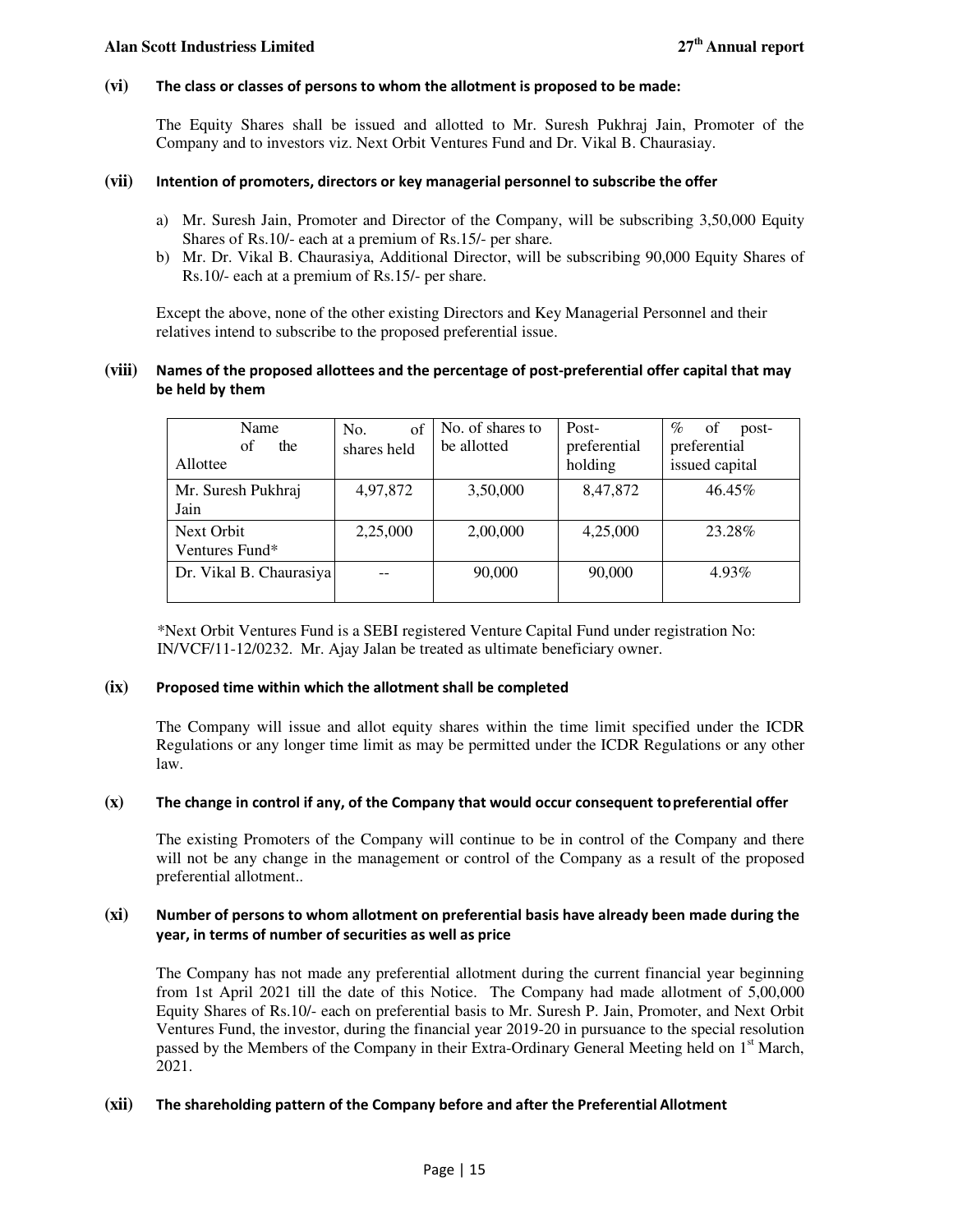**(vi) The class or classes of persons to whom the allotment is proposed to be made:**

The Equity Shares shall be issued and allotted to Mr. Suresh Pukhraj Jain, Promoter of the Company and to investors viz. Next Orbit Ventures Fund and Dr. Vikal B. Chaurasiay.

**(vii) Intention of promoters, directors or key managerial personnel to subscribe the offer**

a) Mr. Suresh Jain, Promoter and Director of the Company, will be subscribing 3,50,000 Equity Shares of Rs.10/- each at a premium of Rs.15/- per share.
b) Mr. Dr. Vikal B. Chaurasiya, Additional Director, will be subscribing 90,000 Equity Shares of Rs.10/- each at a premium of Rs.15/- per share.

Except the above, none of the other existing Directors and Key Managerial Personnel and their relatives intend to subscribe to the proposed preferential issue.

**(viii) Names of the proposed allottees and the percentage of post-preferential offer capital that may be held by them**

| Name of the Allottee | No. of shares held | No. of shares to be allotted | Post-preferential holding | % of post-preferential issued capital |
|---|---|---|---|---|
| Mr. Suresh Pukhraj Jain | 4,97,872 | 3,50,000 | 8,47,872 | 46.45% |
| Next Orbit Ventures Fund* | 2,25,000 | 2,00,000 | 4,25,000 | 23.28% |
| Dr. Vikal B. Chaurasiya | -- | 90,000 | 90,000 | 4.93% |

*Next Orbit Ventures Fund is a SEBI registered Venture Capital Fund under registration No: IN/VCF/11-12/0232. Mr. Ajay Jalan be treated as ultimate beneficiary owner.

**(ix) Proposed time within which the allotment shall be completed**

The Company will issue and allot equity shares within the time limit specified under the ICDR Regulations or any longer time limit as may be permitted under the ICDR Regulations or any other law.

**(x) The change in control if any, of the Company that would occur consequent to preferential offer**

The existing Promoters of the Company will continue to be in control of the Company and there will not be any change in the management or control of the Company as a result of the proposed preferential allotment..

**(xi) Number of persons to whom allotment on preferential basis have already been made during the year, in terms of number of securities as well as price**

The Company has not made any preferential allotment during the current financial year beginning from 1st April 2021 till the date of this Notice. The Company had made allotment of 5,00,000 Equity Shares of Rs.10/- each on preferential basis to Mr. Suresh P. Jain, Promoter, and Next Orbit Ventures Fund, the investor, during the financial year 2019-20 in pursuance to the special resolution passed by the Members of the Company in their Extra-Ordinary General Meeting held on 1st March, 2021.

**(xii) The shareholding pattern of the Company before and after the Preferential Allotment**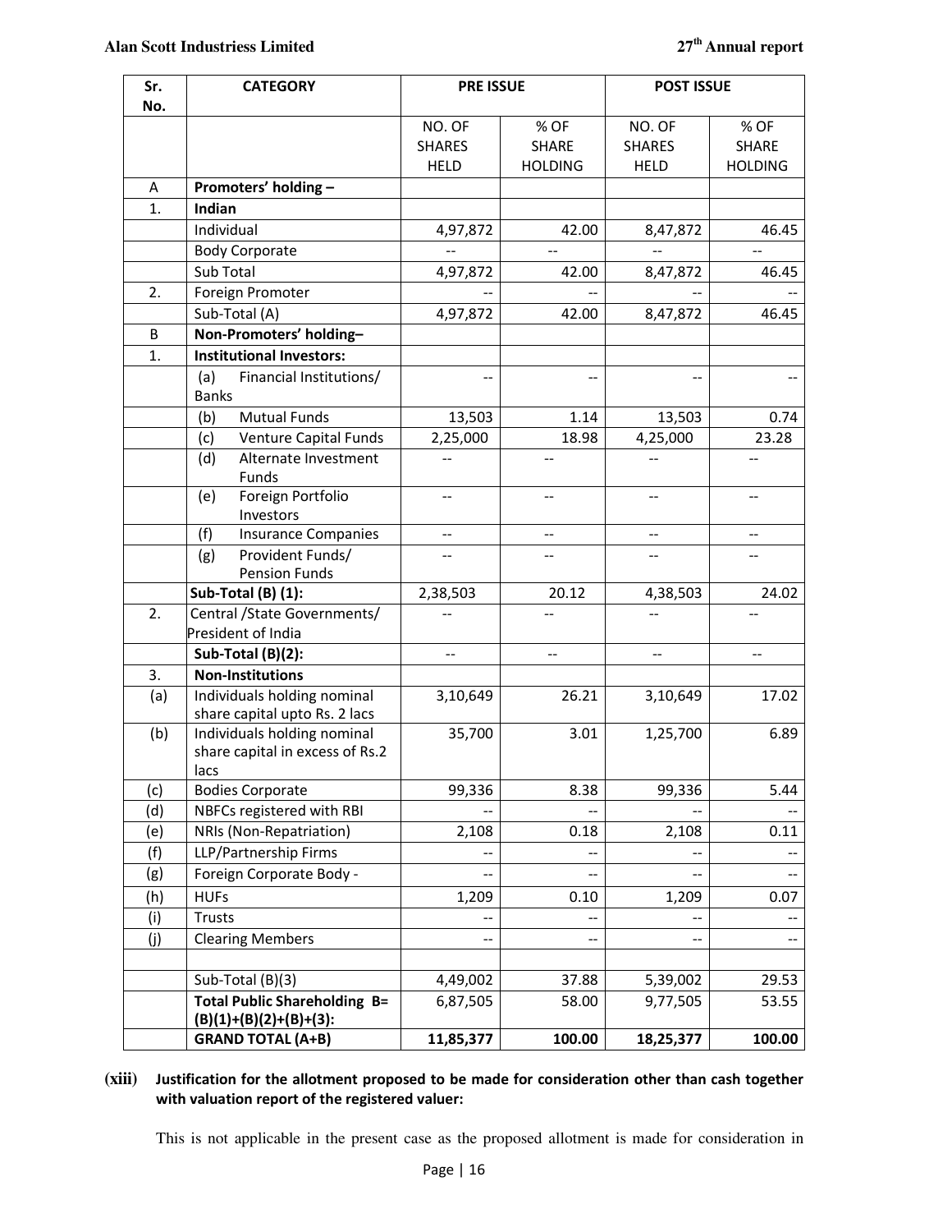| Sr. No. | CATEGORY | PRE ISSUE | | POST ISSUE | |
|---|---|---|---|---|---|
| | | NO. OF SHARES HELD | % OF SHARE HOLDING | NO. OF SHARES HELD | % OF SHARE HOLDING |
| A | **Promoters' holding –** | | | | |
| 1. | **Indian** | | | | |
| | Individual | 4,97,872 | 42.00 | 8,47,872 | 46.45 |
| | Body Corporate | -- | -- | -- | -- |
| | Sub Total | 4,97,872 | 42.00 | 8,47,872 | 46.45 |
| 2. | Foreign Promoter | -- | -- | -- | -- |
| | Sub-Total (A) | 4,97,872 | 42.00 | 8,47,872 | 46.45 |
| B | **Non-Promoters' holding–** | | | | |
| 1. | **Institutional Investors:** | | | | |
| | (a) Financial Institutions/ Banks | -- | -- | -- | -- |
| | (b) Mutual Funds | 13,503 | 1.14 | 13,503 | 0.74 |
| | (c) Venture Capital Funds | 2,25,000 | 18.98 | 4,25,000 | 23.28 |
| | (d) Alternate Investment Funds | -- | -- | -- | -- |
| | (e) Foreign Portfolio Investors | -- | -- | -- | -- |
| | (f) Insurance Companies | -- | -- | -- | -- |
| | (g) Provident Funds/ Pension Funds | -- | -- | -- | -- |
| | **Sub-Total (B) (1):** | 2,38,503 | 20.12 | 4,38,503 | 24.02 |
| 2. | Central /State Governments/ President of India | -- | -- | -- | -- |
| | **Sub-Total (B)(2):** | -- | -- | -- | -- |
| 3. | **Non-Institutions** | | | | |
| (a) | Individuals holding nominal share capital upto Rs. 2 lacs | 3,10,649 | 26.21 | 3,10,649 | 17.02 |
| (b) | Individuals holding nominal share capital in excess of Rs.2 lacs | 35,700 | 3.01 | 1,25,700 | 6.89 |
| (c) | Bodies Corporate | 99,336 | 8.38 | 99,336 | 5.44 |
| (d) | NBFCs registered with RBI | -- | -- | -- | -- |
| (e) | NRIs (Non-Repatriation) | 2,108 | 0.18 | 2,108 | 0.11 |
| (f) | LLP/Partnership Firms | -- | -- | -- | -- |
| (g) | Foreign Corporate Body - | -- | -- | -- | -- |
| (h) | HUFs | 1,209 | 0.10 | 1,209 | 0.07 |
| (i) | Trusts | -- | -- | -- | -- |
| (j) | Clearing Members | -- | -- | -- | -- |
| | | | | | |
| | Sub-Total (B)(3) | 4,49,002 | 37.88 | 5,39,002 | 29.53 |
| | **Total Public Shareholding B= (B)(1)+(B)(2)+(B)+(3):** | 6,87,505 | 58.00 | 9,77,505 | 53.55 |
| | **GRAND TOTAL (A+B)** | **11,85,377** | **100.00** | **18,25,377** | **100.00** |

**(xiii) Justification for the allotment proposed to be made for consideration other than cash together with valuation report of the registered valuer:**

This is not applicable in the present case as the proposed allotment is made for consideration in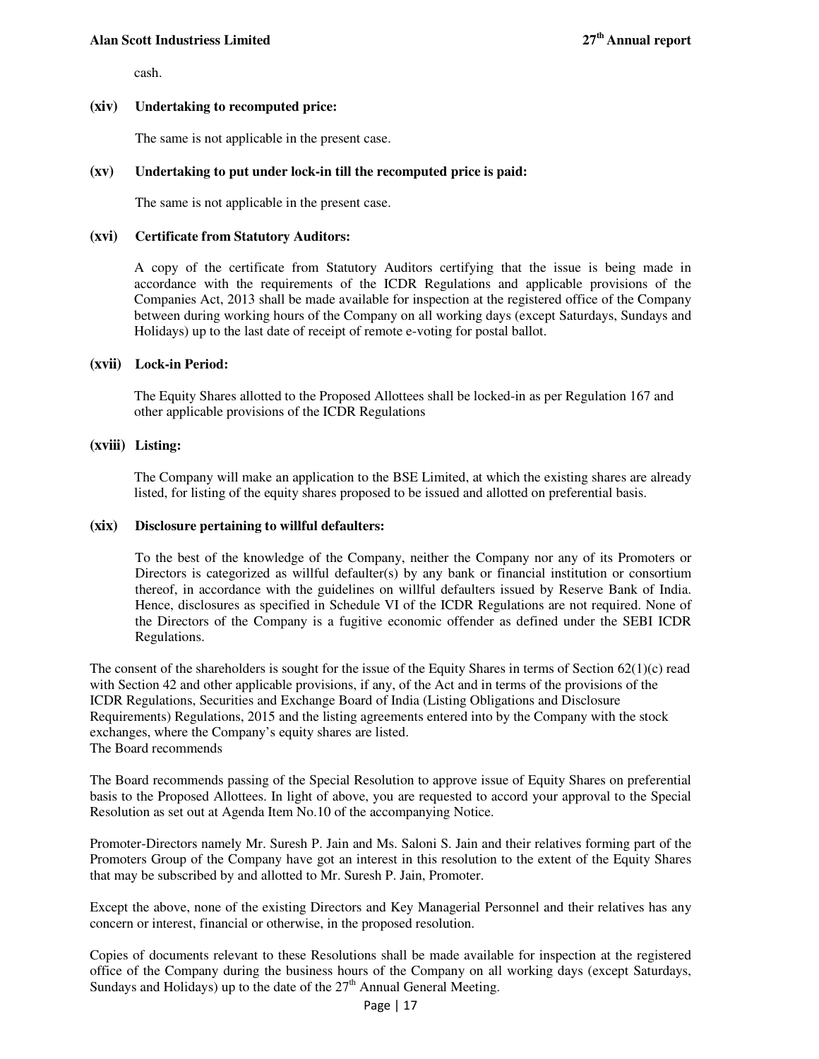cash.

**(xiv) Undertaking to recomputed price:**

The same is not applicable in the present case.

**(xv) Undertaking to put under lock-in till the recomputed price is paid:**

The same is not applicable in the present case.

**(xvi) Certificate from Statutory Auditors:**

A copy of the certificate from Statutory Auditors certifying that the issue is being made in accordance with the requirements of the ICDR Regulations and applicable provisions of the Companies Act, 2013 shall be made available for inspection at the registered office of the Company between during working hours of the Company on all working days (except Saturdays, Sundays and Holidays) up to the last date of receipt of remote e-voting for postal ballot.

**(xvii) Lock-in Period:**

The Equity Shares allotted to the Proposed Allottees shall be locked-in as per Regulation 167 and other applicable provisions of the ICDR Regulations

**(xviii) Listing:**

The Company will make an application to the BSE Limited, at which the existing shares are already listed, for listing of the equity shares proposed to be issued and allotted on preferential basis.

**(xix) Disclosure pertaining to willful defaulters:**

To the best of the knowledge of the Company, neither the Company nor any of its Promoters or Directors is categorized as willful defaulter(s) by any bank or financial institution or consortium thereof, in accordance with the guidelines on willful defaulters issued by Reserve Bank of India. Hence, disclosures as specified in Schedule VI of the ICDR Regulations are not required. None of the Directors of the Company is a fugitive economic offender as defined under the SEBI ICDR Regulations.

The consent of the shareholders is sought for the issue of the Equity Shares in terms of Section 62(1)(c) read with Section 42 and other applicable provisions, if any, of the Act and in terms of the provisions of the ICDR Regulations, Securities and Exchange Board of India (Listing Obligations and Disclosure Requirements) Regulations, 2015 and the listing agreements entered into by the Company with the stock exchanges, where the Company's equity shares are listed.
The Board recommends

The Board recommends passing of the Special Resolution to approve issue of Equity Shares on preferential basis to the Proposed Allottees. In light of above, you are requested to accord your approval to the Special Resolution as set out at Agenda Item No.10 of the accompanying Notice.

Promoter-Directors namely Mr. Suresh P. Jain and Ms. Saloni S. Jain and their relatives forming part of the Promoters Group of the Company have got an interest in this resolution to the extent of the Equity Shares that may be subscribed by and allotted to Mr. Suresh P. Jain, Promoter.

Except the above, none of the existing Directors and Key Managerial Personnel and their relatives has any concern or interest, financial or otherwise, in the proposed resolution.

Copies of documents relevant to these Resolutions shall be made available for inspection at the registered office of the Company during the business hours of the Company on all working days (except Saturdays, Sundays and Holidays) up to the date of the 27th Annual General Meeting.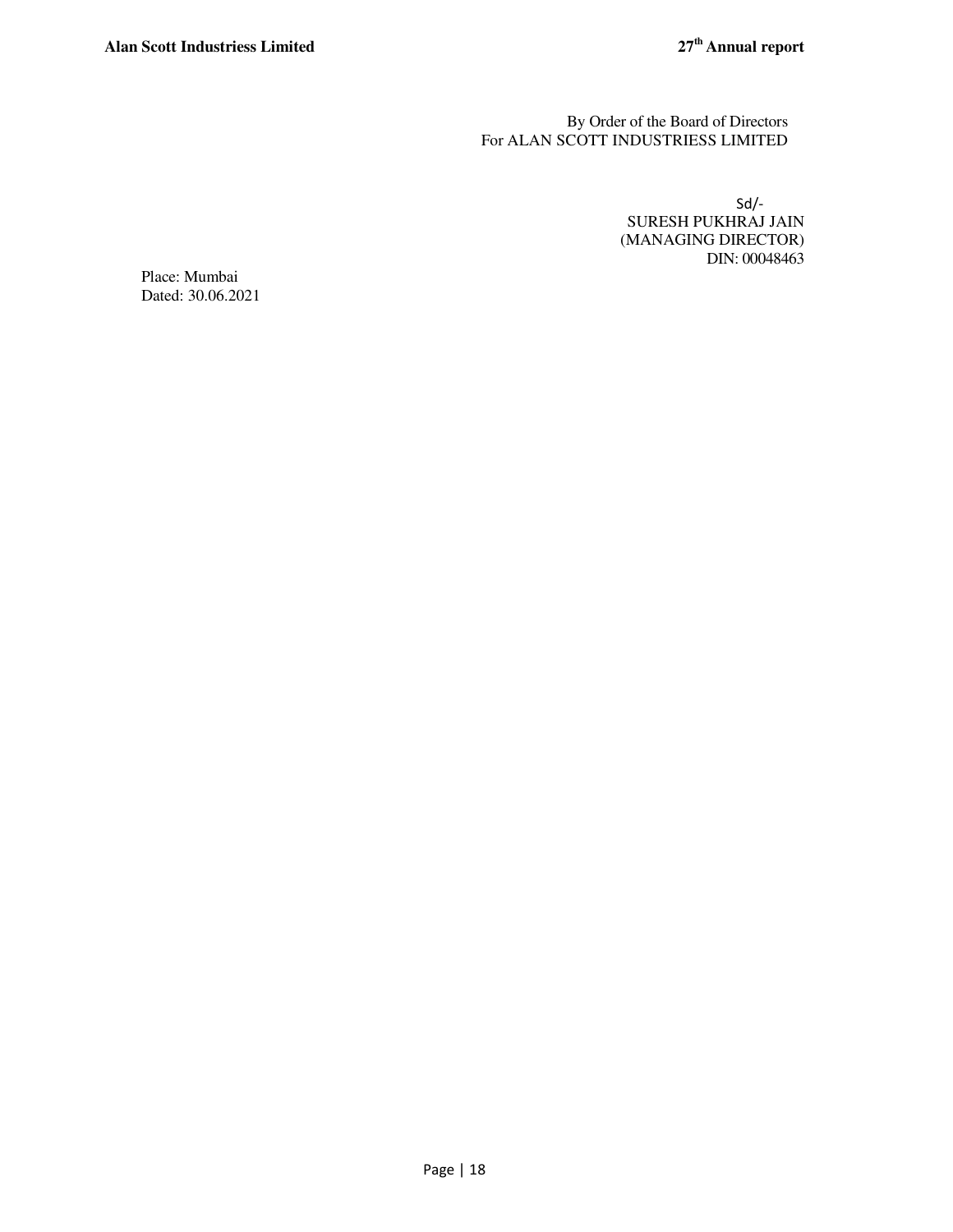By Order of the Board of Directors
For ALAN SCOTT INDUSTRIESS LIMITED

Sd/-
SURESH PUKHRAJ JAIN
(MANAGING DIRECTOR)
DIN: 00048463

Place: Mumbai
Dated: 30.06.2021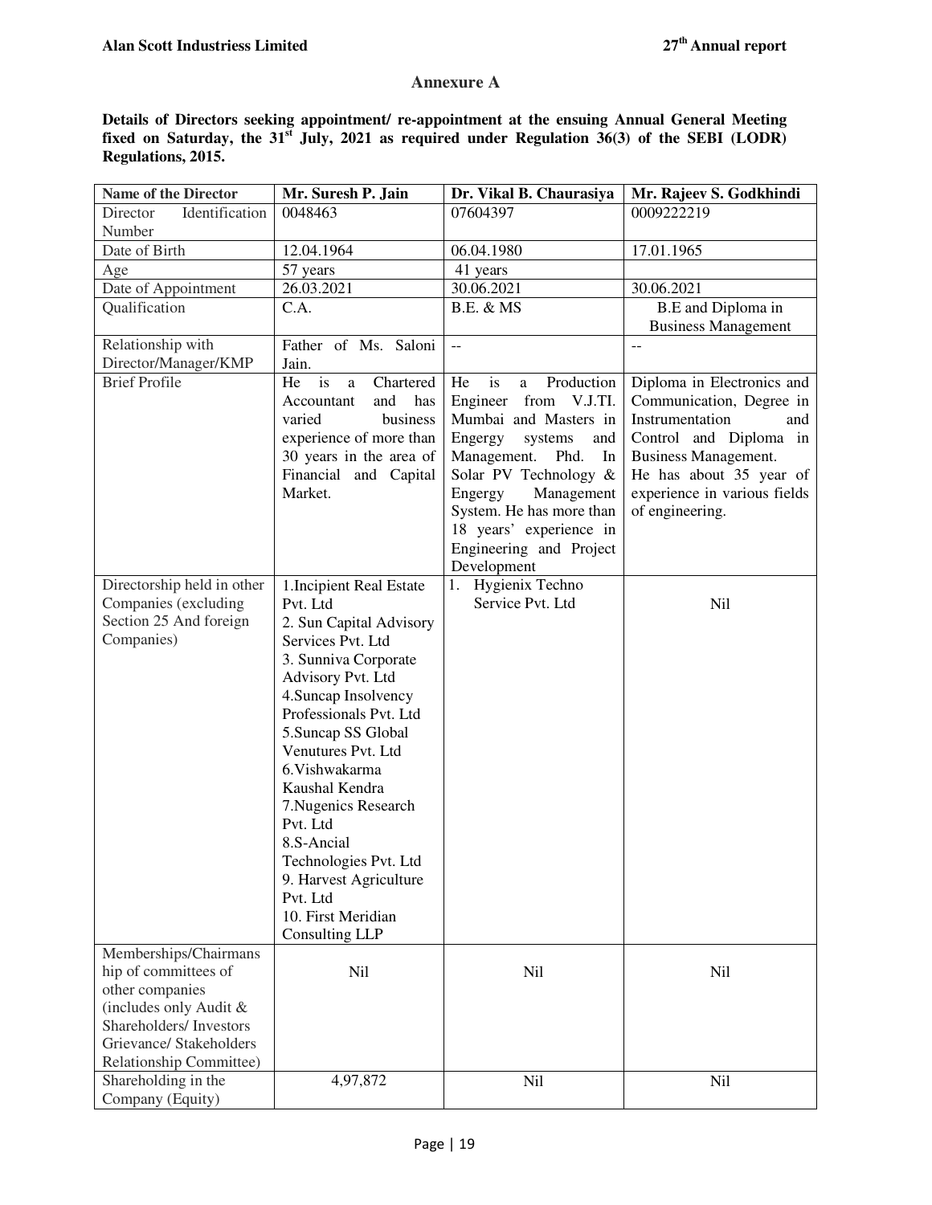## Annexure A

**Details of Directors seeking appointment/ re-appointment at the ensuing Annual General Meeting fixed on Saturday, the 31st July, 2021 as required under Regulation 36(3) of the SEBI (LODR) Regulations, 2015.**

| Name of the Director | Mr. Suresh P. Jain | Dr. Vikal B. Chaurasiya | Mr. Rajeev S. Godkhindi |
|---|---|---|---|
| Director Identification Number | 0048463 | 07604397 | 0009222219 |
| Date of Birth | 12.04.1964 | 06.04.1980 | 17.01.1965 |
| Age | 57 years | 41 years | |
| Date of Appointment | 26.03.2021 | 30.06.2021 | 30.06.2021 |
| Qualification | C.A. | B.E. & MS | B.E and Diploma in Business Management |
| Relationship with Director/Manager/KMP | Father of Ms. Saloni Jain. | -- | -- |
| Brief Profile | He is a Chartered Accountant and has varied business experience of more than 30 years in the area of Financial and Capital Market. | He is a Production Engineer from V.J.TI. Mumbai and Masters in Engergy systems and Management. Phd. In Solar PV Technology & Engergy Management System. He has more than 18 years' experience in Engineering and Project Development | Diploma in Electronics and Communication, Degree in Instrumentation and Control and Diploma in Business Management. He has about 35 year of experience in various fields of engineering. |
| Directorship held in other Companies (excluding Section 25 And foreign Companies) | 1.Incipient Real Estate Pvt. Ltd<br>2. Sun Capital Advisory Services Pvt. Ltd<br>3. Sunniva Corporate Advisory Pvt. Ltd<br>4.Suncap Insolvency Professionals Pvt. Ltd<br>5.Suncap SS Global Venutures Pvt. Ltd<br>6.Vishwakarma Kaushal Kendra<br>7.Nugenics Research Pvt. Ltd<br>8.S-Ancial Technologies Pvt. Ltd<br>9. Harvest Agriculture Pvt. Ltd<br>10. First Meridian Consulting LLP | 1. Hygienix Techno Service Pvt. Ltd | Nil |
| Memberships/Chairmanship of committees of other companies (includes only Audit & Shareholders/ Investors Grievance/ Stakeholders Relationship Committee) | Nil | Nil | Nil |
| Shareholding in the Company (Equity) | 4,97,872 | Nil | Nil |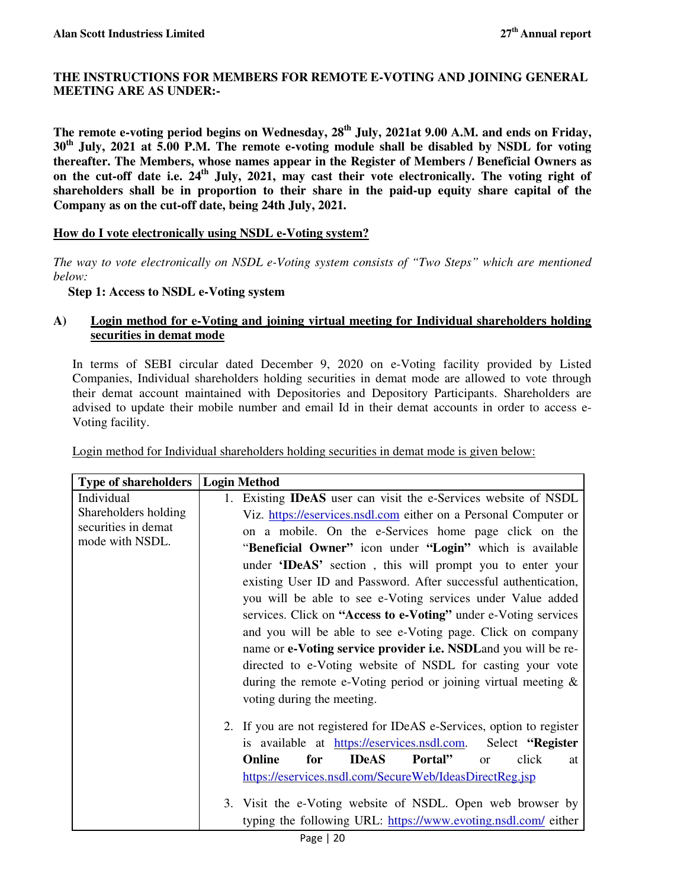**THE INSTRUCTIONS FOR MEMBERS FOR REMOTE E-VOTING AND JOINING GENERAL MEETING ARE AS UNDER:-**

**The remote e-voting period begins on Wednesday, 28th July, 2021at 9.00 A.M. and ends on Friday, 30th July, 2021 at 5.00 P.M. The remote e-voting module shall be disabled by NSDL for voting thereafter. The Members, whose names appear in the Register of Members / Beneficial Owners as on the cut-off date i.e. 24th July, 2021, may cast their vote electronically. The voting right of shareholders shall be in proportion to their share in the paid-up equity share capital of the Company as on the cut-off date, being 24th July, 2021.**

**How do I vote electronically using NSDL e-Voting system?**

*The way to vote electronically on NSDL e-Voting system consists of "Two Steps" which are mentioned below:*

**Step 1: Access to NSDL e-Voting system**

**A) Login method for e-Voting and joining virtual meeting for Individual shareholders holding securities in demat mode**

In terms of SEBI circular dated December 9, 2020 on e-Voting facility provided by Listed Companies, Individual shareholders holding securities in demat mode are allowed to vote through their demat account maintained with Depositories and Depository Participants. Shareholders are advised to update their mobile number and email Id in their demat accounts in order to access e-Voting facility.

Login method for Individual shareholders holding securities in demat mode is given below:

| Type of shareholders | Login Method |
|---|---|
| Individual Shareholders holding securities in demat mode with NSDL. | 1. Existing **IDeAS** user can visit the e-Services website of NSDL Viz. https://eservices.nsdl.com either on a Personal Computer or on a mobile. On the e-Services home page click on the "**Beneficial Owner"** icon under **"Login"** which is available under **'IDeAS'** section , this will prompt you to enter your existing User ID and Password. After successful authentication, you will be able to see e-Voting services under Value added services. Click on **"Access to e-Voting"** under e-Voting services and you will be able to see e-Voting page. Click on company name or **e-Voting service provider i.e. NSDL**and you will be re-directed to e-Voting website of NSDL for casting your vote during the remote e-Voting period or joining virtual meeting & voting during the meeting.<br><br>2. If you are not registered for IDeAS e-Services, option to register is available at https://eservices.nsdl.com. Select **"Register Online for IDeAS Portal"** or click at https://eservices.nsdl.com/SecureWeb/IdeasDirectReg.jsp<br><br>3. Visit the e-Voting website of NSDL. Open web browser by typing the following URL: https://www.evoting.nsdl.com/ either |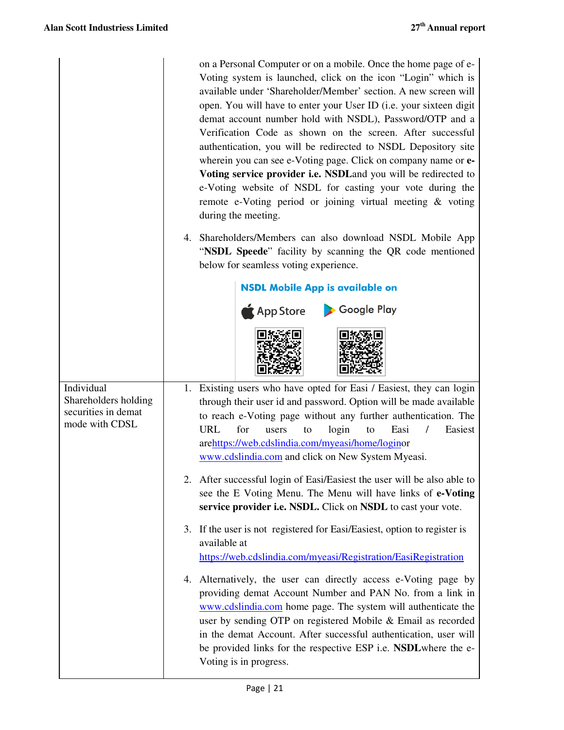| | |
|---|---|
| | on a Personal Computer or on a mobile. Once the home page of e-Voting system is launched, click on the icon "Login" which is available under 'Shareholder/Member' section. A new screen will open. You will have to enter your User ID (i.e. your sixteen digit demat account number hold with NSDL), Password/OTP and a Verification Code as shown on the screen. After successful authentication, you will be redirected to NSDL Depository site wherein you can see e-Voting page. Click on company name or **e-Voting service provider i.e. NSDL**and you will be redirected to e-Voting website of NSDL for casting your vote during the remote e-Voting period or joining virtual meeting & voting during the meeting.<br><br>4. Shareholders/Members can also download NSDL Mobile App "**NSDL Speede**" facility by scanning the QR code mentioned below for seamless voting experience.<br><br>**NSDL Mobile App is available on**<br>App Store Google Play |
| Individual Shareholders holding securities in demat mode with CDSL | 1. Existing users who have opted for Easi / Easiest, they can login through their user id and password. Option will be made available to reach e-Voting page without any further authentication. The URL for users to login to Easi / Easiest arehttps://web.cdslindia.com/myeasi/home/loginor www.cdslindia.com and click on New System Myeasi.<br><br>2. After successful login of Easi/Easiest the user will be also able to see the E Voting Menu. The Menu will have links of **e-Voting service provider i.e. NSDL.** Click on **NSDL** to cast your vote.<br><br>3. If the user is not registered for Easi/Easiest, option to register is available at https://web.cdslindia.com/myeasi/Registration/EasiRegistration<br><br>4. Alternatively, the user can directly access e-Voting page by providing demat Account Number and PAN No. from a link in www.cdslindia.com home page. The system will authenticate the user by sending OTP on registered Mobile & Email as recorded in the demat Account. After successful authentication, user will be provided links for the respective ESP i.e. **NSDL**where the e-Voting is in progress. |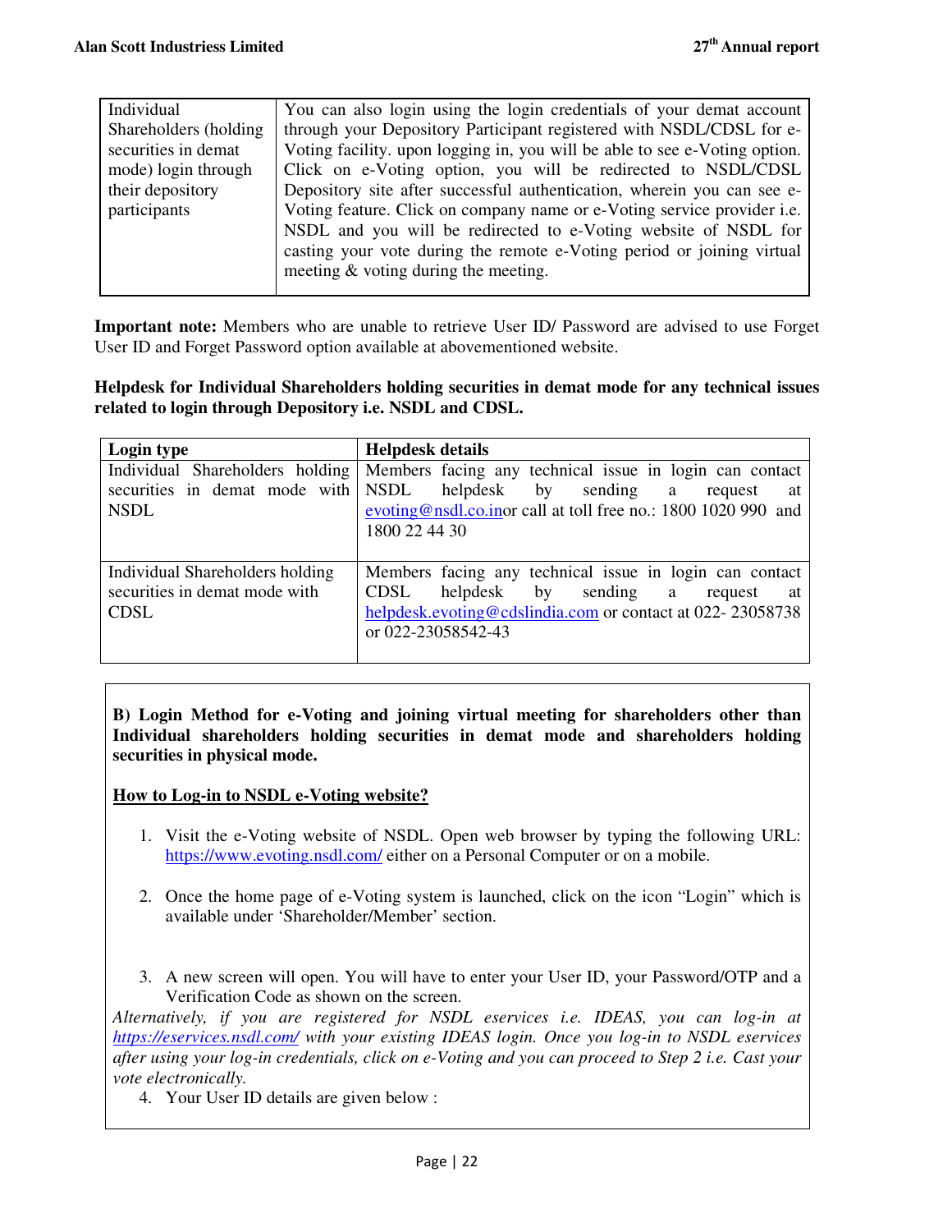| Individual Shareholders (holding securities in demat mode) login through their depository participants | You can also login using the login credentials of your demat account through your Depository Participant registered with NSDL/CDSL for e-Voting facility. upon logging in, you will be able to see e-Voting option. Click on e-Voting option, you will be redirected to NSDL/CDSL Depository site after successful authentication, wherein you can see e-Voting feature. Click on company name or e-Voting service provider i.e. NSDL and you will be redirected to e-Voting website of NSDL for casting your vote during the remote e-Voting period or joining virtual meeting & voting during the meeting. |
|---|---|

**Important note:** Members who are unable to retrieve User ID/ Password are advised to use Forget User ID and Forget Password option available at abovementioned website.

**Helpdesk for Individual Shareholders holding securities in demat mode for any technical issues related to login through Depository i.e. NSDL and CDSL.**

| Login type | Helpdesk details |
|---|---|
| Individual Shareholders holding securities in demat mode with NSDL | Members facing any technical issue in login can contact NSDL helpdesk by sending a request at evoting@nsdl.co.inor call at toll free no.: 1800 1020 990 and 1800 22 44 30 |
| Individual Shareholders holding securities in demat mode with CDSL | Members facing any technical issue in login can contact CDSL helpdesk by sending a request at helpdesk.evoting@cdslindia.com or contact at 022- 23058738 or 022-23058542-43 |

**B) Login Method for e-Voting and joining virtual meeting for shareholders other than Individual shareholders holding securities in demat mode and shareholders holding securities in physical mode.**

**<u>How to Log-in to NSDL e-Voting website?</u>**

1. Visit the e-Voting website of NSDL. Open web browser by typing the following URL: https://www.evoting.nsdl.com/ either on a Personal Computer or on a mobile.

2. Once the home page of e-Voting system is launched, click on the icon "Login" which is available under 'Shareholder/Member' section.

3. A new screen will open. You will have to enter your User ID, your Password/OTP and a Verification Code as shown on the screen.

*Alternatively, if you are registered for NSDL eservices i.e. IDEAS, you can log-in at https://eservices.nsdl.com/ with your existing IDEAS login. Once you log-in to NSDL eservices after using your log-in credentials, click on e-Voting and you can proceed to Step 2 i.e. Cast your vote electronically.*

4. Your User ID details are given below :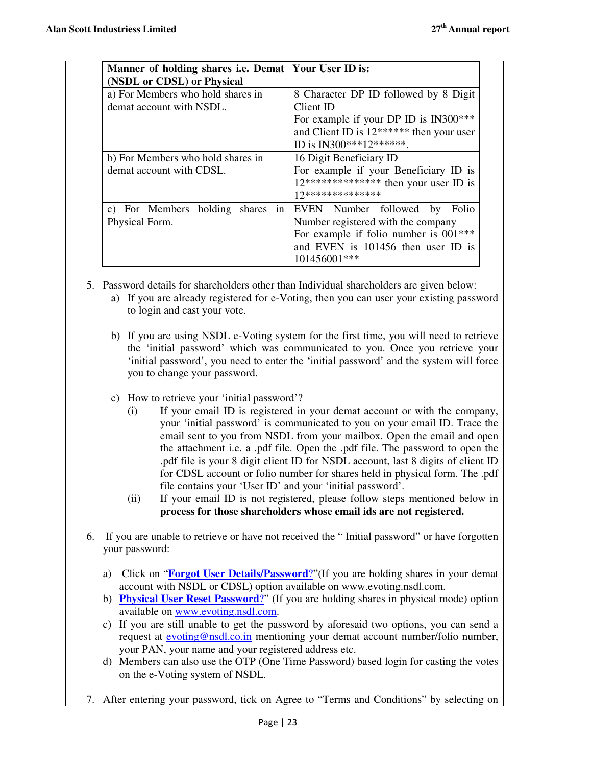| Manner of holding shares i.e. Demat (NSDL or CDSL) or Physical | Your User ID is: |
| --- | --- |
| a) For Members who hold shares in demat account with NSDL. | 8 Character DP ID followed by 8 Digit Client ID<br>For example if your DP ID is IN300*** and Client ID is 12****** then your user ID is IN300***12******. |
| b) For Members who hold shares in demat account with CDSL. | 16 Digit Beneficiary ID<br>For example if your Beneficiary ID is 12************** then your user ID is 12************** |
| c) For Members holding shares in Physical Form. | EVEN Number followed by Folio Number registered with the company<br>For example if folio number is 001*** and EVEN is 101456 then user ID is 101456001*** |

5. Password details for shareholders other than Individual shareholders are given below:
   a) If you are already registered for e-Voting, then you can user your existing password to login and cast your vote.

   b) If you are using NSDL e-Voting system for the first time, you will need to retrieve the 'initial password' which was communicated to you. Once you retrieve your 'initial password', you need to enter the 'initial password' and the system will force you to change your password.

   c) How to retrieve your 'initial password'?
      (i) If your email ID is registered in your demat account or with the company, your 'initial password' is communicated to you on your email ID. Trace the email sent to you from NSDL from your mailbox. Open the email and open the attachment i.e. a .pdf file. Open the .pdf file. The password to open the .pdf file is your 8 digit client ID for NSDL account, last 8 digits of client ID for CDSL account or folio number for shares held in physical form. The .pdf file contains your 'User ID' and your 'initial password'.
      (ii) If your email ID is not registered, please follow steps mentioned below in **process for those shareholders whose email ids are not registered.**

6. If you are unable to retrieve or have not received the " Initial password" or have forgotten your password:

   a) Click on "**Forgot User Details/Password**?"(If you are holding shares in your demat account with NSDL or CDSL) option available on www.evoting.nsdl.com.
   b) **Physical User Reset Password**?" (If you are holding shares in physical mode) option available on www.evoting.nsdl.com.
   c) If you are still unable to get the password by aforesaid two options, you can send a request at evoting@nsdl.co.in mentioning your demat account number/folio number, your PAN, your name and your registered address etc.
   d) Members can also use the OTP (One Time Password) based login for casting the votes on the e-Voting system of NSDL.

7. After entering your password, tick on Agree to "Terms and Conditions" by selecting on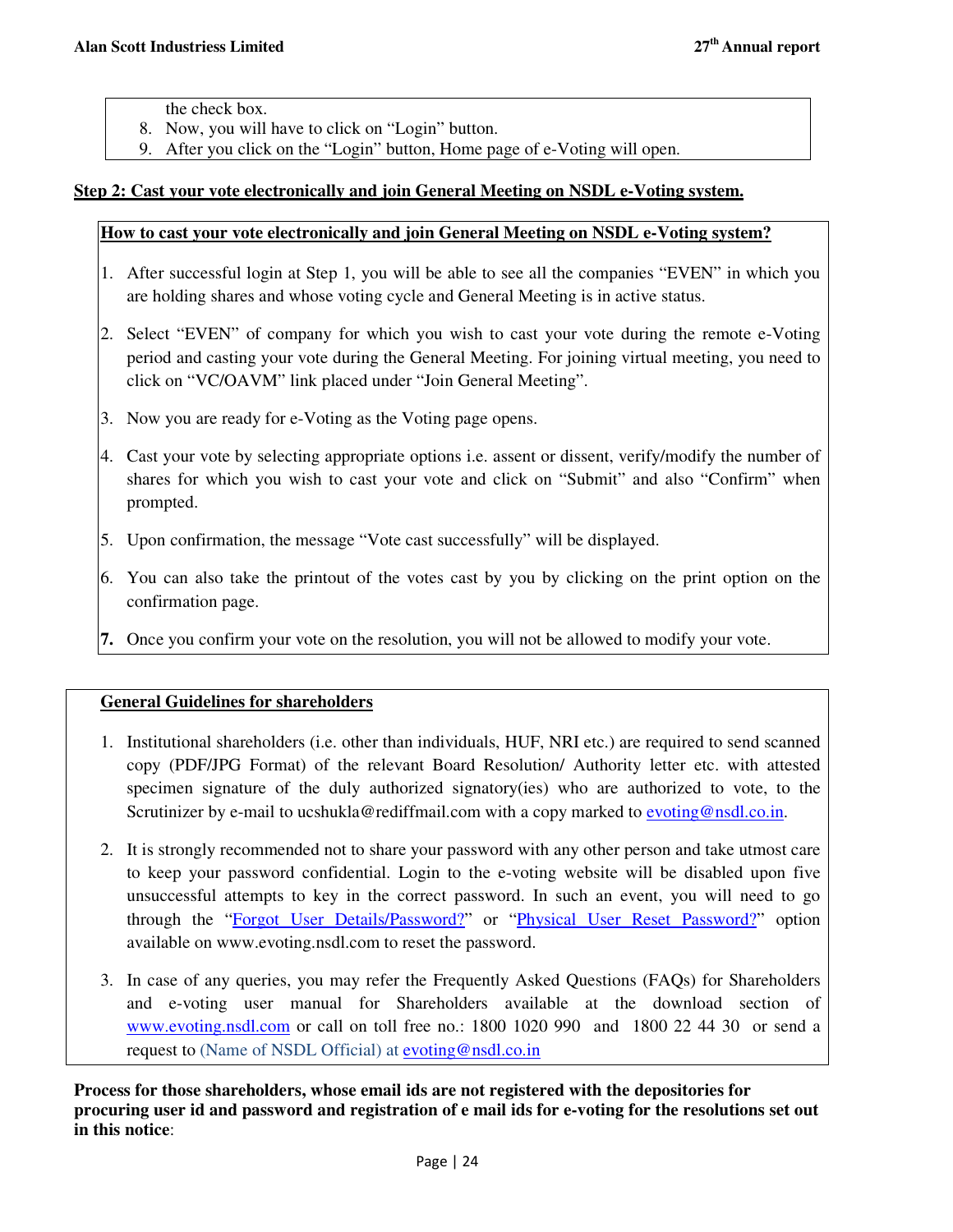the check box.

8. Now, you will have to click on "Login" button.
9. After you click on the "Login" button, Home page of e-Voting will open.

**Step 2: Cast your vote electronically and join General Meeting on NSDL e-Voting system.**

**How to cast your vote electronically and join General Meeting on NSDL e-Voting system?**

1. After successful login at Step 1, you will be able to see all the companies "EVEN" in which you are holding shares and whose voting cycle and General Meeting is in active status.
2. Select "EVEN" of company for which you wish to cast your vote during the remote e-Voting period and casting your vote during the General Meeting. For joining virtual meeting, you need to click on "VC/OAVM" link placed under "Join General Meeting".
3. Now you are ready for e-Voting as the Voting page opens.
4. Cast your vote by selecting appropriate options i.e. assent or dissent, verify/modify the number of shares for which you wish to cast your vote and click on "Submit" and also "Confirm" when prompted.
5. Upon confirmation, the message "Vote cast successfully" will be displayed.
6. You can also take the printout of the votes cast by you by clicking on the print option on the confirmation page.
7. Once you confirm your vote on the resolution, you will not be allowed to modify your vote.

**General Guidelines for shareholders**

1. Institutional shareholders (i.e. other than individuals, HUF, NRI etc.) are required to send scanned copy (PDF/JPG Format) of the relevant Board Resolution/ Authority letter etc. with attested specimen signature of the duly authorized signatory(ies) who are authorized to vote, to the Scrutinizer by e-mail to ucshukla@rediffmail.com with a copy marked to evoting@nsdl.co.in.
2. It is strongly recommended not to share your password with any other person and take utmost care to keep your password confidential. Login to the e-voting website will be disabled upon five unsuccessful attempts to key in the correct password. In such an event, you will need to go through the "Forgot User Details/Password?" or "Physical User Reset Password?" option available on www.evoting.nsdl.com to reset the password.
3. In case of any queries, you may refer the Frequently Asked Questions (FAQs) for Shareholders and e-voting user manual for Shareholders available at the download section of www.evoting.nsdl.com or call on toll free no.: 1800 1020 990 and 1800 22 44 30 or send a request to (Name of NSDL Official) at evoting@nsdl.co.in

**Process for those shareholders, whose email ids are not registered with the depositories for procuring user id and password and registration of e mail ids for e-voting for the resolutions set out in this notice**: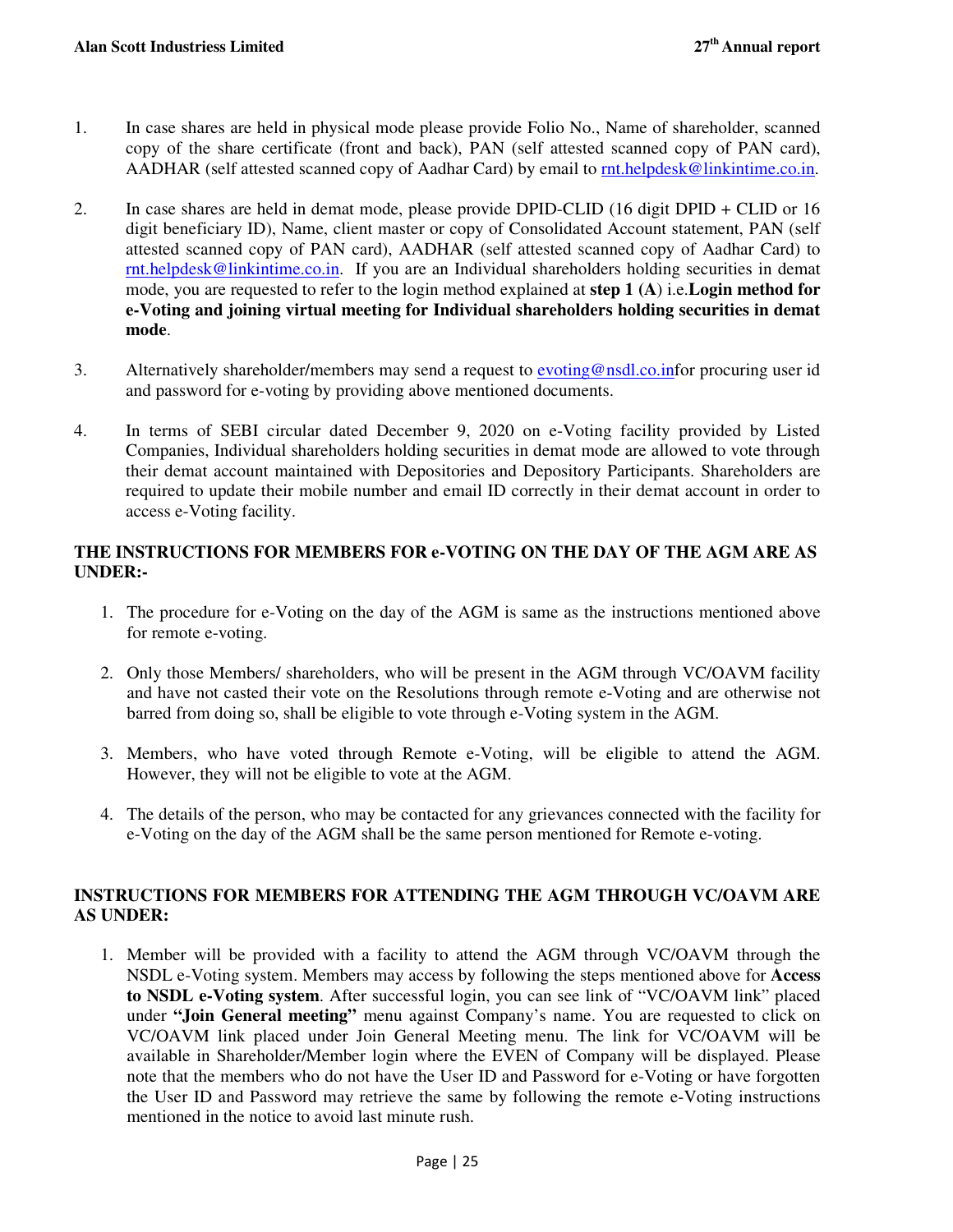1. In case shares are held in physical mode please provide Folio No., Name of shareholder, scanned copy of the share certificate (front and back), PAN (self attested scanned copy of PAN card), AADHAR (self attested scanned copy of Aadhar Card) by email to rnt.helpdesk@linkintime.co.in.

2. In case shares are held in demat mode, please provide DPID-CLID (16 digit DPID + CLID or 16 digit beneficiary ID), Name, client master or copy of Consolidated Account statement, PAN (self attested scanned copy of PAN card), AADHAR (self attested scanned copy of Aadhar Card) to rnt.helpdesk@linkintime.co.in. If you are an Individual shareholders holding securities in demat mode, you are requested to refer to the login method explained at **step 1 (A**) i.e.**Login method for e-Voting and joining virtual meeting for Individual shareholders holding securities in demat mode**.

3. Alternatively shareholder/members may send a request to evoting@nsdl.co.infor procuring user id and password for e-voting by providing above mentioned documents.

4. In terms of SEBI circular dated December 9, 2020 on e-Voting facility provided by Listed Companies, Individual shareholders holding securities in demat mode are allowed to vote through their demat account maintained with Depositories and Depository Participants. Shareholders are required to update their mobile number and email ID correctly in their demat account in order to access e-Voting facility.

**THE INSTRUCTIONS FOR MEMBERS FOR e-VOTING ON THE DAY OF THE AGM ARE AS UNDER:-**

1. The procedure for e-Voting on the day of the AGM is same as the instructions mentioned above for remote e-voting.

2. Only those Members/ shareholders, who will be present in the AGM through VC/OAVM facility and have not casted their vote on the Resolutions through remote e-Voting and are otherwise not barred from doing so, shall be eligible to vote through e-Voting system in the AGM.

3. Members, who have voted through Remote e-Voting, will be eligible to attend the AGM. However, they will not be eligible to vote at the AGM.

4. The details of the person, who may be contacted for any grievances connected with the facility for e-Voting on the day of the AGM shall be the same person mentioned for Remote e-voting.

**INSTRUCTIONS FOR MEMBERS FOR ATTENDING THE AGM THROUGH VC/OAVM ARE AS UNDER:**

1. Member will be provided with a facility to attend the AGM through VC/OAVM through the NSDL e-Voting system. Members may access by following the steps mentioned above for **Access to NSDL e-Voting system**. After successful login, you can see link of "VC/OAVM link" placed under **"Join General meeting"** menu against Company's name. You are requested to click on VC/OAVM link placed under Join General Meeting menu. The link for VC/OAVM will be available in Shareholder/Member login where the EVEN of Company will be displayed. Please note that the members who do not have the User ID and Password for e-Voting or have forgotten the User ID and Password may retrieve the same by following the remote e-Voting instructions mentioned in the notice to avoid last minute rush.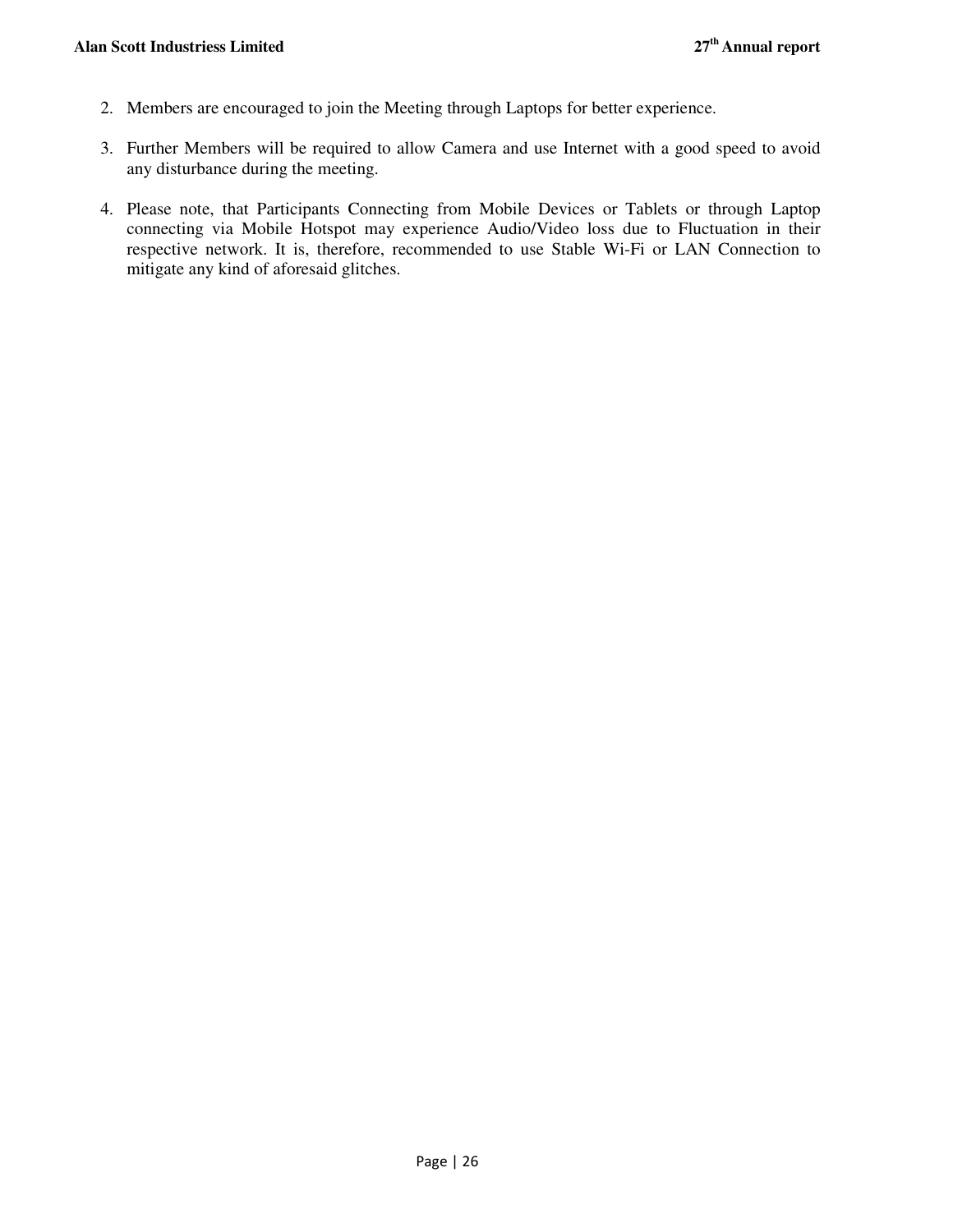2. Members are encouraged to join the Meeting through Laptops for better experience.

3. Further Members will be required to allow Camera and use Internet with a good speed to avoid any disturbance during the meeting.

4. Please note, that Participants Connecting from Mobile Devices or Tablets or through Laptop connecting via Mobile Hotspot may experience Audio/Video loss due to Fluctuation in their respective network. It is, therefore, recommended to use Stable Wi-Fi or LAN Connection to mitigate any kind of aforesaid glitches.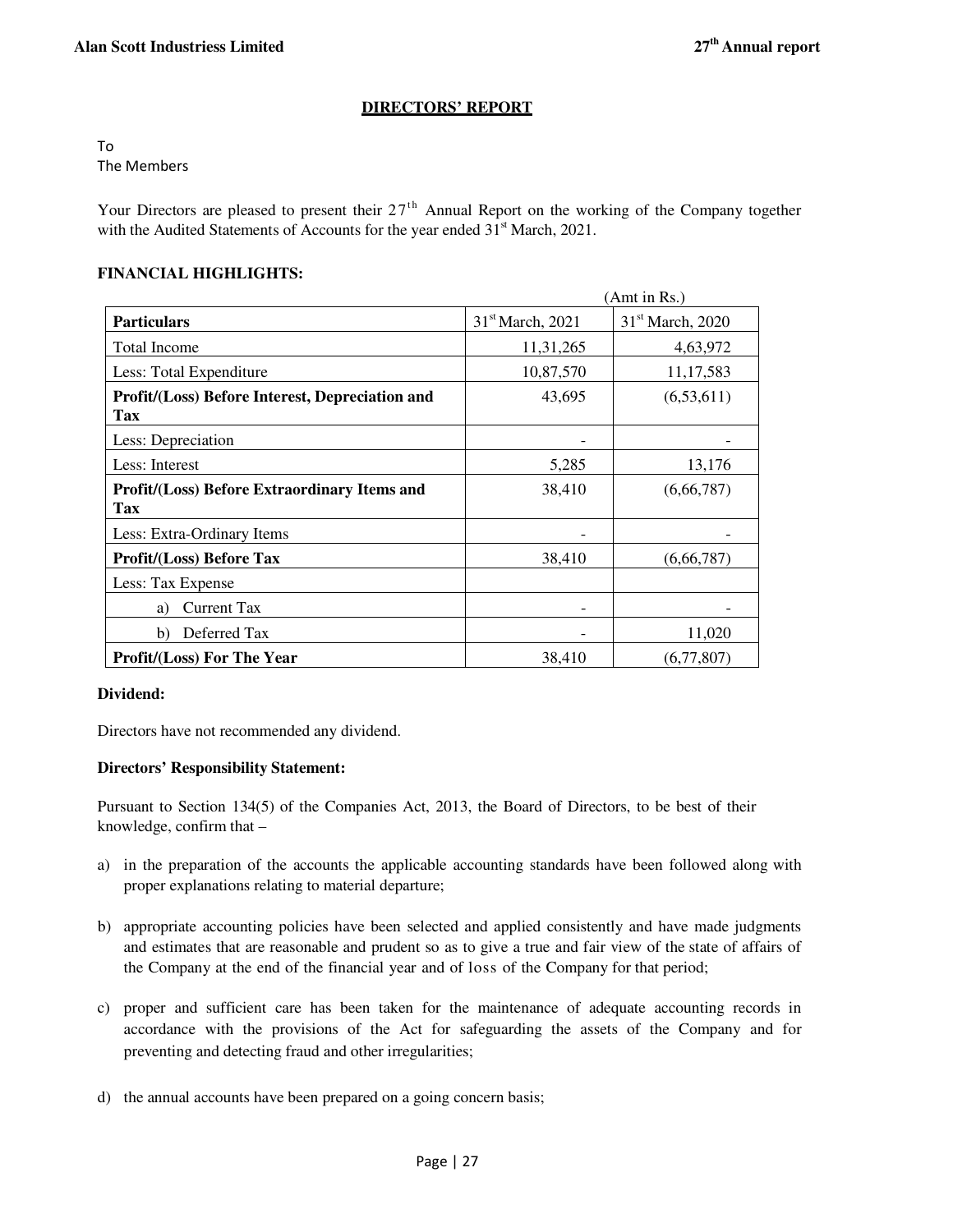# DIRECTORS' REPORT

To
The Members

Your Directors are pleased to present their 27th Annual Report on the working of the Company together with the Audited Statements of Accounts for the year ended 31st March, 2021.

**FINANCIAL HIGHLIGHTS:**

(Amt in Rs.)

| **Particulars** | 31st March, 2021 | 31st March, 2020 |
|---|---|---|
| Total Income | 11,31,265 | 4,63,972 |
| Less: Total Expenditure | 10,87,570 | 11,17,583 |
| **Profit/(Loss) Before Interest, Depreciation and Tax** | 43,695 | (6,53,611) |
| Less: Depreciation | - | - |
| Less: Interest | 5,285 | 13,176 |
| **Profit/(Loss) Before Extraordinary Items and Tax** | 38,410 | (6,66,787) |
| Less: Extra-Ordinary Items | - | - |
| **Profit/(Loss) Before Tax** | 38,410 | (6,66,787) |
| Less: Tax Expense | | |
| a) Current Tax | - | - |
| b) Deferred Tax | - | 11,020 |
| **Profit/(Loss) For The Year** | 38,410 | (6,77,807) |

**Dividend:**

Directors have not recommended any dividend.

**Directors' Responsibility Statement:**

Pursuant to Section 134(5) of the Companies Act, 2013, the Board of Directors, to be best of their knowledge, confirm that –

a) in the preparation of the accounts the applicable accounting standards have been followed along with proper explanations relating to material departure;

b) appropriate accounting policies have been selected and applied consistently and have made judgments and estimates that are reasonable and prudent so as to give a true and fair view of the state of affairs of the Company at the end of the financial year and of loss of the Company for that period;

c) proper and sufficient care has been taken for the maintenance of adequate accounting records in accordance with the provisions of the Act for safeguarding the assets of the Company and for preventing and detecting fraud and other irregularities;

d) the annual accounts have been prepared on a going concern basis;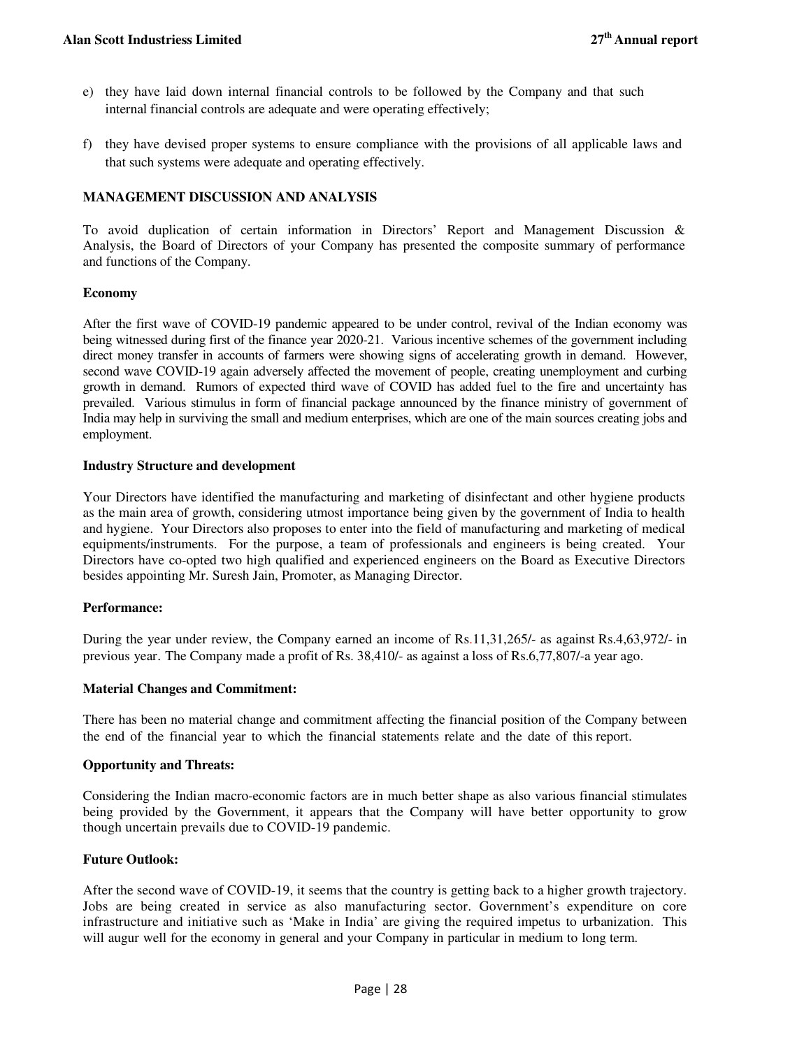e) they have laid down internal financial controls to be followed by the Company and that such internal financial controls are adequate and were operating effectively;

f) they have devised proper systems to ensure compliance with the provisions of all applicable laws and that such systems were adequate and operating effectively.

## MANAGEMENT DISCUSSION AND ANALYSIS

To avoid duplication of certain information in Directors' Report and Management Discussion & Analysis, the Board of Directors of your Company has presented the composite summary of performance and functions of the Company.

**Economy**

After the first wave of COVID-19 pandemic appeared to be under control, revival of the Indian economy was being witnessed during first of the finance year 2020-21. Various incentive schemes of the government including direct money transfer in accounts of farmers were showing signs of accelerating growth in demand. However, second wave COVID-19 again adversely affected the movement of people, creating unemployment and curbing growth in demand. Rumors of expected third wave of COVID has added fuel to the fire and uncertainty has prevailed. Various stimulus in form of financial package announced by the finance ministry of government of India may help in surviving the small and medium enterprises, which are one of the main sources creating jobs and employment.

**Industry Structure and development**

Your Directors have identified the manufacturing and marketing of disinfectant and other hygiene products as the main area of growth, considering utmost importance being given by the government of India to health and hygiene. Your Directors also proposes to enter into the field of manufacturing and marketing of medical equipments/instruments. For the purpose, a team of professionals and engineers is being created. Your Directors have co-opted two high qualified and experienced engineers on the Board as Executive Directors besides appointing Mr. Suresh Jain, Promoter, as Managing Director.

**Performance:**

During the year under review, the Company earned an income of Rs.11,31,265/- as against Rs.4,63,972/- in previous year. The Company made a profit of Rs. 38,410/- as against a loss of Rs.6,77,807/-a year ago.

**Material Changes and Commitment:**

There has been no material change and commitment affecting the financial position of the Company between the end of the financial year to which the financial statements relate and the date of this report.

**Opportunity and Threats:**

Considering the Indian macro-economic factors are in much better shape as also various financial stimulates being provided by the Government, it appears that the Company will have better opportunity to grow though uncertain prevails due to COVID-19 pandemic.

**Future Outlook:**

After the second wave of COVID-19, it seems that the country is getting back to a higher growth trajectory. Jobs are being created in service as also manufacturing sector. Government's expenditure on core infrastructure and initiative such as 'Make in India' are giving the required impetus to urbanization. This will augur well for the economy in general and your Company in particular in medium to long term.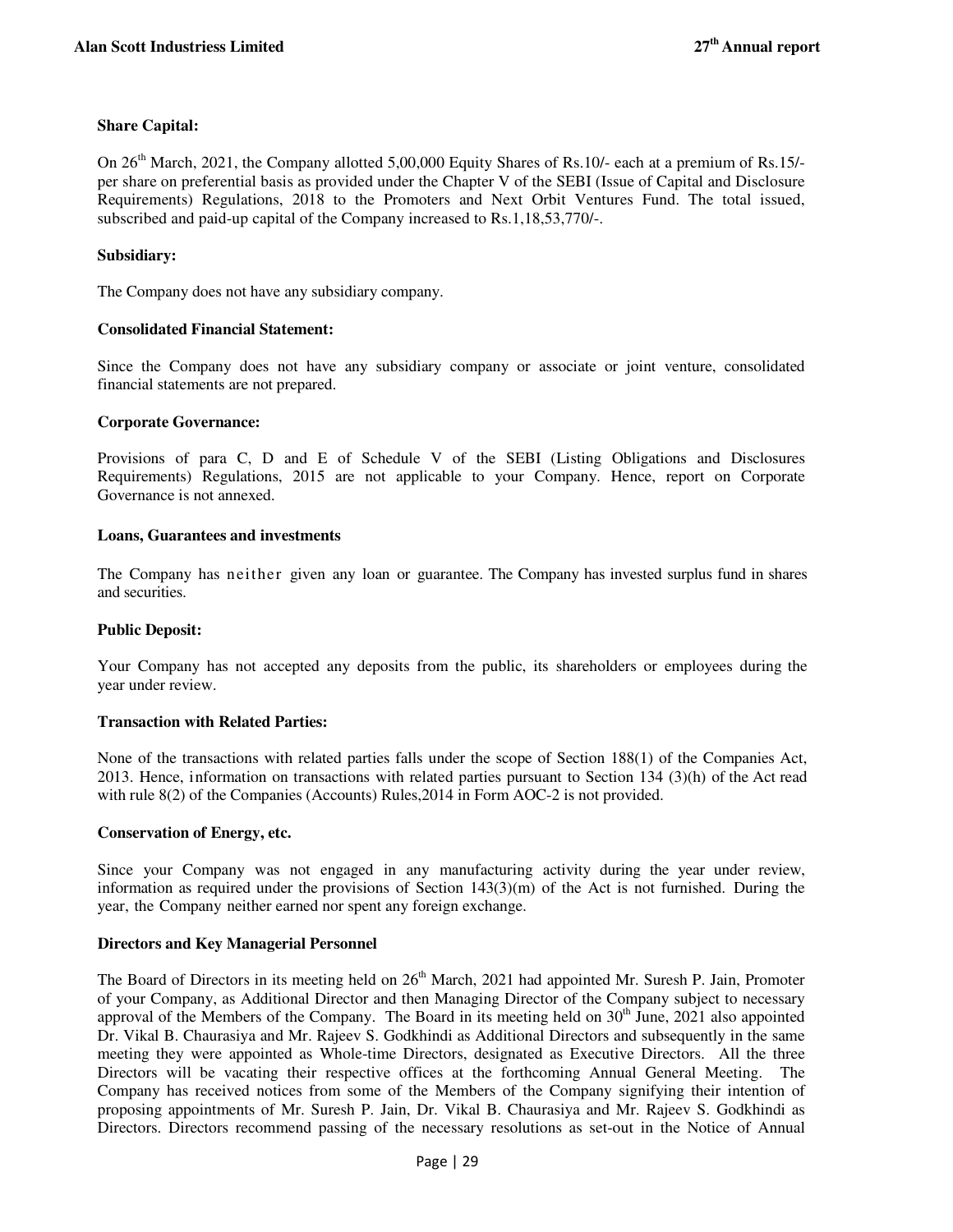**Share Capital:**

On 26th March, 2021, the Company allotted 5,00,000 Equity Shares of Rs.10/- each at a premium of Rs.15/- per share on preferential basis as provided under the Chapter V of the SEBI (Issue of Capital and Disclosure Requirements) Regulations, 2018 to the Promoters and Next Orbit Ventures Fund. The total issued, subscribed and paid-up capital of the Company increased to Rs.1,18,53,770/-.

**Subsidiary:**

The Company does not have any subsidiary company.

**Consolidated Financial Statement:**

Since the Company does not have any subsidiary company or associate or joint venture, consolidated financial statements are not prepared.

**Corporate Governance:**

Provisions of para C, D and E of Schedule V of the SEBI (Listing Obligations and Disclosures Requirements) Regulations, 2015 are not applicable to your Company. Hence, report on Corporate Governance is not annexed.

**Loans, Guarantees and investments**

The Company has neither given any loan or guarantee. The Company has invested surplus fund in shares and securities.

**Public Deposit:**

Your Company has not accepted any deposits from the public, its shareholders or employees during the year under review.

**Transaction with Related Parties:**

None of the transactions with related parties falls under the scope of Section 188(1) of the Companies Act, 2013. Hence, information on transactions with related parties pursuant to Section 134 (3)(h) of the Act read with rule 8(2) of the Companies (Accounts) Rules,2014 in Form AOC-2 is not provided.

**Conservation of Energy, etc.**

Since your Company was not engaged in any manufacturing activity during the year under review, information as required under the provisions of Section 143(3)(m) of the Act is not furnished. During the year, the Company neither earned nor spent any foreign exchange.

**Directors and Key Managerial Personnel**

The Board of Directors in its meeting held on 26th March, 2021 had appointed Mr. Suresh P. Jain, Promoter of your Company, as Additional Director and then Managing Director of the Company subject to necessary approval of the Members of the Company. The Board in its meeting held on 30th June, 2021 also appointed Dr. Vikal B. Chaurasiya and Mr. Rajeev S. Godkhindi as Additional Directors and subsequently in the same meeting they were appointed as Whole-time Directors, designated as Executive Directors. All the three Directors will be vacating their respective offices at the forthcoming Annual General Meeting. The Company has received notices from some of the Members of the Company signifying their intention of proposing appointments of Mr. Suresh P. Jain, Dr. Vikal B. Chaurasiya and Mr. Rajeev S. Godkhindi as Directors. Directors recommend passing of the necessary resolutions as set-out in the Notice of Annual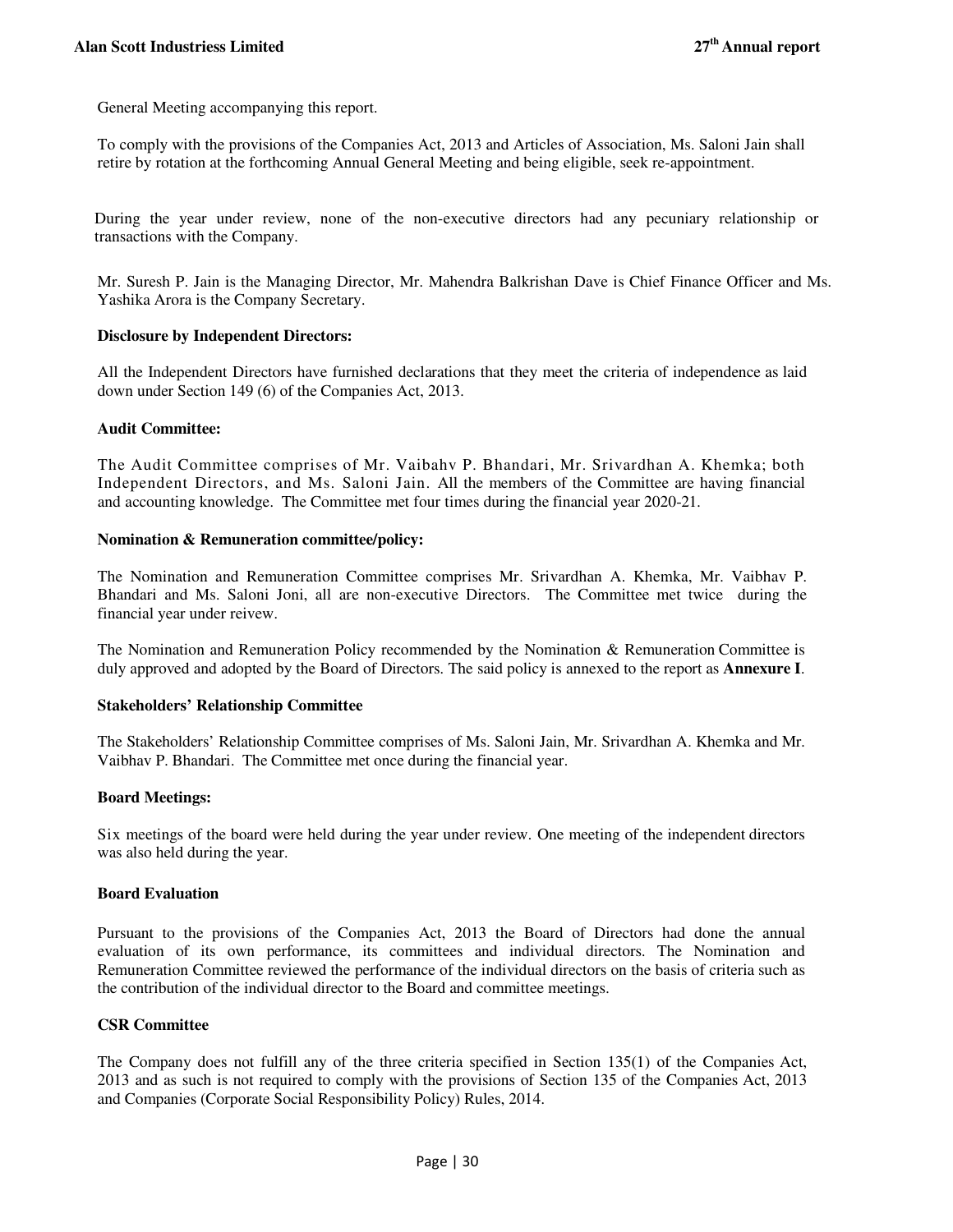General Meeting accompanying this report.

To comply with the provisions of the Companies Act, 2013 and Articles of Association, Ms. Saloni Jain shall retire by rotation at the forthcoming Annual General Meeting and being eligible, seek re-appointment.

During the year under review, none of the non-executive directors had any pecuniary relationship or transactions with the Company.

Mr. Suresh P. Jain is the Managing Director, Mr. Mahendra Balkrishan Dave is Chief Finance Officer and Ms. Yashika Arora is the Company Secretary.

**Disclosure by Independent Directors:**

All the Independent Directors have furnished declarations that they meet the criteria of independence as laid down under Section 149 (6) of the Companies Act, 2013.

**Audit Committee:**

The Audit Committee comprises of Mr. Vaibahv P. Bhandari, Mr. Srivardhan A. Khemka; both Independent Directors, and Ms. Saloni Jain. All the members of the Committee are having financial and accounting knowledge. The Committee met four times during the financial year 2020-21.

**Nomination & Remuneration committee/policy:**

The Nomination and Remuneration Committee comprises Mr. Srivardhan A. Khemka, Mr. Vaibhav P. Bhandari and Ms. Saloni Joni, all are non-executive Directors. The Committee met twice during the financial year under reivew.

The Nomination and Remuneration Policy recommended by the Nomination & Remuneration Committee is duly approved and adopted by the Board of Directors. The said policy is annexed to the report as **Annexure I**.

**Stakeholders' Relationship Committee**

The Stakeholders' Relationship Committee comprises of Ms. Saloni Jain, Mr. Srivardhan A. Khemka and Mr. Vaibhav P. Bhandari. The Committee met once during the financial year.

**Board Meetings:**

Six meetings of the board were held during the year under review. One meeting of the independent directors was also held during the year.

**Board Evaluation**

Pursuant to the provisions of the Companies Act, 2013 the Board of Directors had done the annual evaluation of its own performance, its committees and individual directors. The Nomination and Remuneration Committee reviewed the performance of the individual directors on the basis of criteria such as the contribution of the individual director to the Board and committee meetings.

**CSR Committee**

The Company does not fulfill any of the three criteria specified in Section 135(1) of the Companies Act, 2013 and as such is not required to comply with the provisions of Section 135 of the Companies Act, 2013 and Companies (Corporate Social Responsibility Policy) Rules, 2014.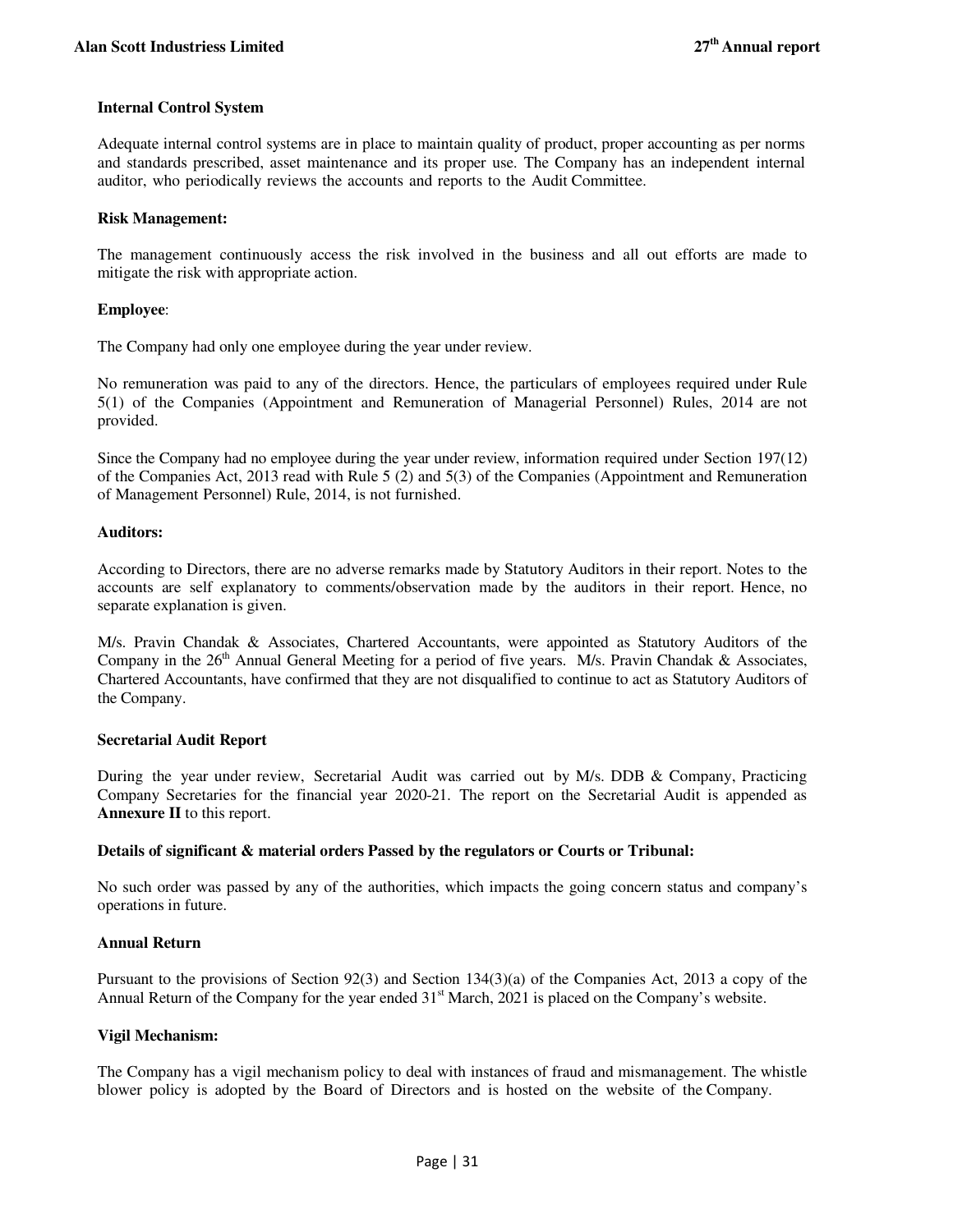**Internal Control System**

Adequate internal control systems are in place to maintain quality of product, proper accounting as per norms and standards prescribed, asset maintenance and its proper use. The Company has an independent internal auditor, who periodically reviews the accounts and reports to the Audit Committee.

**Risk Management:**

The management continuously access the risk involved in the business and all out efforts are made to mitigate the risk with appropriate action.

**Employee**:

The Company had only one employee during the year under review.

No remuneration was paid to any of the directors. Hence, the particulars of employees required under Rule 5(1) of the Companies (Appointment and Remuneration of Managerial Personnel) Rules, 2014 are not provided.

Since the Company had no employee during the year under review, information required under Section 197(12) of the Companies Act, 2013 read with Rule 5 (2) and 5(3) of the Companies (Appointment and Remuneration of Management Personnel) Rule, 2014, is not furnished.

**Auditors:**

According to Directors, there are no adverse remarks made by Statutory Auditors in their report. Notes to the accounts are self explanatory to comments/observation made by the auditors in their report. Hence, no separate explanation is given.

M/s. Pravin Chandak & Associates, Chartered Accountants, were appointed as Statutory Auditors of the Company in the 26th Annual General Meeting for a period of five years. M/s. Pravin Chandak & Associates, Chartered Accountants, have confirmed that they are not disqualified to continue to act as Statutory Auditors of the Company.

**Secretarial Audit Report**

During the year under review, Secretarial Audit was carried out by M/s. DDB & Company, Practicing Company Secretaries for the financial year 2020-21. The report on the Secretarial Audit is appended as **Annexure II** to this report.

**Details of significant & material orders Passed by the regulators or Courts or Tribunal:**

No such order was passed by any of the authorities, which impacts the going concern status and company's operations in future.

**Annual Return**

Pursuant to the provisions of Section 92(3) and Section 134(3)(a) of the Companies Act, 2013 a copy of the Annual Return of the Company for the year ended 31st March, 2021 is placed on the Company's website.

**Vigil Mechanism:**

The Company has a vigil mechanism policy to deal with instances of fraud and mismanagement. The whistle blower policy is adopted by the Board of Directors and is hosted on the website of the Company.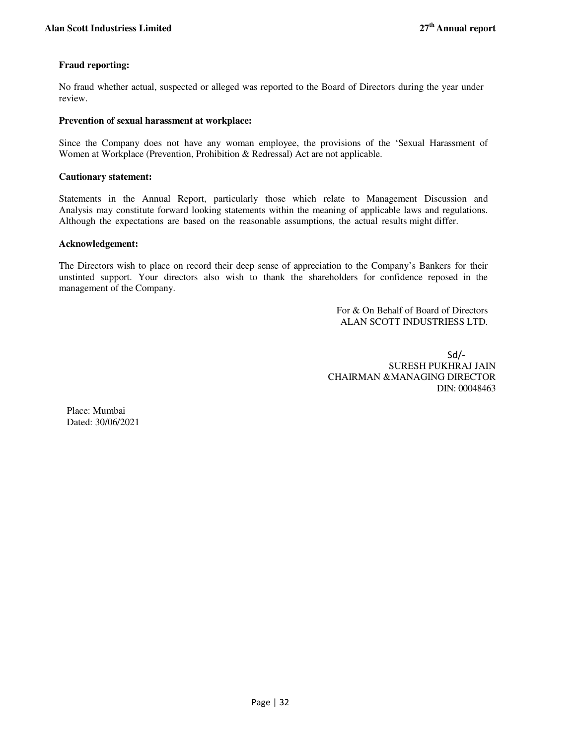**Fraud reporting:**

No fraud whether actual, suspected or alleged was reported to the Board of Directors during the year under review.

**Prevention of sexual harassment at workplace:**

Since the Company does not have any woman employee, the provisions of the 'Sexual Harassment of Women at Workplace (Prevention, Prohibition & Redressal) Act are not applicable.

**Cautionary statement:**

Statements in the Annual Report, particularly those which relate to Management Discussion and Analysis may constitute forward looking statements within the meaning of applicable laws and regulations. Although the expectations are based on the reasonable assumptions, the actual results might differ.

**Acknowledgement:**

The Directors wish to place on record their deep sense of appreciation to the Company's Bankers for their unstinted support. Your directors also wish to thank the shareholders for confidence reposed in the management of the Company.

For & On Behalf of Board of Directors
ALAN SCOTT INDUSTRIESS LTD.

Sd/-
SURESH PUKHRAJ JAIN
CHAIRMAN &MANAGING DIRECTOR
DIN: 00048463

Place: Mumbai
Dated: 30/06/2021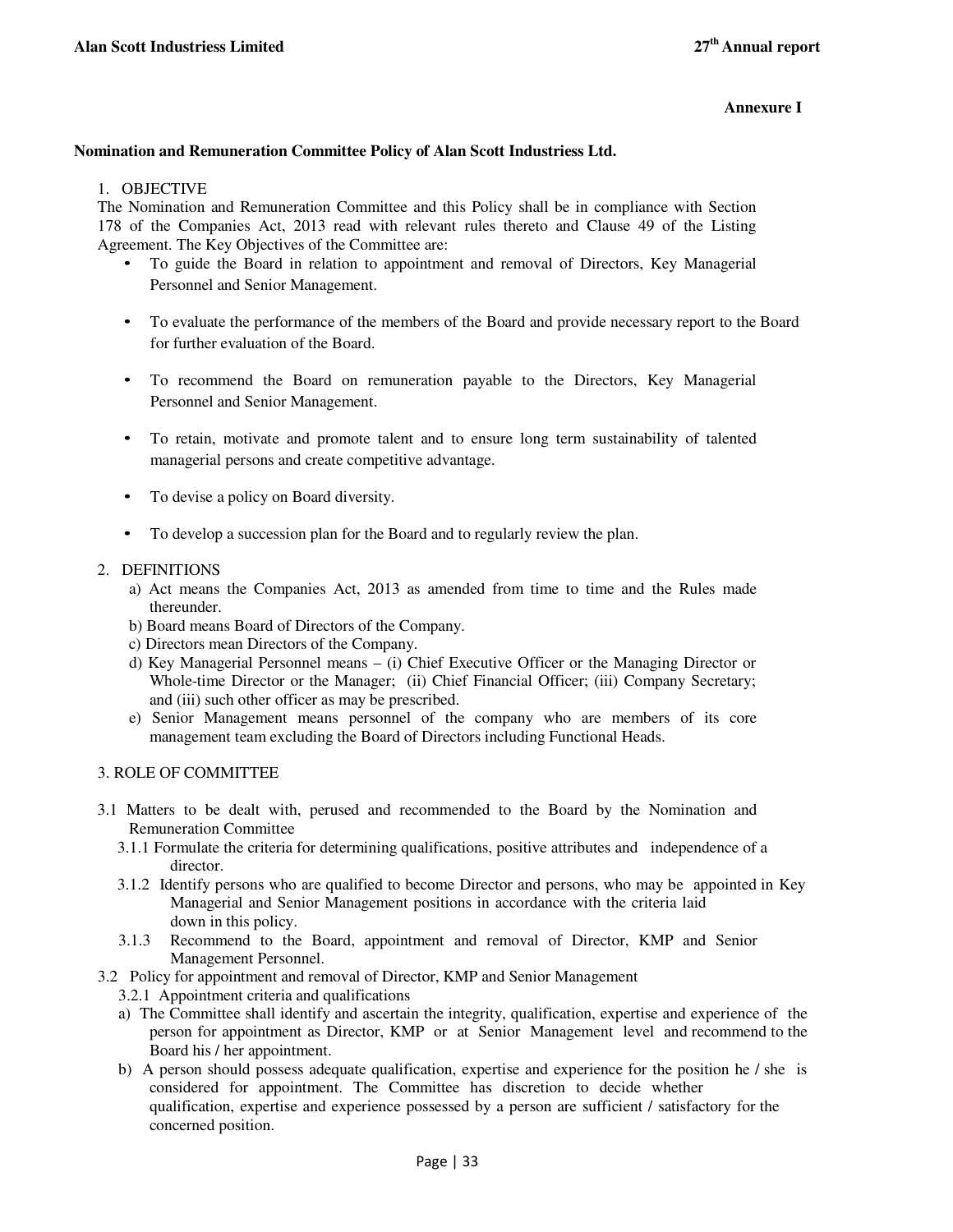**Annexure I**

**Nomination and Remuneration Committee Policy of Alan Scott Industriess Ltd.**

1. OBJECTIVE

The Nomination and Remuneration Committee and this Policy shall be in compliance with Section 178 of the Companies Act, 2013 read with relevant rules thereto and Clause 49 of the Listing Agreement. The Key Objectives of the Committee are:

- To guide the Board in relation to appointment and removal of Directors, Key Managerial Personnel and Senior Management.
- To evaluate the performance of the members of the Board and provide necessary report to the Board for further evaluation of the Board.
- To recommend the Board on remuneration payable to the Directors, Key Managerial Personnel and Senior Management.
- To retain, motivate and promote talent and to ensure long term sustainability of talented managerial persons and create competitive advantage.
- To devise a policy on Board diversity.
- To develop a succession plan for the Board and to regularly review the plan.

2. DEFINITIONS

a) Act means the Companies Act, 2013 as amended from time to time and the Rules made thereunder.

b) Board means Board of Directors of the Company.

c) Directors mean Directors of the Company.

d) Key Managerial Personnel means – (i) Chief Executive Officer or the Managing Director or Whole-time Director or the Manager; (ii) Chief Financial Officer; (iii) Company Secretary; and (iii) such other officer as may be prescribed.

e) Senior Management means personnel of the company who are members of its core management team excluding the Board of Directors including Functional Heads.

3. ROLE OF COMMITTEE

3.1 Matters to be dealt with, perused and recommended to the Board by the Nomination and Remuneration Committee

3.1.1 Formulate the criteria for determining qualifications, positive attributes and independence of a director.

3.1.2 Identify persons who are qualified to become Director and persons, who may be appointed in Key Managerial and Senior Management positions in accordance with the criteria laid down in this policy.

3.1.3 Recommend to the Board, appointment and removal of Director, KMP and Senior Management Personnel.

3.2 Policy for appointment and removal of Director, KMP and Senior Management

3.2.1 Appointment criteria and qualifications

a) The Committee shall identify and ascertain the integrity, qualification, expertise and experience of the person for appointment as Director, KMP or at Senior Management level and recommend to the Board his / her appointment.

b) A person should possess adequate qualification, expertise and experience for the position he / she is considered for appointment. The Committee has discretion to decide whether qualification, expertise and experience possessed by a person are sufficient / satisfactory for the concerned position.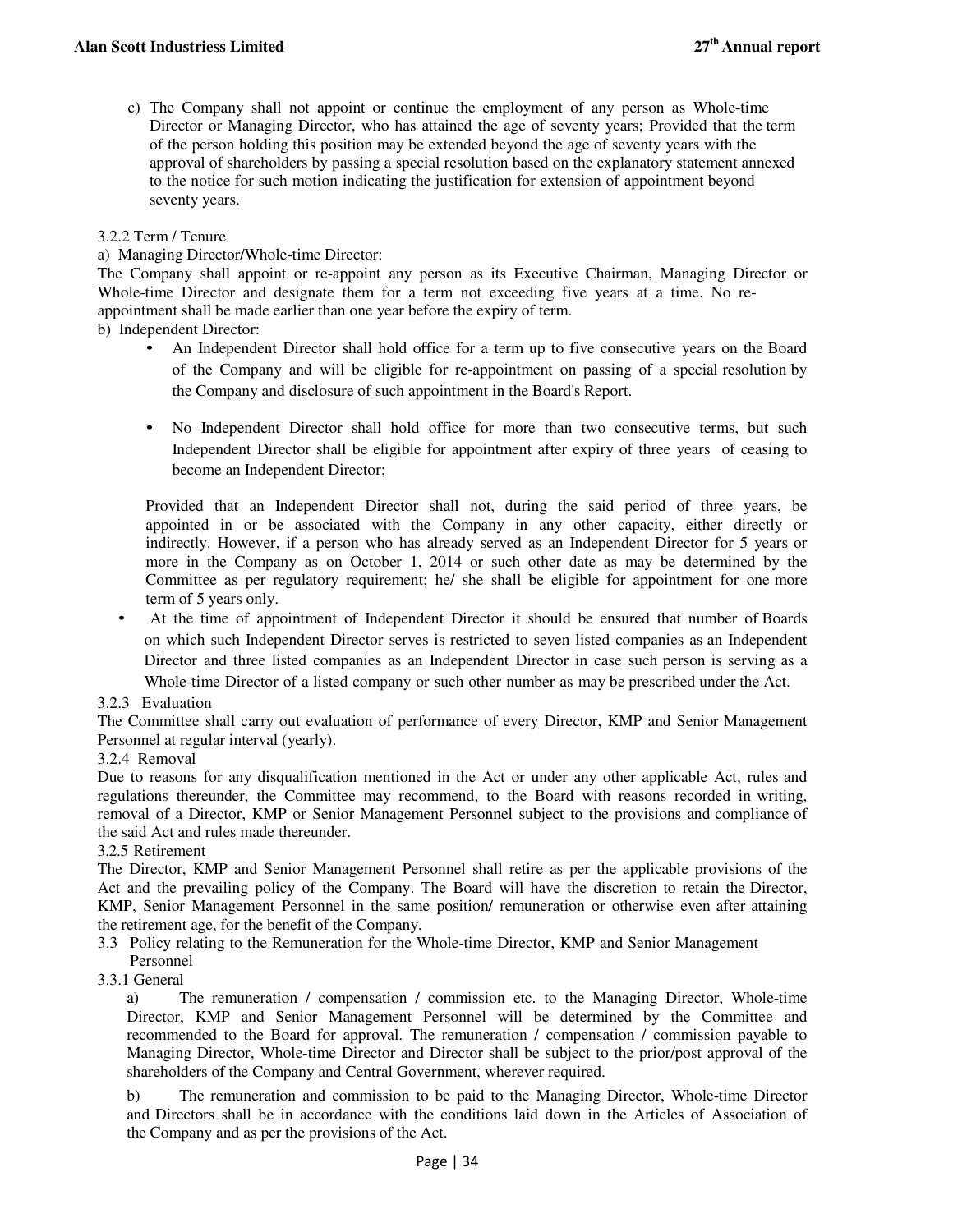c) The Company shall not appoint or continue the employment of any person as Whole-time Director or Managing Director, who has attained the age of seventy years; Provided that the term of the person holding this position may be extended beyond the age of seventy years with the approval of shareholders by passing a special resolution based on the explanatory statement annexed to the notice for such motion indicating the justification for extension of appointment beyond seventy years.

3.2.2 Term / Tenure

a) Managing Director/Whole-time Director:

The Company shall appoint or re-appoint any person as its Executive Chairman, Managing Director or Whole-time Director and designate them for a term not exceeding five years at a time. No re-appointment shall be made earlier than one year before the expiry of term.

b) Independent Director:

- An Independent Director shall hold office for a term up to five consecutive years on the Board of the Company and will be eligible for re-appointment on passing of a special resolution by the Company and disclosure of such appointment in the Board's Report.

- No Independent Director shall hold office for more than two consecutive terms, but such Independent Director shall be eligible for appointment after expiry of three years of ceasing to become an Independent Director;

  Provided that an Independent Director shall not, during the said period of three years, be appointed in or be associated with the Company in any other capacity, either directly or indirectly. However, if a person who has already served as an Independent Director for 5 years or more in the Company as on October 1, 2014 or such other date as may be determined by the Committee as per regulatory requirement; he/ she shall be eligible for appointment for one more term of 5 years only.

- At the time of appointment of Independent Director it should be ensured that number of Boards on which such Independent Director serves is restricted to seven listed companies as an Independent Director and three listed companies as an Independent Director in case such person is serving as a Whole-time Director of a listed company or such other number as may be prescribed under the Act.

3.2.3 Evaluation

The Committee shall carry out evaluation of performance of every Director, KMP and Senior Management Personnel at regular interval (yearly).

3.2.4 Removal

Due to reasons for any disqualification mentioned in the Act or under any other applicable Act, rules and regulations thereunder, the Committee may recommend, to the Board with reasons recorded in writing, removal of a Director, KMP or Senior Management Personnel subject to the provisions and compliance of the said Act and rules made thereunder.

3.2.5 Retirement

The Director, KMP and Senior Management Personnel shall retire as per the applicable provisions of the Act and the prevailing policy of the Company. The Board will have the discretion to retain the Director, KMP, Senior Management Personnel in the same position/ remuneration or otherwise even after attaining the retirement age, for the benefit of the Company.

3.3 Policy relating to the Remuneration for the Whole-time Director, KMP and Senior Management Personnel

3.3.1 General

a) The remuneration / compensation / commission etc. to the Managing Director, Whole-time Director, KMP and Senior Management Personnel will be determined by the Committee and recommended to the Board for approval. The remuneration / compensation / commission payable to Managing Director, Whole-time Director and Director shall be subject to the prior/post approval of the shareholders of the Company and Central Government, wherever required.

b) The remuneration and commission to be paid to the Managing Director, Whole-time Director and Directors shall be in accordance with the conditions laid down in the Articles of Association of the Company and as per the provisions of the Act.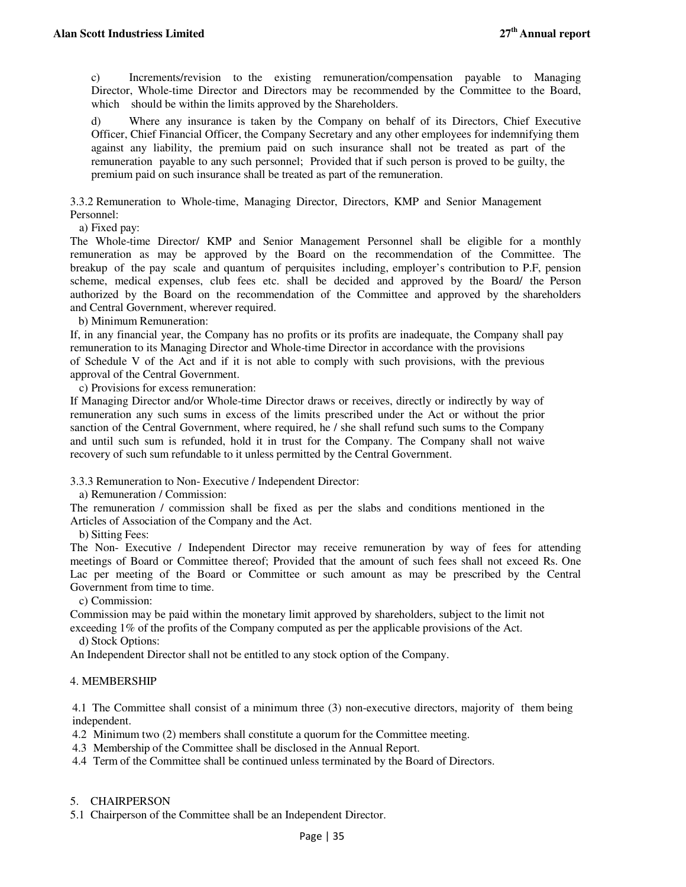c) Increments/revision to the existing remuneration/compensation payable to Managing Director, Whole-time Director and Directors may be recommended by the Committee to the Board, which should be within the limits approved by the Shareholders.

d) Where any insurance is taken by the Company on behalf of its Directors, Chief Executive Officer, Chief Financial Officer, the Company Secretary and any other employees for indemnifying them against any liability, the premium paid on such insurance shall not be treated as part of the remuneration payable to any such personnel; Provided that if such person is proved to be guilty, the premium paid on such insurance shall be treated as part of the remuneration.

3.3.2 Remuneration to Whole-time, Managing Director, Directors, KMP and Senior Management Personnel:

a) Fixed pay:

The Whole-time Director/ KMP and Senior Management Personnel shall be eligible for a monthly remuneration as may be approved by the Board on the recommendation of the Committee. The breakup of the pay scale and quantum of perquisites including, employer's contribution to P.F, pension scheme, medical expenses, club fees etc. shall be decided and approved by the Board/ the Person authorized by the Board on the recommendation of the Committee and approved by the shareholders and Central Government, wherever required.

b) Minimum Remuneration:

If, in any financial year, the Company has no profits or its profits are inadequate, the Company shall pay remuneration to its Managing Director and Whole-time Director in accordance with the provisions of Schedule V of the Act and if it is not able to comply with such provisions, with the previous approval of the Central Government.

c) Provisions for excess remuneration:

If Managing Director and/or Whole-time Director draws or receives, directly or indirectly by way of remuneration any such sums in excess of the limits prescribed under the Act or without the prior sanction of the Central Government, where required, he / she shall refund such sums to the Company and until such sum is refunded, hold it in trust for the Company. The Company shall not waive recovery of such sum refundable to it unless permitted by the Central Government.

3.3.3 Remuneration to Non- Executive / Independent Director:

a) Remuneration / Commission:

The remuneration / commission shall be fixed as per the slabs and conditions mentioned in the Articles of Association of the Company and the Act.

b) Sitting Fees:

The Non- Executive / Independent Director may receive remuneration by way of fees for attending meetings of Board or Committee thereof; Provided that the amount of such fees shall not exceed Rs. One Lac per meeting of the Board or Committee or such amount as may be prescribed by the Central Government from time to time.

c) Commission:

Commission may be paid within the monetary limit approved by shareholders, subject to the limit not exceeding 1% of the profits of the Company computed as per the applicable provisions of the Act.

d) Stock Options:

An Independent Director shall not be entitled to any stock option of the Company.

4. MEMBERSHIP

4.1 The Committee shall consist of a minimum three (3) non-executive directors, majority of them being independent.

4.2 Minimum two (2) members shall constitute a quorum for the Committee meeting.

4.3 Membership of the Committee shall be disclosed in the Annual Report.

4.4 Term of the Committee shall be continued unless terminated by the Board of Directors.

5. CHAIRPERSON

5.1 Chairperson of the Committee shall be an Independent Director.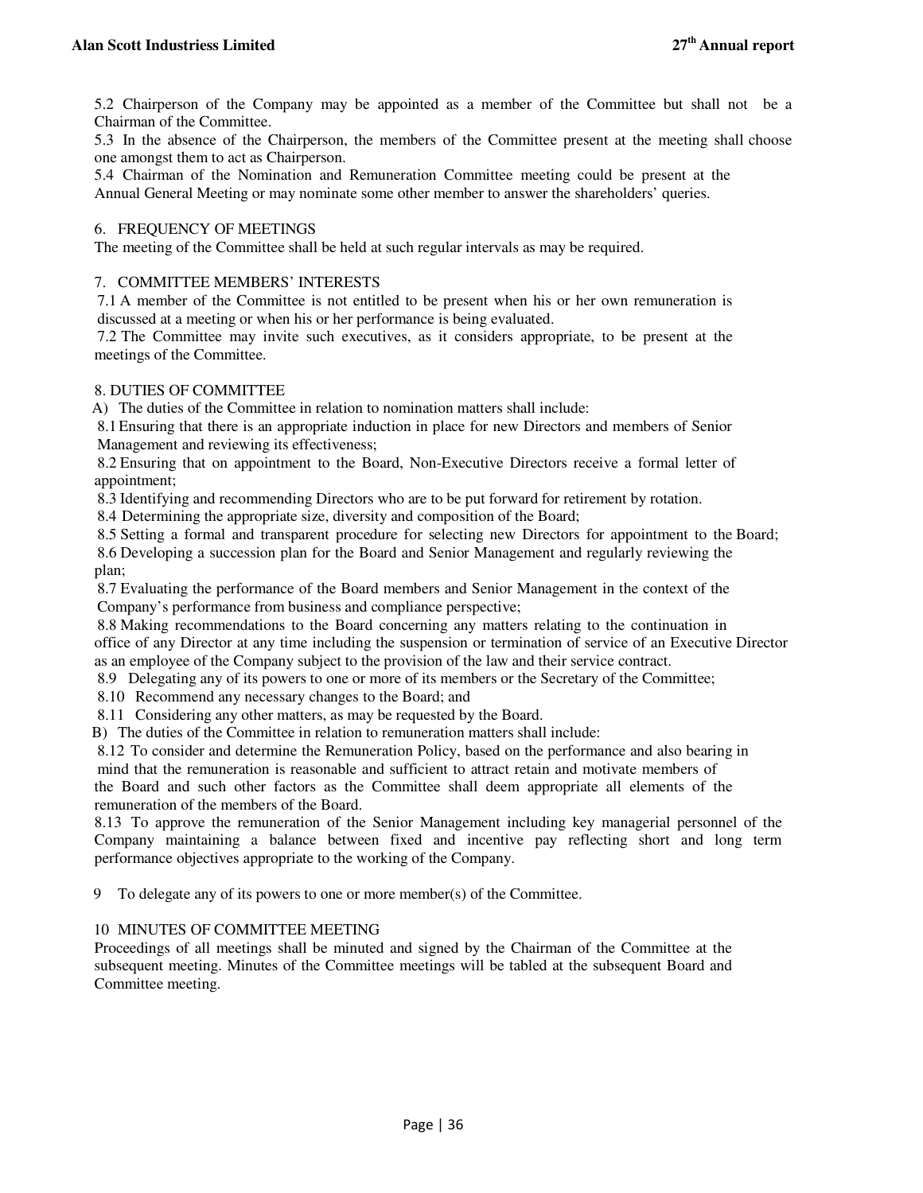5.2 Chairperson of the Company may be appointed as a member of the Committee but shall not be a Chairman of the Committee.

5.3 In the absence of the Chairperson, the members of the Committee present at the meeting shall choose one amongst them to act as Chairperson.

5.4 Chairman of the Nomination and Remuneration Committee meeting could be present at the Annual General Meeting or may nominate some other member to answer the shareholders' queries.

## 6. FREQUENCY OF MEETINGS

The meeting of the Committee shall be held at such regular intervals as may be required.

## 7. COMMITTEE MEMBERS' INTERESTS

7.1 A member of the Committee is not entitled to be present when his or her own remuneration is discussed at a meeting or when his or her performance is being evaluated.

7.2 The Committee may invite such executives, as it considers appropriate, to be present at the meetings of the Committee.

## 8. DUTIES OF COMMITTEE

A) The duties of the Committee in relation to nomination matters shall include:

8.1 Ensuring that there is an appropriate induction in place for new Directors and members of Senior Management and reviewing its effectiveness;

8.2 Ensuring that on appointment to the Board, Non-Executive Directors receive a formal letter of appointment;

8.3 Identifying and recommending Directors who are to be put forward for retirement by rotation.

8.4 Determining the appropriate size, diversity and composition of the Board;

8.5 Setting a formal and transparent procedure for selecting new Directors for appointment to the Board;

8.6 Developing a succession plan for the Board and Senior Management and regularly reviewing the plan;

8.7 Evaluating the performance of the Board members and Senior Management in the context of the Company's performance from business and compliance perspective;

8.8 Making recommendations to the Board concerning any matters relating to the continuation in office of any Director at any time including the suspension or termination of service of an Executive Director as an employee of the Company subject to the provision of the law and their service contract.

8.9 Delegating any of its powers to one or more of its members or the Secretary of the Committee;

8.10 Recommend any necessary changes to the Board; and

8.11 Considering any other matters, as may be requested by the Board.

B) The duties of the Committee in relation to remuneration matters shall include:

8.12 To consider and determine the Remuneration Policy, based on the performance and also bearing in mind that the remuneration is reasonable and sufficient to attract retain and motivate members of the Board and such other factors as the Committee shall deem appropriate all elements of the remuneration of the members of the Board.

8.13 To approve the remuneration of the Senior Management including key managerial personnel of the Company maintaining a balance between fixed and incentive pay reflecting short and long term performance objectives appropriate to the working of the Company.

9 To delegate any of its powers to one or more member(s) of the Committee.

## 10 MINUTES OF COMMITTEE MEETING

Proceedings of all meetings shall be minuted and signed by the Chairman of the Committee at the subsequent meeting. Minutes of the Committee meetings will be tabled at the subsequent Board and Committee meeting.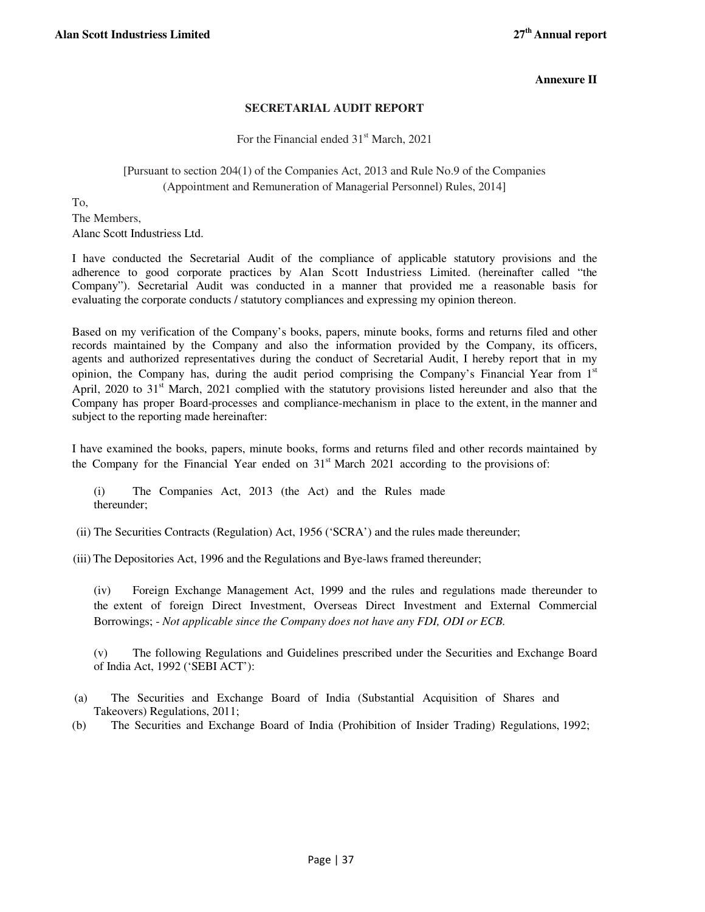**Annexure II**

## SECRETARIAL AUDIT REPORT

For the Financial ended 31st March, 2021

[Pursuant to section 204(1) of the Companies Act, 2013 and Rule No.9 of the Companies (Appointment and Remuneration of Managerial Personnel) Rules, 2014]

To,
The Members,
Alanc Scott Industriess Ltd.

I have conducted the Secretarial Audit of the compliance of applicable statutory provisions and the adherence to good corporate practices by Alan Scott Industriess Limited. (hereinafter called "the Company"). Secretarial Audit was conducted in a manner that provided me a reasonable basis for evaluating the corporate conducts / statutory compliances and expressing my opinion thereon.

Based on my verification of the Company's books, papers, minute books, forms and returns filed and other records maintained by the Company and also the information provided by the Company, its officers, agents and authorized representatives during the conduct of Secretarial Audit, I hereby report that in my opinion, the Company has, during the audit period comprising the Company's Financial Year from 1st April, 2020 to 31st March, 2021 complied with the statutory provisions listed hereunder and also that the Company has proper Board-processes and compliance-mechanism in place to the extent, in the manner and subject to the reporting made hereinafter:

I have examined the books, papers, minute books, forms and returns filed and other records maintained by the Company for the Financial Year ended on 31st March 2021 according to the provisions of:

(i) The Companies Act, 2013 (the Act) and the Rules made thereunder;

(ii) The Securities Contracts (Regulation) Act, 1956 ('SCRA') and the rules made thereunder;

(iii) The Depositories Act, 1996 and the Regulations and Bye-laws framed thereunder;

(iv) Foreign Exchange Management Act, 1999 and the rules and regulations made thereunder to the extent of foreign Direct Investment, Overseas Direct Investment and External Commercial Borrowings; - *Not applicable since the Company does not have any FDI, ODI or ECB.*

(v) The following Regulations and Guidelines prescribed under the Securities and Exchange Board of India Act, 1992 ('SEBI ACT'):

(a) The Securities and Exchange Board of India (Substantial Acquisition of Shares and Takeovers) Regulations, 2011;

(b) The Securities and Exchange Board of India (Prohibition of Insider Trading) Regulations, 1992;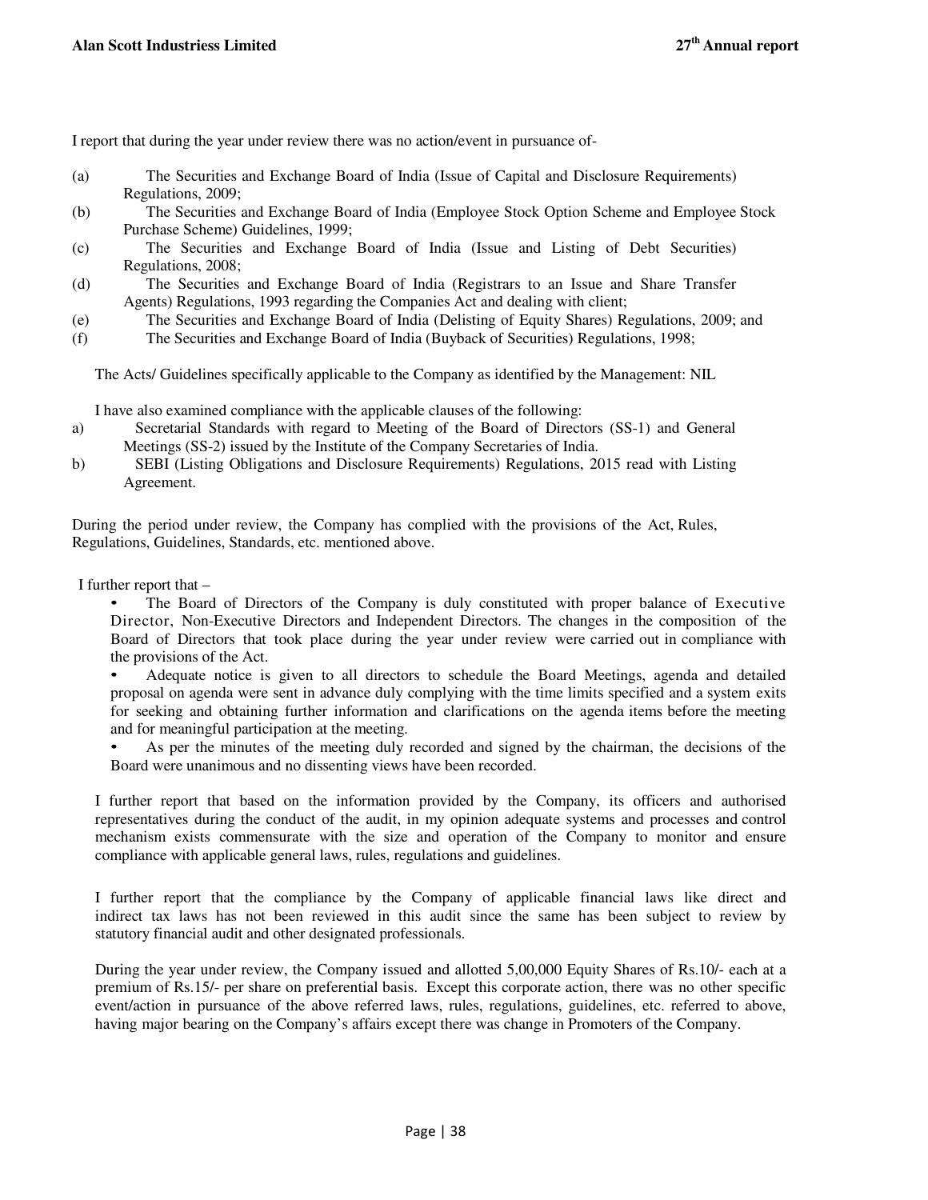I report that during the year under review there was no action/event in pursuance of-

(a) The Securities and Exchange Board of India (Issue of Capital and Disclosure Requirements) Regulations, 2009;
(b) The Securities and Exchange Board of India (Employee Stock Option Scheme and Employee Stock Purchase Scheme) Guidelines, 1999;
(c) The Securities and Exchange Board of India (Issue and Listing of Debt Securities) Regulations, 2008;
(d) The Securities and Exchange Board of India (Registrars to an Issue and Share Transfer Agents) Regulations, 1993 regarding the Companies Act and dealing with client;
(e) The Securities and Exchange Board of India (Delisting of Equity Shares) Regulations, 2009; and
(f) The Securities and Exchange Board of India (Buyback of Securities) Regulations, 1998;

The Acts/ Guidelines specifically applicable to the Company as identified by the Management: NIL

I have also examined compliance with the applicable clauses of the following:

a) Secretarial Standards with regard to Meeting of the Board of Directors (SS-1) and General Meetings (SS-2) issued by the Institute of the Company Secretaries of India.
b) SEBI (Listing Obligations and Disclosure Requirements) Regulations, 2015 read with Listing Agreement.

During the period under review, the Company has complied with the provisions of the Act, Rules, Regulations, Guidelines, Standards, etc. mentioned above.

I further report that –

- The Board of Directors of the Company is duly constituted with proper balance of Executive Director, Non-Executive Directors and Independent Directors. The changes in the composition of the Board of Directors that took place during the year under review were carried out in compliance with the provisions of the Act.
- Adequate notice is given to all directors to schedule the Board Meetings, agenda and detailed proposal on agenda were sent in advance duly complying with the time limits specified and a system exits for seeking and obtaining further information and clarifications on the agenda items before the meeting and for meaningful participation at the meeting.
- As per the minutes of the meeting duly recorded and signed by the chairman, the decisions of the Board were unanimous and no dissenting views have been recorded.

I further report that based on the information provided by the Company, its officers and authorised representatives during the conduct of the audit, in my opinion adequate systems and processes and control mechanism exists commensurate with the size and operation of the Company to monitor and ensure compliance with applicable general laws, rules, regulations and guidelines.

I further report that the compliance by the Company of applicable financial laws like direct and indirect tax laws has not been reviewed in this audit since the same has been subject to review by statutory financial audit and other designated professionals.

During the year under review, the Company issued and allotted 5,00,000 Equity Shares of Rs.10/- each at a premium of Rs.15/- per share on preferential basis. Except this corporate action, there was no other specific event/action in pursuance of the above referred laws, rules, regulations, guidelines, etc. referred to above, having major bearing on the Company's affairs except there was change in Promoters of the Company.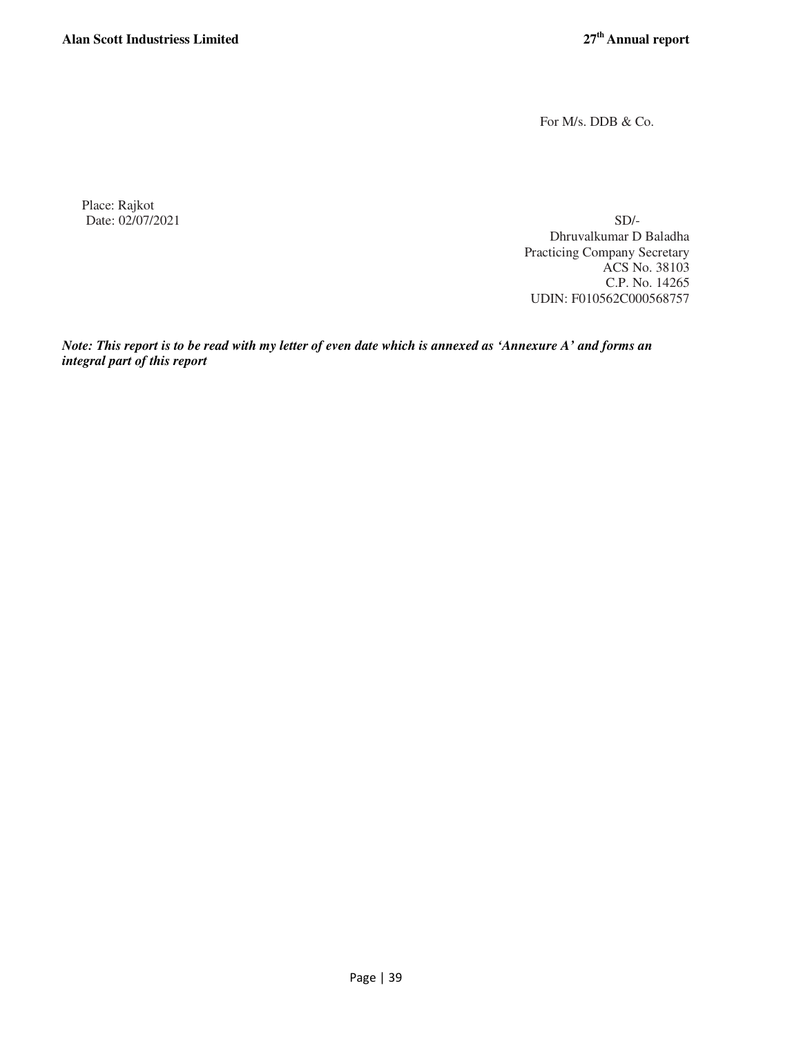For M/s. DDB & Co.

Place: Rajkot
Date: 02/07/2021

SD/-
Dhruvalkumar D Baladha
Practicing Company Secretary
ACS No. 38103
C.P. No. 14265
UDIN: F010562C000568757

***Note: This report is to be read with my letter of even date which is annexed as 'Annexure A' and forms an integral part of this report***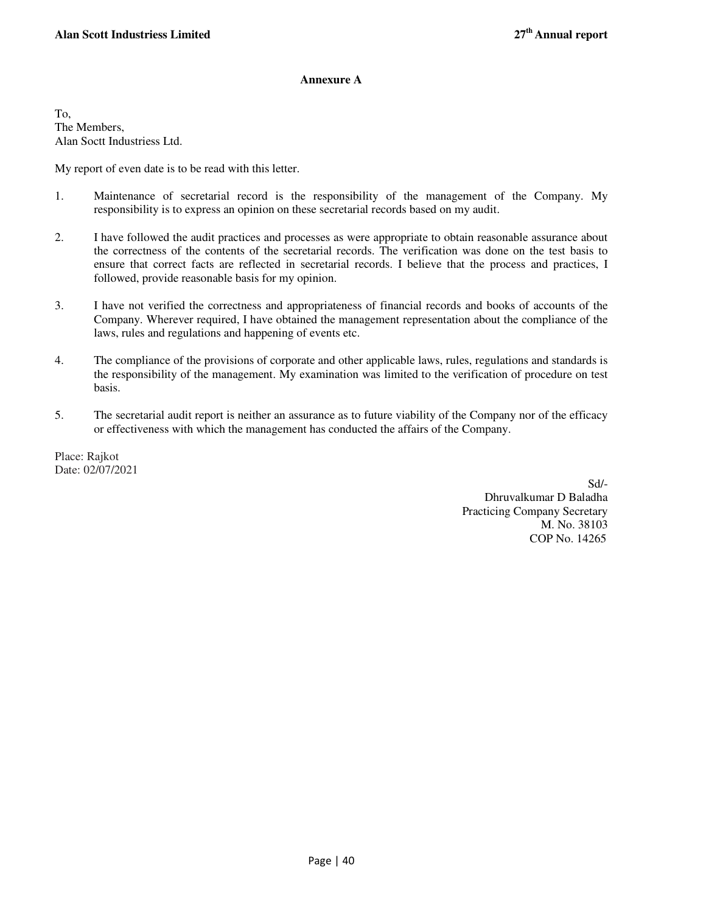## Annexure A

To,
The Members,
Alan Soctt Industriess Ltd.

My report of even date is to be read with this letter.

1. Maintenance of secretarial record is the responsibility of the management of the Company. My responsibility is to express an opinion on these secretarial records based on my audit.

2. I have followed the audit practices and processes as were appropriate to obtain reasonable assurance about the correctness of the contents of the secretarial records. The verification was done on the test basis to ensure that correct facts are reflected in secretarial records. I believe that the process and practices, I followed, provide reasonable basis for my opinion.

3. I have not verified the correctness and appropriateness of financial records and books of accounts of the Company. Wherever required, I have obtained the management representation about the compliance of the laws, rules and regulations and happening of events etc.

4. The compliance of the provisions of corporate and other applicable laws, rules, regulations and standards is the responsibility of the management. My examination was limited to the verification of procedure on test basis.

5. The secretarial audit report is neither an assurance as to future viability of the Company nor of the efficacy or effectiveness with which the management has conducted the affairs of the Company.

Place: Rajkot
Date: 02/07/2021

Sd/-
Dhruvalkumar D Baladha
Practicing Company Secretary
M. No. 38103
COP No. 14265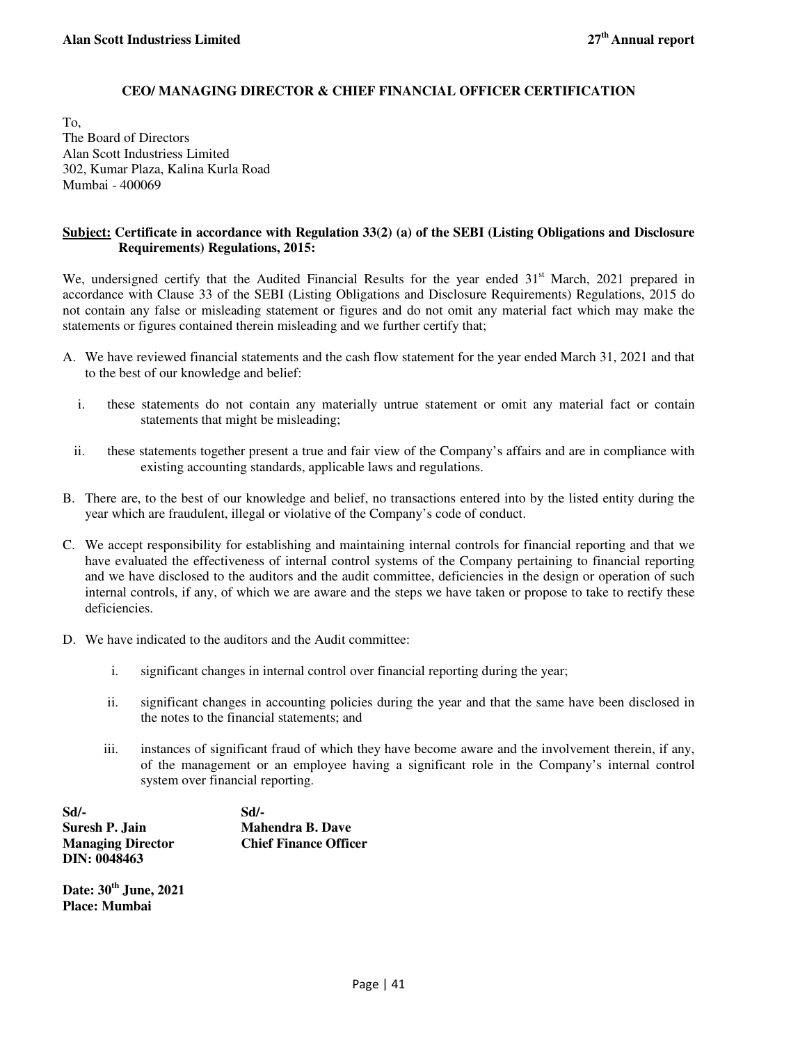## CEO/ MANAGING DIRECTOR & CHIEF FINANCIAL OFFICER CERTIFICATION

To,
The Board of Directors
Alan Scott Industriess Limited
302, Kumar Plaza, Kalina Kurla Road
Mumbai - 400069

**Subject: Certificate in accordance with Regulation 33(2) (a) of the SEBI (Listing Obligations and Disclosure Requirements) Regulations, 2015:**

We, undersigned certify that the Audited Financial Results for the year ended 31st March, 2021 prepared in accordance with Clause 33 of the SEBI (Listing Obligations and Disclosure Requirements) Regulations, 2015 do not contain any false or misleading statement or figures and do not omit any material fact which may make the statements or figures contained therein misleading and we further certify that;

A. We have reviewed financial statements and the cash flow statement for the year ended March 31, 2021 and that to the best of our knowledge and belief:

   i. these statements do not contain any materially untrue statement or omit any material fact or contain statements that might be misleading;

   ii. these statements together present a true and fair view of the Company's affairs and are in compliance with existing accounting standards, applicable laws and regulations.

B. There are, to the best of our knowledge and belief, no transactions entered into by the listed entity during the year which are fraudulent, illegal or violative of the Company's code of conduct.

C. We accept responsibility for establishing and maintaining internal controls for financial reporting and that we have evaluated the effectiveness of internal control systems of the Company pertaining to financial reporting and we have disclosed to the auditors and the audit committee, deficiencies in the design or operation of such internal controls, if any, of which we are aware and the steps we have taken or propose to take to rectify these deficiencies.

D. We have indicated to the auditors and the Audit committee:

   i. significant changes in internal control over financial reporting during the year;

   ii. significant changes in accounting policies during the year and that the same have been disclosed in the notes to the financial statements; and

   iii. instances of significant fraud of which they have become aware and the involvement therein, if any, of the management or an employee having a significant role in the Company's internal control system over financial reporting.

| **Sd/-** | **Sd/-** |
|---|---|
| **Suresh P. Jain** | **Mahendra B. Dave** |
| **Managing Director** | **Chief Finance Officer** |
| **DIN: 0048463** | |

**Date: 30th June, 2021**
**Place: Mumbai**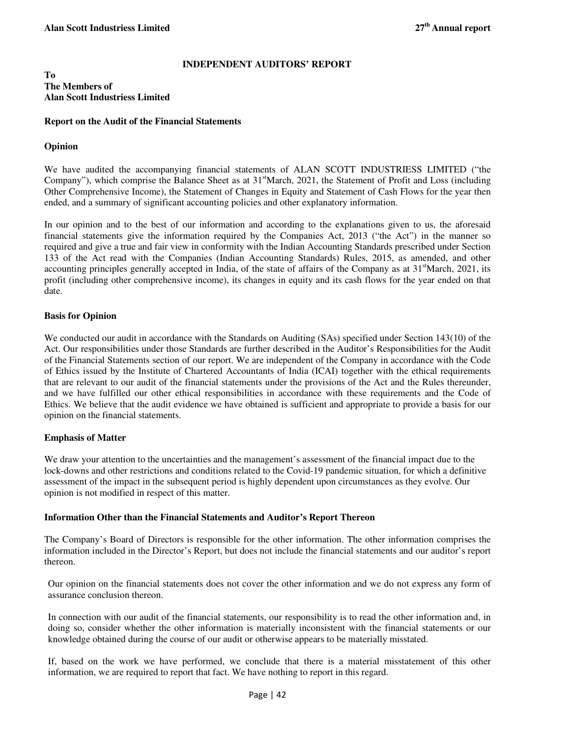## INDEPENDENT AUDITORS' REPORT

**To**
**The Members of**
**Alan Scott Industriess Limited**

### Report on the Audit of the Financial Statements

### Opinion

We have audited the accompanying financial statements of ALAN SCOTT INDUSTRIESS LIMITED ("the Company"), which comprise the Balance Sheet as at 31st March, 2021, the Statement of Profit and Loss (including Other Comprehensive Income), the Statement of Changes in Equity and Statement of Cash Flows for the year then ended, and a summary of significant accounting policies and other explanatory information.

In our opinion and to the best of our information and according to the explanations given to us, the aforesaid financial statements give the information required by the Companies Act, 2013 ("the Act") in the manner so required and give a true and fair view in conformity with the Indian Accounting Standards prescribed under Section 133 of the Act read with the Companies (Indian Accounting Standards) Rules, 2015, as amended, and other accounting principles generally accepted in India, of the state of affairs of the Company as at 31st March, 2021, its profit (including other comprehensive income), its changes in equity and its cash flows for the year ended on that date.

### Basis for Opinion

We conducted our audit in accordance with the Standards on Auditing (SAs) specified under Section 143(10) of the Act. Our responsibilities under those Standards are further described in the Auditor's Responsibilities for the Audit of the Financial Statements section of our report. We are independent of the Company in accordance with the Code of Ethics issued by the Institute of Chartered Accountants of India (ICAI) together with the ethical requirements that are relevant to our audit of the financial statements under the provisions of the Act and the Rules thereunder, and we have fulfilled our other ethical responsibilities in accordance with these requirements and the Code of Ethics. We believe that the audit evidence we have obtained is sufficient and appropriate to provide a basis for our opinion on the financial statements.

### Emphasis of Matter

We draw your attention to the uncertainties and the management's assessment of the financial impact due to the lock-downs and other restrictions and conditions related to the Covid-19 pandemic situation, for which a definitive assessment of the impact in the subsequent period is highly dependent upon circumstances as they evolve. Our opinion is not modified in respect of this matter.

### Information Other than the Financial Statements and Auditor's Report Thereon

The Company's Board of Directors is responsible for the other information. The other information comprises the information included in the Director's Report, but does not include the financial statements and our auditor's report thereon.

Our opinion on the financial statements does not cover the other information and we do not express any form of assurance conclusion thereon.

In connection with our audit of the financial statements, our responsibility is to read the other information and, in doing so, consider whether the other information is materially inconsistent with the financial statements or our knowledge obtained during the course of our audit or otherwise appears to be materially misstated.

If, based on the work we have performed, we conclude that there is a material misstatement of this other information, we are required to report that fact. We have nothing to report in this regard.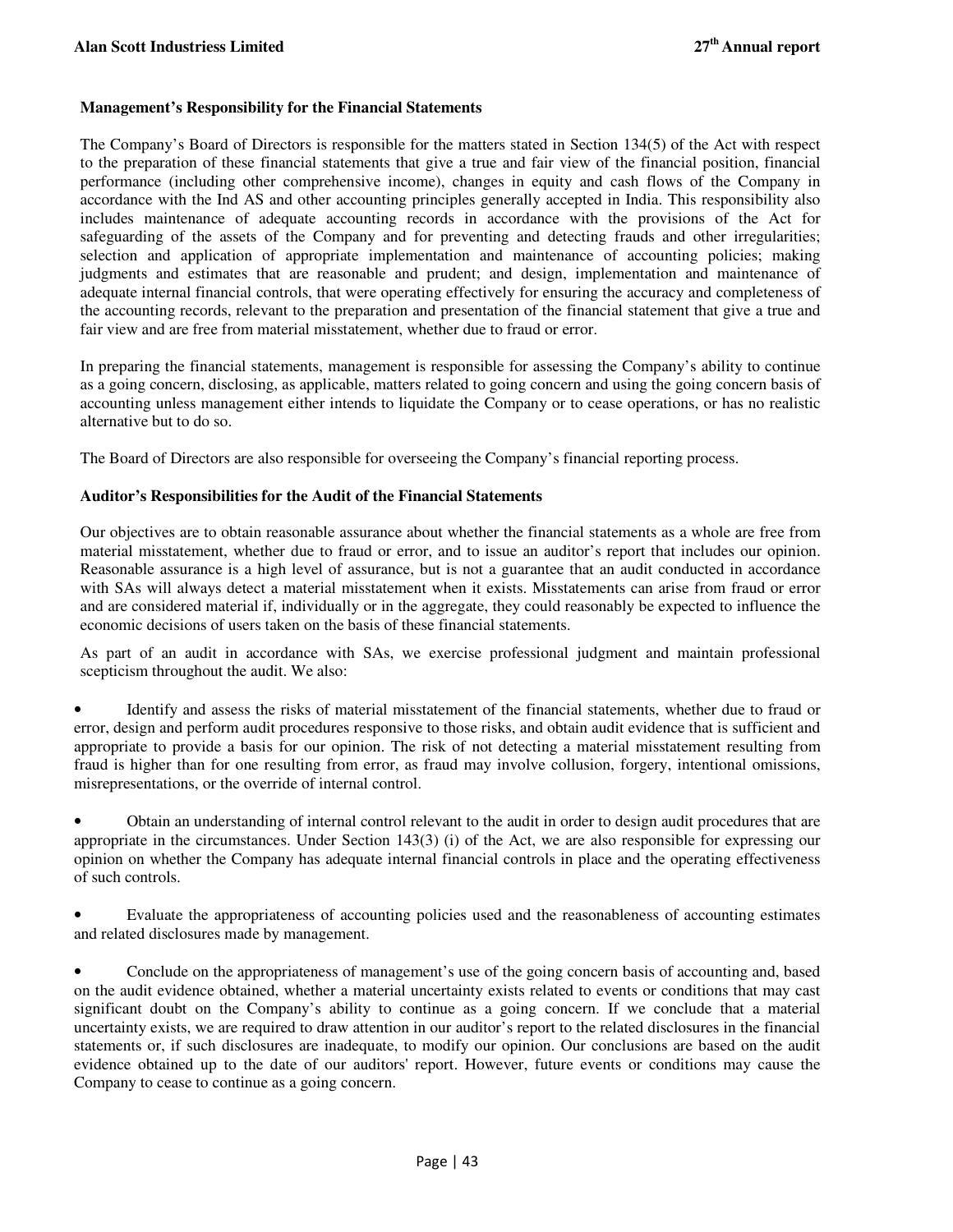**Management's Responsibility for the Financial Statements**

The Company's Board of Directors is responsible for the matters stated in Section 134(5) of the Act with respect to the preparation of these financial statements that give a true and fair view of the financial position, financial performance (including other comprehensive income), changes in equity and cash flows of the Company in accordance with the Ind AS and other accounting principles generally accepted in India. This responsibility also includes maintenance of adequate accounting records in accordance with the provisions of the Act for safeguarding of the assets of the Company and for preventing and detecting frauds and other irregularities; selection and application of appropriate implementation and maintenance of accounting policies; making judgments and estimates that are reasonable and prudent; and design, implementation and maintenance of adequate internal financial controls, that were operating effectively for ensuring the accuracy and completeness of the accounting records, relevant to the preparation and presentation of the financial statement that give a true and fair view and are free from material misstatement, whether due to fraud or error.

In preparing the financial statements, management is responsible for assessing the Company's ability to continue as a going concern, disclosing, as applicable, matters related to going concern and using the going concern basis of accounting unless management either intends to liquidate the Company or to cease operations, or has no realistic alternative but to do so.

The Board of Directors are also responsible for overseeing the Company's financial reporting process.

**Auditor's Responsibilities for the Audit of the Financial Statements**

Our objectives are to obtain reasonable assurance about whether the financial statements as a whole are free from material misstatement, whether due to fraud or error, and to issue an auditor's report that includes our opinion. Reasonable assurance is a high level of assurance, but is not a guarantee that an audit conducted in accordance with SAs will always detect a material misstatement when it exists. Misstatements can arise from fraud or error and are considered material if, individually or in the aggregate, they could reasonably be expected to influence the economic decisions of users taken on the basis of these financial statements.

As part of an audit in accordance with SAs, we exercise professional judgment and maintain professional scepticism throughout the audit. We also:

- Identify and assess the risks of material misstatement of the financial statements, whether due to fraud or error, design and perform audit procedures responsive to those risks, and obtain audit evidence that is sufficient and appropriate to provide a basis for our opinion. The risk of not detecting a material misstatement resulting from fraud is higher than for one resulting from error, as fraud may involve collusion, forgery, intentional omissions, misrepresentations, or the override of internal control.

- Obtain an understanding of internal control relevant to the audit in order to design audit procedures that are appropriate in the circumstances. Under Section 143(3) (i) of the Act, we are also responsible for expressing our opinion on whether the Company has adequate internal financial controls in place and the operating effectiveness of such controls.

- Evaluate the appropriateness of accounting policies used and the reasonableness of accounting estimates and related disclosures made by management.

- Conclude on the appropriateness of management's use of the going concern basis of accounting and, based on the audit evidence obtained, whether a material uncertainty exists related to events or conditions that may cast significant doubt on the Company's ability to continue as a going concern. If we conclude that a material uncertainty exists, we are required to draw attention in our auditor's report to the related disclosures in the financial statements or, if such disclosures are inadequate, to modify our opinion. Our conclusions are based on the audit evidence obtained up to the date of our auditors' report. However, future events or conditions may cause the Company to cease to continue as a going concern.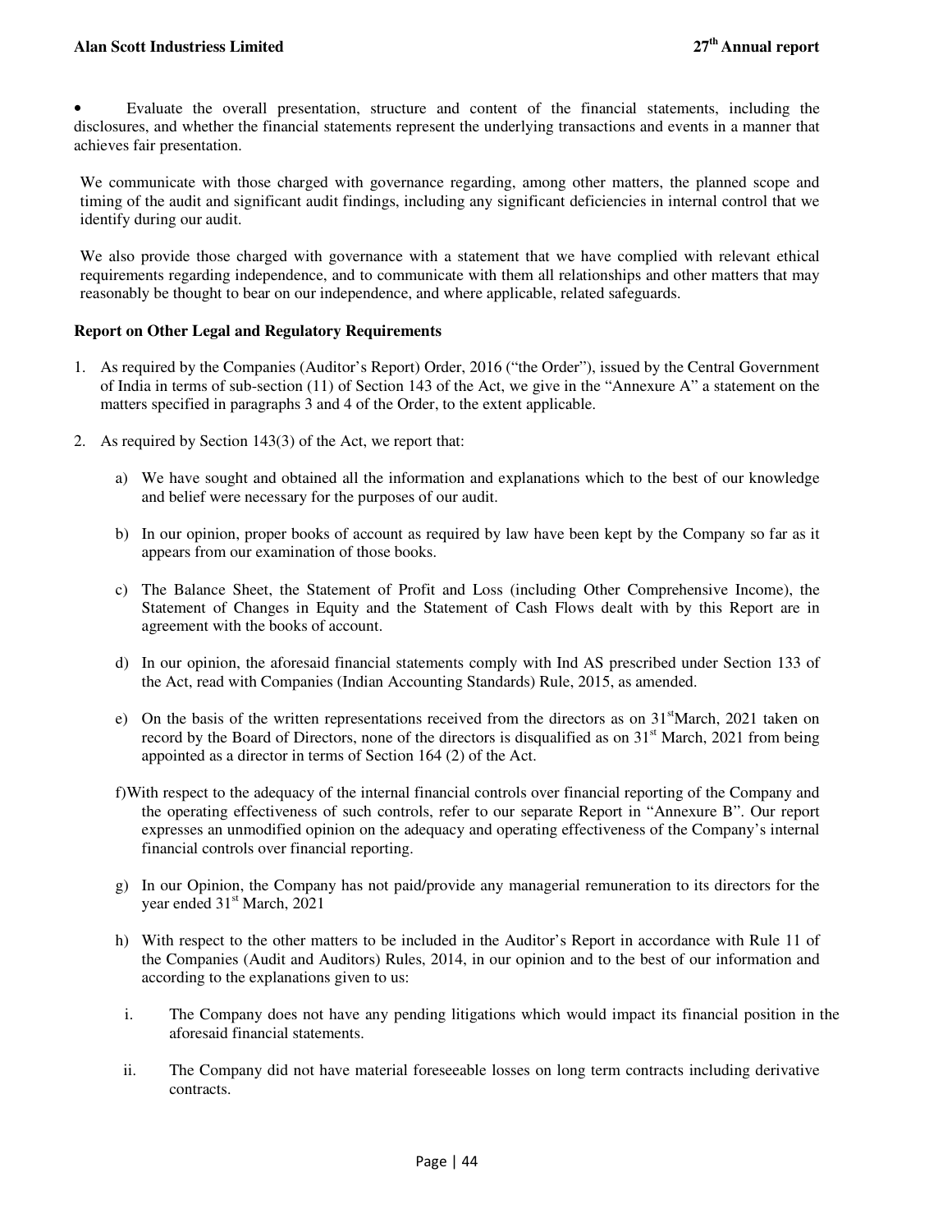- Evaluate the overall presentation, structure and content of the financial statements, including the disclosures, and whether the financial statements represent the underlying transactions and events in a manner that achieves fair presentation.

We communicate with those charged with governance regarding, among other matters, the planned scope and timing of the audit and significant audit findings, including any significant deficiencies in internal control that we identify during our audit.

We also provide those charged with governance with a statement that we have complied with relevant ethical requirements regarding independence, and to communicate with them all relationships and other matters that may reasonably be thought to bear on our independence, and where applicable, related safeguards.

**Report on Other Legal and Regulatory Requirements**

1. As required by the Companies (Auditor's Report) Order, 2016 ("the Order"), issued by the Central Government of India in terms of sub-section (11) of Section 143 of the Act, we give in the "Annexure A" a statement on the matters specified in paragraphs 3 and 4 of the Order, to the extent applicable.

2. As required by Section 143(3) of the Act, we report that:

   a) We have sought and obtained all the information and explanations which to the best of our knowledge and belief were necessary for the purposes of our audit.

   b) In our opinion, proper books of account as required by law have been kept by the Company so far as it appears from our examination of those books.

   c) The Balance Sheet, the Statement of Profit and Loss (including Other Comprehensive Income), the Statement of Changes in Equity and the Statement of Cash Flows dealt with by this Report are in agreement with the books of account.

   d) In our opinion, the aforesaid financial statements comply with Ind AS prescribed under Section 133 of the Act, read with Companies (Indian Accounting Standards) Rule, 2015, as amended.

   e) On the basis of the written representations received from the directors as on 31st March, 2021 taken on record by the Board of Directors, none of the directors is disqualified as on 31st March, 2021 from being appointed as a director in terms of Section 164 (2) of the Act.

   f) With respect to the adequacy of the internal financial controls over financial reporting of the Company and the operating effectiveness of such controls, refer to our separate Report in "Annexure B". Our report expresses an unmodified opinion on the adequacy and operating effectiveness of the Company's internal financial controls over financial reporting.

   g) In our Opinion, the Company has not paid/provide any managerial remuneration to its directors for the year ended 31st March, 2021

   h) With respect to the other matters to be included in the Auditor's Report in accordance with Rule 11 of the Companies (Audit and Auditors) Rules, 2014, in our opinion and to the best of our information and according to the explanations given to us:

      i. The Company does not have any pending litigations which would impact its financial position in the aforesaid financial statements.

      ii. The Company did not have material foreseeable losses on long term contracts including derivative contracts.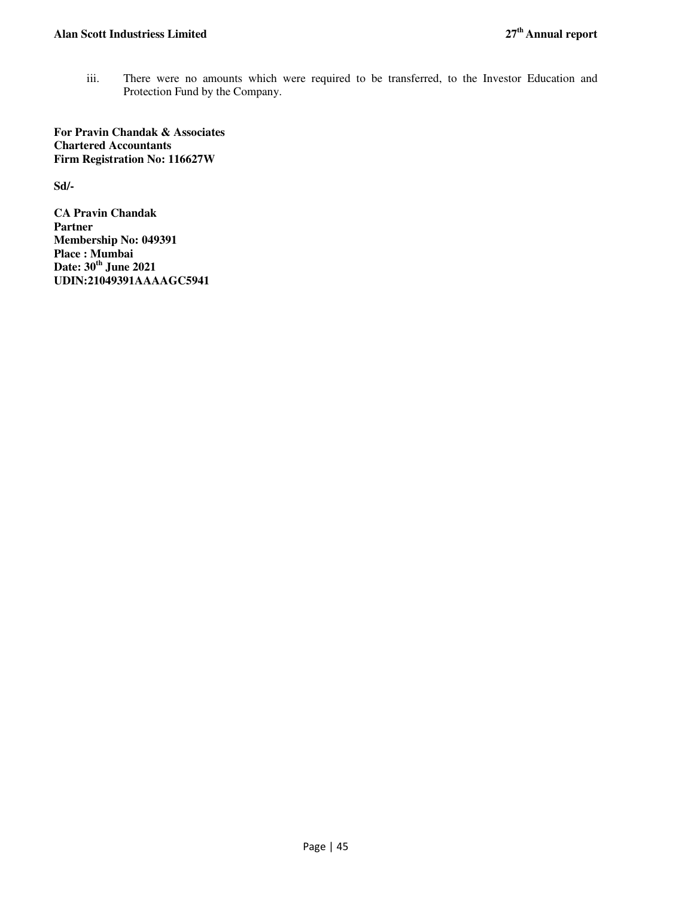iii. There were no amounts which were required to be transferred, to the Investor Education and Protection Fund by the Company.

**For Pravin Chandak & Associates**
**Chartered Accountants**
**Firm Registration No: 116627W**

**Sd/-**

**CA Pravin Chandak**
**Partner**
**Membership No: 049391**
**Place : Mumbai**
**Date: 30th June 2021**
**UDIN:21049391AAAAGC5941**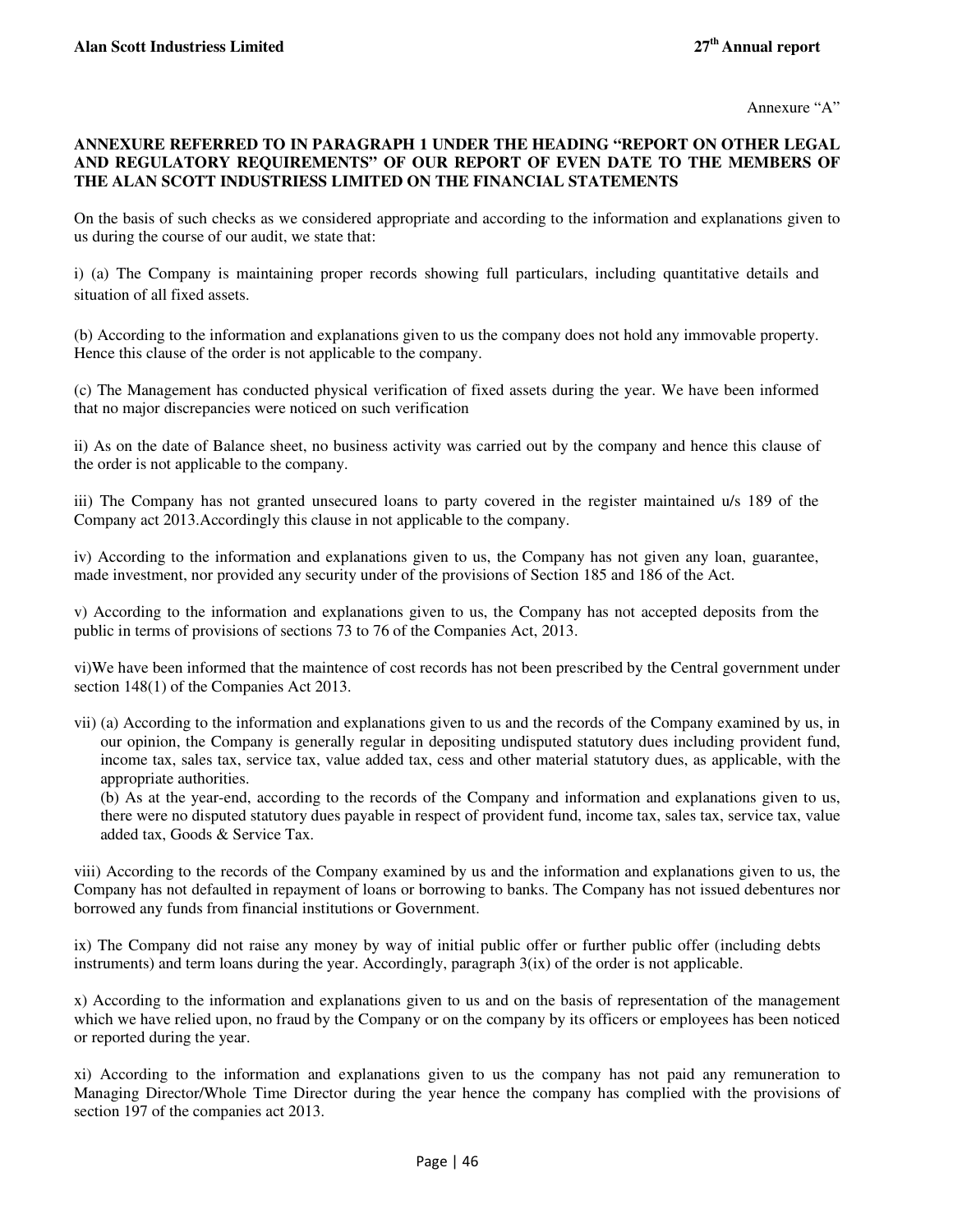Annexure "A"

**ANNEXURE REFERRED TO IN PARAGRAPH 1 UNDER THE HEADING "REPORT ON OTHER LEGAL AND REGULATORY REQUIREMENTS" OF OUR REPORT OF EVEN DATE TO THE MEMBERS OF THE ALAN SCOTT INDUSTRIESS LIMITED ON THE FINANCIAL STATEMENTS**

On the basis of such checks as we considered appropriate and according to the information and explanations given to us during the course of our audit, we state that:

i) (a) The Company is maintaining proper records showing full particulars, including quantitative details and situation of all fixed assets.

(b) According to the information and explanations given to us the company does not hold any immovable property. Hence this clause of the order is not applicable to the company.

(c) The Management has conducted physical verification of fixed assets during the year. We have been informed that no major discrepancies were noticed on such verification

ii) As on the date of Balance sheet, no business activity was carried out by the company and hence this clause of the order is not applicable to the company.

iii) The Company has not granted unsecured loans to party covered in the register maintained u/s 189 of the Company act 2013.Accordingly this clause in not applicable to the company.

iv) According to the information and explanations given to us, the Company has not given any loan, guarantee, made investment, nor provided any security under of the provisions of Section 185 and 186 of the Act.

v) According to the information and explanations given to us, the Company has not accepted deposits from the public in terms of provisions of sections 73 to 76 of the Companies Act, 2013.

vi)We have been informed that the maintence of cost records has not been prescribed by the Central government under section 148(1) of the Companies Act 2013.

vii) (a) According to the information and explanations given to us and the records of the Company examined by us, in our opinion, the Company is generally regular in depositing undisputed statutory dues including provident fund, income tax, sales tax, service tax, value added tax, cess and other material statutory dues, as applicable, with the appropriate authorities.

(b) As at the year-end, according to the records of the Company and information and explanations given to us, there were no disputed statutory dues payable in respect of provident fund, income tax, sales tax, service tax, value added tax, Goods & Service Tax.

viii) According to the records of the Company examined by us and the information and explanations given to us, the Company has not defaulted in repayment of loans or borrowing to banks. The Company has not issued debentures nor borrowed any funds from financial institutions or Government.

ix) The Company did not raise any money by way of initial public offer or further public offer (including debts instruments) and term loans during the year. Accordingly, paragraph 3(ix) of the order is not applicable.

x) According to the information and explanations given to us and on the basis of representation of the management which we have relied upon, no fraud by the Company or on the company by its officers or employees has been noticed or reported during the year.

xi) According to the information and explanations given to us the company has not paid any remuneration to Managing Director/Whole Time Director during the year hence the company has complied with the provisions of section 197 of the companies act 2013.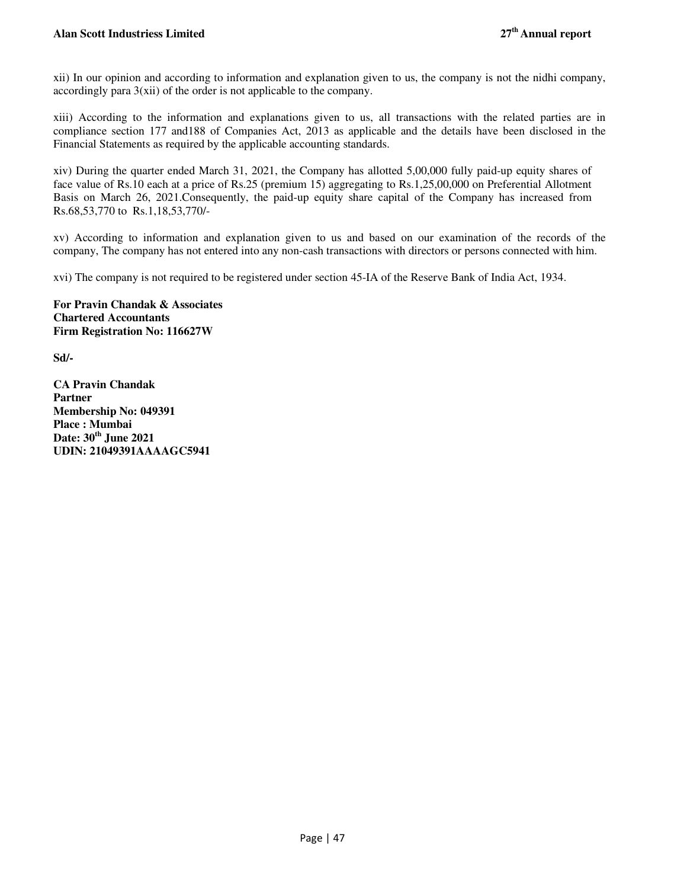xii) In our opinion and according to information and explanation given to us, the company is not the nidhi company, accordingly para 3(xii) of the order is not applicable to the company.

xiii) According to the information and explanations given to us, all transactions with the related parties are in compliance section 177 and188 of Companies Act, 2013 as applicable and the details have been disclosed in the Financial Statements as required by the applicable accounting standards.

xiv) During the quarter ended March 31, 2021, the Company has allotted 5,00,000 fully paid-up equity shares of face value of Rs.10 each at a price of Rs.25 (premium 15) aggregating to Rs.1,25,00,000 on Preferential Allotment Basis on March 26, 2021.Consequently, the paid-up equity share capital of the Company has increased from Rs.68,53,770 to Rs.1,18,53,770/-

xv) According to information and explanation given to us and based on our examination of the records of the company, The company has not entered into any non-cash transactions with directors or persons connected with him.

xvi) The company is not required to be registered under section 45-IA of the Reserve Bank of India Act, 1934.

**For Pravin Chandak & Associates**
**Chartered Accountants**
**Firm Registration No: 116627W**

**Sd/-**

**CA Pravin Chandak**
**Partner**
**Membership No: 049391**
**Place : Mumbai**
**Date: 30th June 2021**
**UDIN: 21049391AAAAGC5941**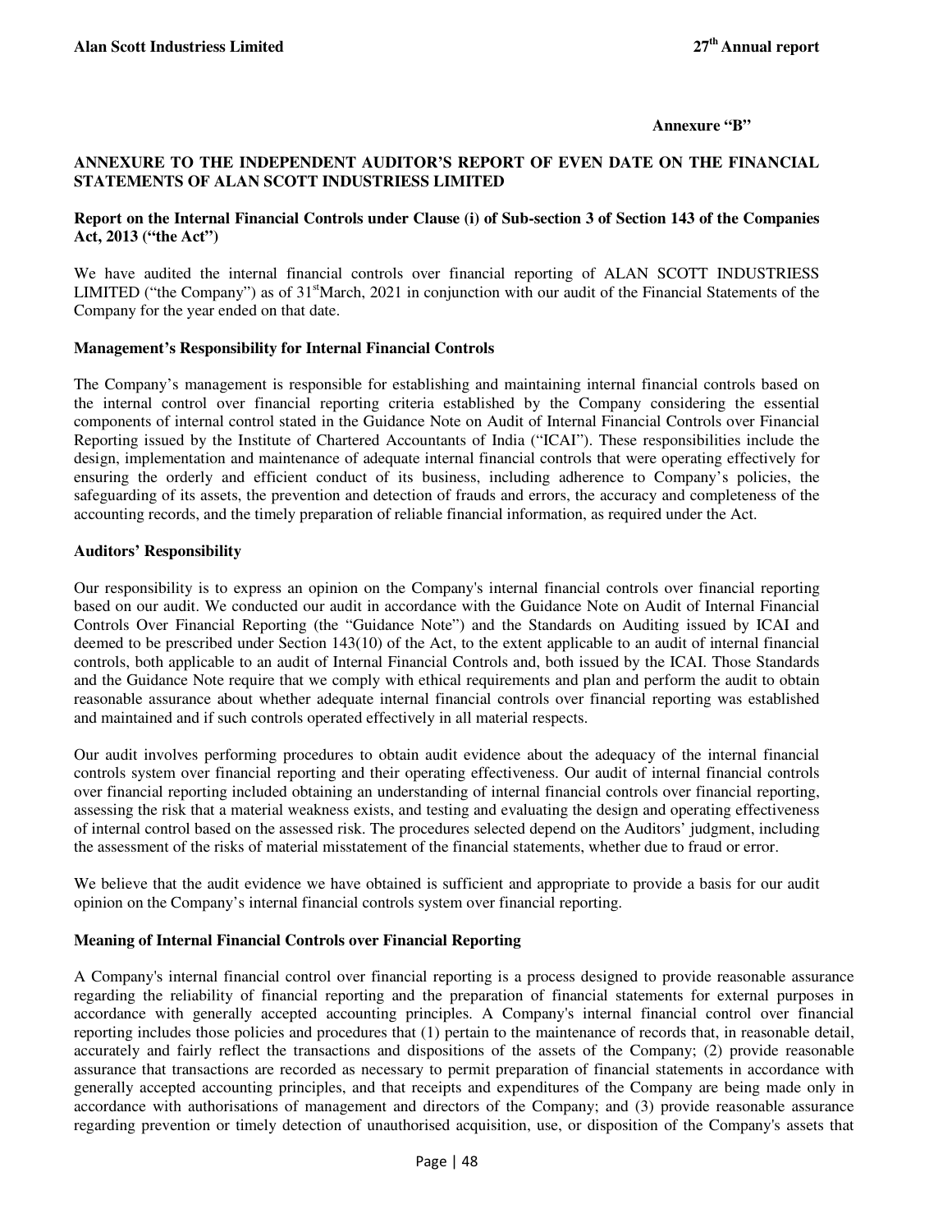**Annexure "B"**

**ANNEXURE TO THE INDEPENDENT AUDITOR'S REPORT OF EVEN DATE ON THE FINANCIAL STATEMENTS OF ALAN SCOTT INDUSTRIESS LIMITED**

**Report on the Internal Financial Controls under Clause (i) of Sub-section 3 of Section 143 of the Companies Act, 2013 ("the Act")**

We have audited the internal financial controls over financial reporting of ALAN SCOTT INDUSTRIESS LIMITED ("the Company") as of 31st March, 2021 in conjunction with our audit of the Financial Statements of the Company for the year ended on that date.

**Management's Responsibility for Internal Financial Controls**

The Company's management is responsible for establishing and maintaining internal financial controls based on the internal control over financial reporting criteria established by the Company considering the essential components of internal control stated in the Guidance Note on Audit of Internal Financial Controls over Financial Reporting issued by the Institute of Chartered Accountants of India ("ICAI"). These responsibilities include the design, implementation and maintenance of adequate internal financial controls that were operating effectively for ensuring the orderly and efficient conduct of its business, including adherence to Company's policies, the safeguarding of its assets, the prevention and detection of frauds and errors, the accuracy and completeness of the accounting records, and the timely preparation of reliable financial information, as required under the Act.

**Auditors' Responsibility**

Our responsibility is to express an opinion on the Company's internal financial controls over financial reporting based on our audit. We conducted our audit in accordance with the Guidance Note on Audit of Internal Financial Controls Over Financial Reporting (the "Guidance Note") and the Standards on Auditing issued by ICAI and deemed to be prescribed under Section 143(10) of the Act, to the extent applicable to an audit of internal financial controls, both applicable to an audit of Internal Financial Controls and, both issued by the ICAI. Those Standards and the Guidance Note require that we comply with ethical requirements and plan and perform the audit to obtain reasonable assurance about whether adequate internal financial controls over financial reporting was established and maintained and if such controls operated effectively in all material respects.

Our audit involves performing procedures to obtain audit evidence about the adequacy of the internal financial controls system over financial reporting and their operating effectiveness. Our audit of internal financial controls over financial reporting included obtaining an understanding of internal financial controls over financial reporting, assessing the risk that a material weakness exists, and testing and evaluating the design and operating effectiveness of internal control based on the assessed risk. The procedures selected depend on the Auditors' judgment, including the assessment of the risks of material misstatement of the financial statements, whether due to fraud or error.

We believe that the audit evidence we have obtained is sufficient and appropriate to provide a basis for our audit opinion on the Company's internal financial controls system over financial reporting.

**Meaning of Internal Financial Controls over Financial Reporting**

A Company's internal financial control over financial reporting is a process designed to provide reasonable assurance regarding the reliability of financial reporting and the preparation of financial statements for external purposes in accordance with generally accepted accounting principles. A Company's internal financial control over financial reporting includes those policies and procedures that (1) pertain to the maintenance of records that, in reasonable detail, accurately and fairly reflect the transactions and dispositions of the assets of the Company; (2) provide reasonable assurance that transactions are recorded as necessary to permit preparation of financial statements in accordance with generally accepted accounting principles, and that receipts and expenditures of the Company are being made only in accordance with authorisations of management and directors of the Company; and (3) provide reasonable assurance regarding prevention or timely detection of unauthorised acquisition, use, or disposition of the Company's assets that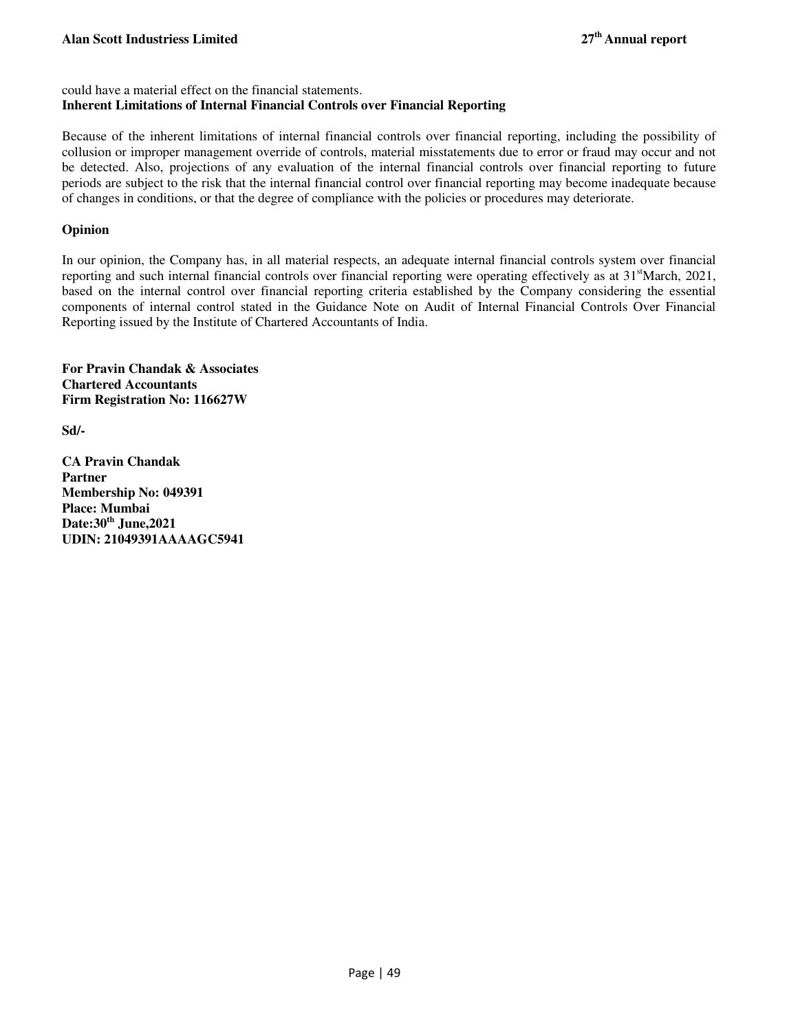could have a material effect on the financial statements.

**Inherent Limitations of Internal Financial Controls over Financial Reporting**

Because of the inherent limitations of internal financial controls over financial reporting, including the possibility of collusion or improper management override of controls, material misstatements due to error or fraud may occur and not be detected. Also, projections of any evaluation of the internal financial controls over financial reporting to future periods are subject to the risk that the internal financial control over financial reporting may become inadequate because of changes in conditions, or that the degree of compliance with the policies or procedures may deteriorate.

**Opinion**

In our opinion, the Company has, in all material respects, an adequate internal financial controls system over financial reporting and such internal financial controls over financial reporting were operating effectively as at 31st March, 2021, based on the internal control over financial reporting criteria established by the Company considering the essential components of internal control stated in the Guidance Note on Audit of Internal Financial Controls Over Financial Reporting issued by the Institute of Chartered Accountants of India.

**For Pravin Chandak & Associates**
**Chartered Accountants**
**Firm Registration No: 116627W**

**Sd/-**

**CA Pravin Chandak**
**Partner**
**Membership No: 049391**
**Place: Mumbai**
**Date:30th June,2021**
**UDIN: 21049391AAAAGC5941**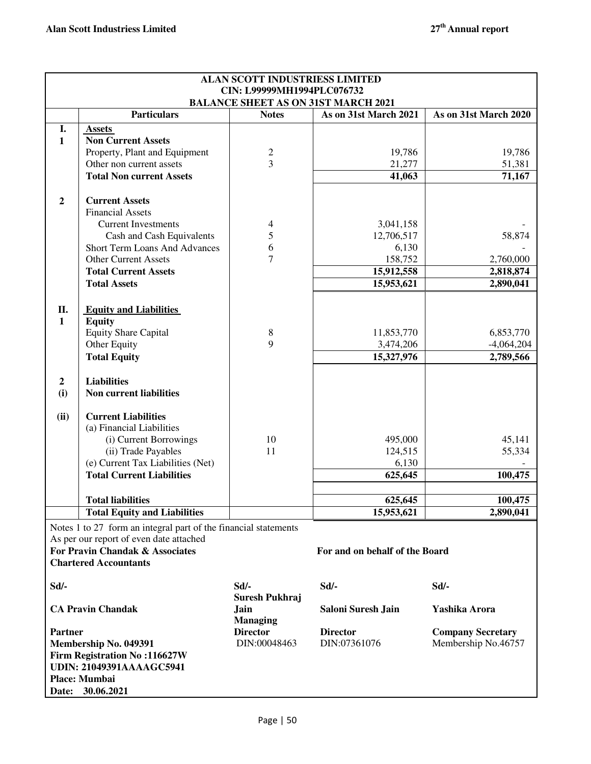| | ALAN SCOTT INDUSTRIESS LIMITED<br>CIN: L99999MH1994PLC076732<br>BALANCE SHEET AS ON 31ST MARCH 2021 | | | |
|---|---|---|---|---|
| | **Particulars** | **Notes** | **As on 31st March 2021** | **As on 31st March 2020** |
| **I.** | **Assets** | | | |
| **1** | **Non Current Assets** | | | |
| | Property, Plant and Equipment | 2 | 19,786 | 19,786 |
| | Other non current assets | 3 | 21,277 | 51,381 |
| | **Total Non current Assets** | | **41,063** | **71,167** |
| **2** | **Current Assets** | | | |
| | Financial Assets | | | |
| | Current Investments | 4 | 3,041,158 | - |
| | Cash and Cash Equivalents | 5 | 12,706,517 | 58,874 |
| | Short Term Loans And Advances | 6 | 6,130 | - |
| | Other Current Assets | 7 | 158,752 | 2,760,000 |
| | **Total Current Assets** | | **15,912,558** | **2,818,874** |
| | **Total Assets** | | **15,953,621** | **2,890,041** |
| **II.** | **Equity and Liabilities** | | | |
| **1** | **Equity** | | | |
| | Equity Share Capital | 8 | 11,853,770 | 6,853,770 |
| | Other Equity | 9 | 3,474,206 | -4,064,204 |
| | **Total Equity** | | **15,327,976** | **2,789,566** |
| **2** | **Liabilities** | | | |
| **(i)** | **Non current liabilities** | | | |
| **(ii)** | **Current Liabilities** | | | |
| | (a) Financial Liabilities | | | |
| | (i) Current Borrowings | 10 | 495,000 | 45,141 |
| | (ii) Trade Payables | 11 | 124,515 | 55,334 |
| | (e) Current Tax Liabilities (Net) | | 6,130 | - |
| | **Total Current Liabilities** | | **625,645** | **100,475** |
| | **Total liabilities** | | **625,645** | **100,475** |
| | **Total Equity and Liabilities** | | **15,953,621** | **2,890,041** |

Notes 1 to 27 form an integral part of the financial statements

As per our report of even date attached

**For Pravin Chandak & Associates**
**Chartered Accountants**

**For and on behalf of the Board**

| | | | |
|---|---|---|---|
| **Sd/-** | **Sd/-** | **Sd/-** | **Sd/-** |
| **CA Pravin Chandak** | **Suresh Pukhraj Jain** | **Saloni Suresh Jain** | **Yashika Arora** |
| **Partner** | **Managing Director** | **Director** | **Company Secretary** |
| **Membership No. 049391** | DIN:00048463 | DIN:07361076 | Membership No.46757 |
| **Firm Registration No :116627W** | | | |
| **UDIN: 21049391AAAAGC5941** | | | |
| **Place: Mumbai** | | | |
| **Date: 30.06.2021** | | | |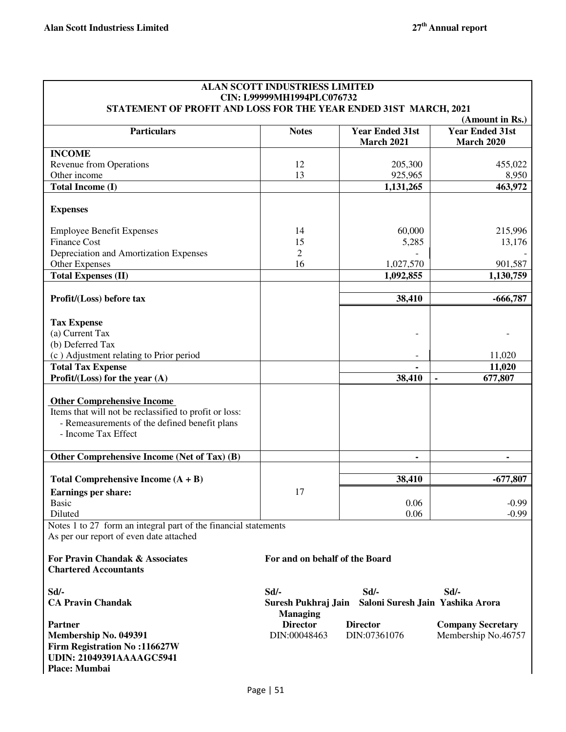**ALAN SCOTT INDUSTRIESS LIMITED**
**CIN: L99999MH1994PLC076732**
**STATEMENT OF PROFIT AND LOSS FOR THE YEAR ENDED 31ST MARCH, 2021**

(Amount in Rs.)

| Particulars | Notes | Year Ended 31st March 2021 | Year Ended 31st March 2020 |
|---|---|---|---|
| **INCOME** | | | |
| Revenue from Operations | 12 | 205,300 | 455,022 |
| Other income | 13 | 925,965 | 8,950 |
| **Total Income (I)** | | **1,131,265** | **463,972** |
| **Expenses** | | | |
| Employee Benefit Expenses | 14 | 60,000 | 215,996 |
| Finance Cost | 15 | 5,285 | 13,176 |
| Depreciation and Amortization Expenses | 2 | - | - |
| Other Expenses | 16 | 1,027,570 | 901,587 |
| **Total Expenses (II)** | | **1,092,855** | **1,130,759** |
| **Profit/(Loss) before tax** | | **38,410** | **-666,787** |
| **Tax Expense** | | | |
| (a) Current Tax | | - | - |
| (b) Deferred Tax | | | |
| (c ) Adjustment relating to Prior period | | - | 11,020 |
| **Total Tax Expense** | | **-** | **11,020** |
| **Profit/(Loss) for the year (A)** | | **38,410** | **- 677,807** |
| **Other Comprehensive Income** | | | |
| Items that will not be reclassified to profit or loss: | | | |
| - Remeasurements of the defined benefit plans | | | |
| - Income Tax Effect | | | |
| **Other Comprehensive Income (Net of Tax) (B)** | | **-** | **-** |
| **Total Comprehensive Income (A + B)** | | **38,410** | **-677,807** |
| **Earnings per share:** | 17 | | |
| Basic | | 0.06 | -0.99 |
| Diluted | | 0.06 | -0.99 |

Notes 1 to 27 form an integral part of the financial statements
As per our report of even date attached

**For Pravin Chandak & Associates**
**Chartered Accountants**

**Sd/-**
**CA Pravin Chandak**
**Partner**
**Membership No. 049391**
**Firm Registration No :116627W**
**UDIN: 21049391AAAAGC5941**
**Place: Mumbai**

**For and on behalf of the Board**

| Sd/- | Sd/- | Sd/- |
|---|---|---|
| **Suresh Pukhraj Jain** | **Saloni Suresh Jain** | **Yashika Arora** |
| **Managing Director** | **Director** | **Company Secretary** |
| DIN:00048463 | DIN:07361076 | Membership No.46757 |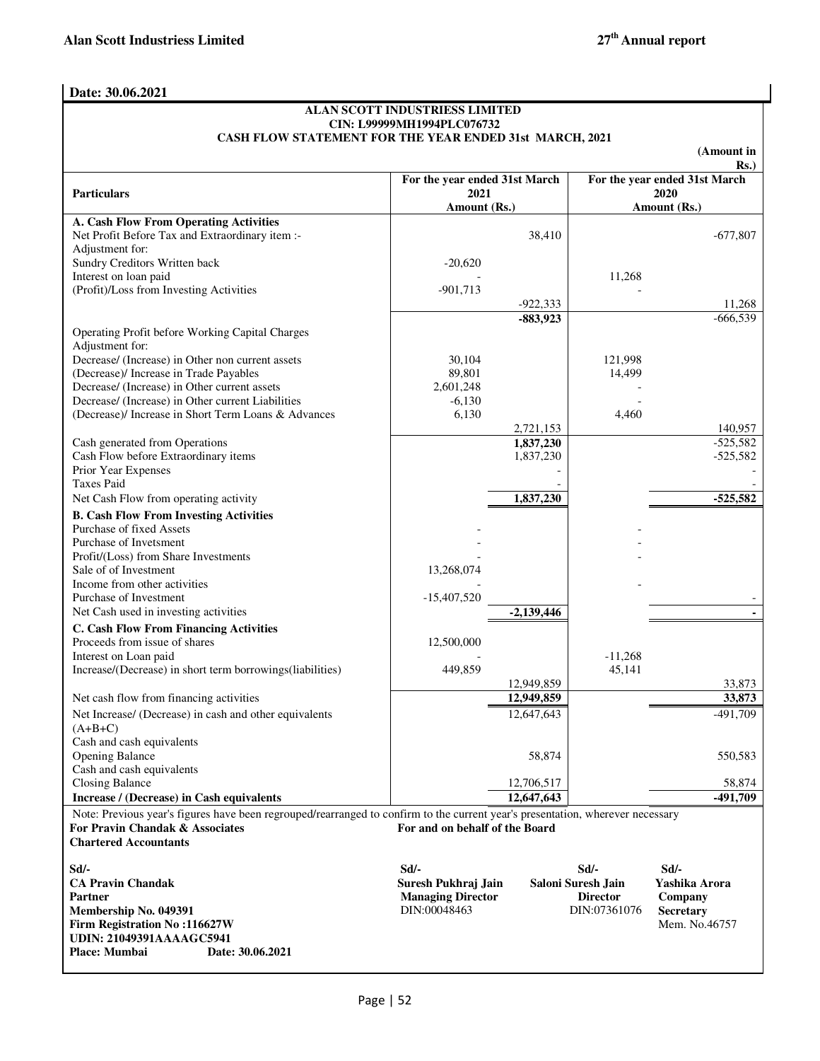**Date: 30.06.2021**

**ALAN SCOTT INDUSTRIESS LIMITED**
**CIN: L99999MH1994PLC076732**
**CASH FLOW STATEMENT FOR THE YEAR ENDED 31st MARCH, 2021**

**(Amount in Rs.)**

| **Particulars** | **For the year ended 31st March 2021 Amount (Rs.)** | | **For the year ended 31st March 2020 Amount (Rs.)** | |
|---|---|---|---|---|
| **A. Cash Flow From Operating Activities** | | | | |
| Net Profit Before Tax and Extraordinary item :- | | 38,410 | | -677,807 |
| Adjustment for: | | | | |
| Sundry Creditors Written back | -20,620 | | | |
| Interest on loan paid | - | | 11,268 | |
| (Profit)/Loss from Investing Activities | -901,713 | | - | |
| | | -922,333 | | 11,268 |
| | | **-883,923** | | -666,539 |
| Operating Profit before Working Capital Charges | | | | |
| Adjustment for: | | | | |
| Decrease/ (Increase) in Other non current assets | 30,104 | | 121,998 | |
| (Decrease)/ Increase in Trade Payables | 89,801 | | 14,499 | |
| Decrease/ (Increase) in Other current assets | 2,601,248 | | - | |
| Decrease/ (Increase) in Other current Liabilities | -6,130 | | - | |
| (Decrease)/ Increase in Short Term Loans & Advances | 6,130 | | 4,460 | |
| | | 2,721,153 | | 140,957 |
| Cash generated from Operations | | **1,837,230** | | -525,582 |
| Cash Flow before Extraordinary items | | 1,837,230 | | -525,582 |
| Prior Year Expenses | | - | | - |
| Taxes Paid | | - | | - |
| Net Cash Flow from operating activity | | **1,837,230** | | **-525,582** |
| **B. Cash Flow From Investing Activities** | | | | |
| Purchase of fixed Assets | - | | - | |
| Purchase of Invetsment | - | | - | |
| Profit/(Loss) from Share Investments | - | | - | |
| Sale of of Investment | 13,268,074 | | | |
| Income from other activities | - | | - | |
| Purchase of Investment | -15,407,520 | | | - |
| Net Cash used in investing activities | | **-2,139,446** | | **-** |
| **C. Cash Flow From Financing Activities** | | | | |
| Proceeds from issue of shares | 12,500,000 | | | |
| Interest on Loan paid | - | | -11,268 | |
| Increase/(Decrease) in short term borrowings(liabilities) | 449,859 | | 45,141 | |
| | | 12,949,859 | | 33,873 |
| Net cash flow from financing activities | | **12,949,859** | | **33,873** |
| Net Increase/ (Decrease) in cash and other equivalents (A+B+C) | | 12,647,643 | | -491,709 |
| Cash and cash equivalents Opening Balance | | 58,874 | | 550,583 |
| Cash and cash equivalents Closing Balance | | 12,706,517 | | 58,874 |
| **Increase / (Decrease) in Cash equivalents** | | **12,647,643** | | **-491,709** |

Note: Previous year's figures have been regrouped/rearranged to confirm to the current year's presentation, wherever necessary

**For Pravin Chandak & Associates**
**Chartered Accountants**

**Sd/-**
**CA Pravin Chandak**
**Partner**
**Membership No. 049391**
**Firm Registration No :116627W**
**UDIN: 21049391AAAAGC5941**
**Place: Mumbai** **Date: 30.06.2021**

**For and on behalf of the Board**

| Sd/- | Sd/- | Sd/- |
|---|---|---|
| **Suresh Pukhraj Jain** | **Saloni Suresh Jain** | **Yashika Arora** |
| **Managing Director** | **Director** | **Company Secretary** |
| DIN:00048463 | DIN:07361076 | Mem. No.46757 |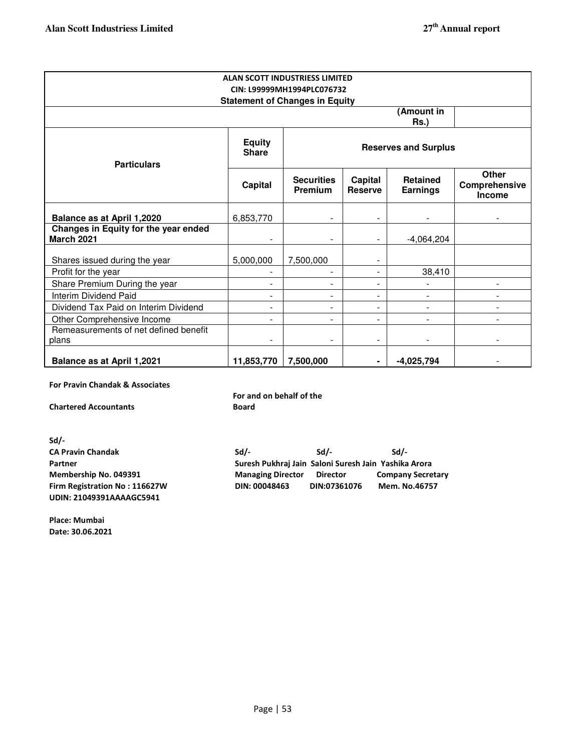| ALAN SCOTT INDUSTRIESS LIMITED<br>CIN: L99999MH1994PLC076732<br>**Statement of Changes in Equity** | | | | | |
|---|---|---|---|---|---|
| | | | | **(Amount in Rs.)** | |
| **Particulars** | **Equity Share** | **Reserves and Surplus** | | | |
| | **Capital** | **Securities Premium** | **Capital Reserve** | **Retained Earnings** | **Other Comprehensive Income** |
| **Balance as at April 1,2020** | 6,853,770 | - | - | - | - |
| **Changes in Equity for the year ended March 2021** | - | - | - | -4,064,204 | |
| Shares issued during the year | 5,000,000 | 7,500,000 | - | | |
| Profit for the year | - | - | - | 38,410 | |
| Share Premium During the year | - | - | - | - | - |
| Interim Dividend Paid | - | - | - | - | - |
| Dividend Tax Paid on Interim Dividend | - | - | - | - | - |
| Other Comprehensive Income | - | - | - | - | - |
| Remeasurements of net defined benefit plans | - | - | - | - | - |
| **Balance as at April 1,2021** | **11,853,770** | **7,500,000** | **-** | **-4,025,794** | - |

**For Pravin Chandak & Associates**

**Chartered Accountants**

**For and on behalf of the Board**

**Sd/-**
**CA Pravin Chandak**
**Partner**
**Membership No. 049391**
**Firm Registration No : 116627W**
**UDIN: 21049391AAAAGC5941**

| Sd/- | Sd/- | Sd/- |
|---|---|---|
| **Suresh Pukhraj Jain** | **Saloni Suresh Jain** | **Yashika Arora** |
| **Managing Director** | **Director** | **Company Secretary** |
| **DIN: 00048463** | **DIN:07361076** | **Mem. No.46757** |

**Place: Mumbai**
**Date: 30.06.2021**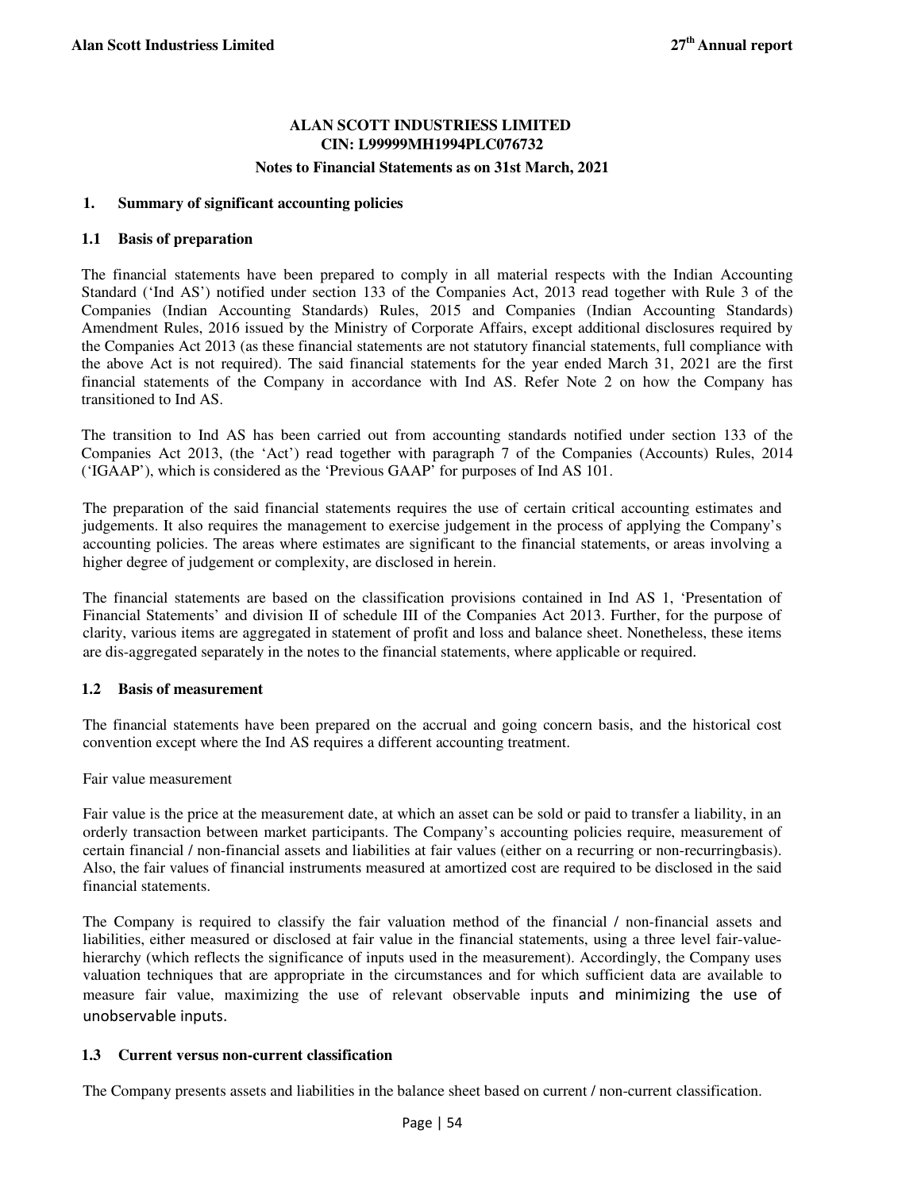# ALAN SCOTT INDUSTRIESS LIMITED
## CIN: L99999MH1994PLC076732
### Notes to Financial Statements as on 31st March, 2021

## 1. Summary of significant accounting policies

### 1.1 Basis of preparation

The financial statements have been prepared to comply in all material respects with the Indian Accounting Standard ('Ind AS') notified under section 133 of the Companies Act, 2013 read together with Rule 3 of the Companies (Indian Accounting Standards) Rules, 2015 and Companies (Indian Accounting Standards) Amendment Rules, 2016 issued by the Ministry of Corporate Affairs, except additional disclosures required by the Companies Act 2013 (as these financial statements are not statutory financial statements, full compliance with the above Act is not required). The said financial statements for the year ended March 31, 2021 are the first financial statements of the Company in accordance with Ind AS. Refer Note 2 on how the Company has transitioned to Ind AS.

The transition to Ind AS has been carried out from accounting standards notified under section 133 of the Companies Act 2013, (the 'Act') read together with paragraph 7 of the Companies (Accounts) Rules, 2014 ('IGAAP'), which is considered as the 'Previous GAAP' for purposes of Ind AS 101.

The preparation of the said financial statements requires the use of certain critical accounting estimates and judgements. It also requires the management to exercise judgement in the process of applying the Company's accounting policies. The areas where estimates are significant to the financial statements, or areas involving a higher degree of judgement or complexity, are disclosed in herein.

The financial statements are based on the classification provisions contained in Ind AS 1, 'Presentation of Financial Statements' and division II of schedule III of the Companies Act 2013. Further, for the purpose of clarity, various items are aggregated in statement of profit and loss and balance sheet. Nonetheless, these items are dis-aggregated separately in the notes to the financial statements, where applicable or required.

### 1.2 Basis of measurement

The financial statements have been prepared on the accrual and going concern basis, and the historical cost convention except where the Ind AS requires a different accounting treatment.

Fair value measurement

Fair value is the price at the measurement date, at which an asset can be sold or paid to transfer a liability, in an orderly transaction between market participants. The Company's accounting policies require, measurement of certain financial / non-financial assets and liabilities at fair values (either on a recurring or non-recurringbasis). Also, the fair values of financial instruments measured at amortized cost are required to be disclosed in the said financial statements.

The Company is required to classify the fair valuation method of the financial / non-financial assets and liabilities, either measured or disclosed at fair value in the financial statements, using a three level fair-value-hierarchy (which reflects the significance of inputs used in the measurement). Accordingly, the Company uses valuation techniques that are appropriate in the circumstances and for which sufficient data are available to measure fair value, maximizing the use of relevant observable inputs and minimizing the use of unobservable inputs.

### 1.3 Current versus non-current classification

The Company presents assets and liabilities in the balance sheet based on current / non-current classification.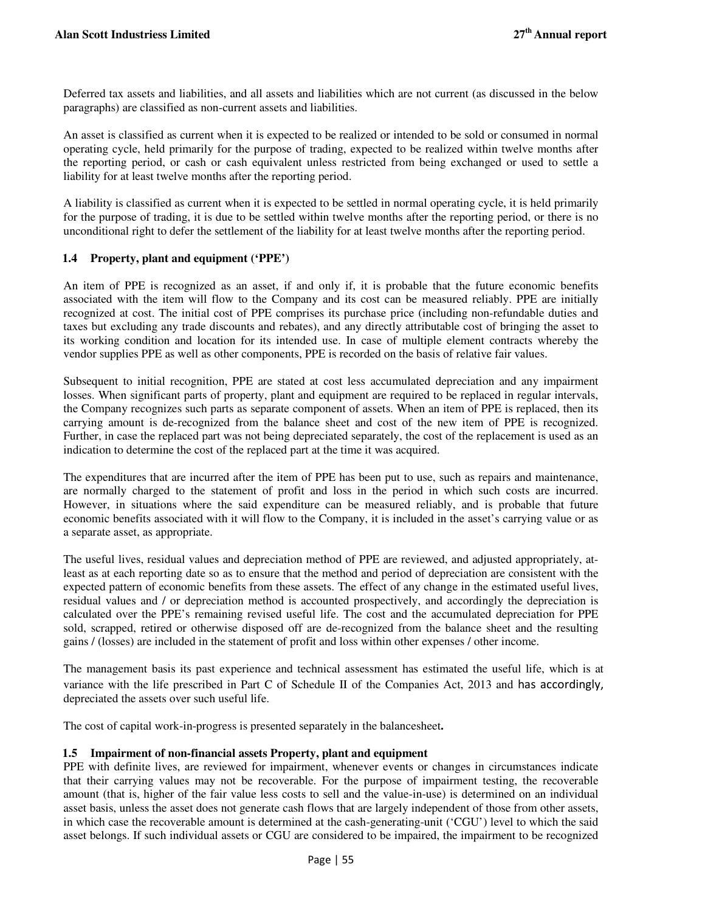Deferred tax assets and liabilities, and all assets and liabilities which are not current (as discussed in the below paragraphs) are classified as non-current assets and liabilities.

An asset is classified as current when it is expected to be realized or intended to be sold or consumed in normal operating cycle, held primarily for the purpose of trading, expected to be realized within twelve months after the reporting period, or cash or cash equivalent unless restricted from being exchanged or used to settle a liability for at least twelve months after the reporting period.

A liability is classified as current when it is expected to be settled in normal operating cycle, it is held primarily for the purpose of trading, it is due to be settled within twelve months after the reporting period, or there is no unconditional right to defer the settlement of the liability for at least twelve months after the reporting period.

### 1.4 Property, plant and equipment ('PPE')

An item of PPE is recognized as an asset, if and only if, it is probable that the future economic benefits associated with the item will flow to the Company and its cost can be measured reliably. PPE are initially recognized at cost. The initial cost of PPE comprises its purchase price (including non-refundable duties and taxes but excluding any trade discounts and rebates), and any directly attributable cost of bringing the asset to its working condition and location for its intended use. In case of multiple element contracts whereby the vendor supplies PPE as well as other components, PPE is recorded on the basis of relative fair values.

Subsequent to initial recognition, PPE are stated at cost less accumulated depreciation and any impairment losses. When significant parts of property, plant and equipment are required to be replaced in regular intervals, the Company recognizes such parts as separate component of assets. When an item of PPE is replaced, then its carrying amount is de-recognized from the balance sheet and cost of the new item of PPE is recognized. Further, in case the replaced part was not being depreciated separately, the cost of the replacement is used as an indication to determine the cost of the replaced part at the time it was acquired.

The expenditures that are incurred after the item of PPE has been put to use, such as repairs and maintenance, are normally charged to the statement of profit and loss in the period in which such costs are incurred. However, in situations where the said expenditure can be measured reliably, and is probable that future economic benefits associated with it will flow to the Company, it is included in the asset's carrying value or as a separate asset, as appropriate.

The useful lives, residual values and depreciation method of PPE are reviewed, and adjusted appropriately, at-least as at each reporting date so as to ensure that the method and period of depreciation are consistent with the expected pattern of economic benefits from these assets. The effect of any change in the estimated useful lives, residual values and / or depreciation method is accounted prospectively, and accordingly the depreciation is calculated over the PPE's remaining revised useful life. The cost and the accumulated depreciation for PPE sold, scrapped, retired or otherwise disposed off are de-recognized from the balance sheet and the resulting gains / (losses) are included in the statement of profit and loss within other expenses / other income.

The management basis its past experience and technical assessment has estimated the useful life, which is at variance with the life prescribed in Part C of Schedule II of the Companies Act, 2013 and has accordingly, depreciated the assets over such useful life.

The cost of capital work-in-progress is presented separately in the balancesheet**.**

### 1.5 Impairment of non-financial assets Property, plant and equipment

PPE with definite lives, are reviewed for impairment, whenever events or changes in circumstances indicate that their carrying values may not be recoverable. For the purpose of impairment testing, the recoverable amount (that is, higher of the fair value less costs to sell and the value-in-use) is determined on an individual asset basis, unless the asset does not generate cash flows that are largely independent of those from other assets, in which case the recoverable amount is determined at the cash-generating-unit ('CGU') level to which the said asset belongs. If such individual assets or CGU are considered to be impaired, the impairment to be recognized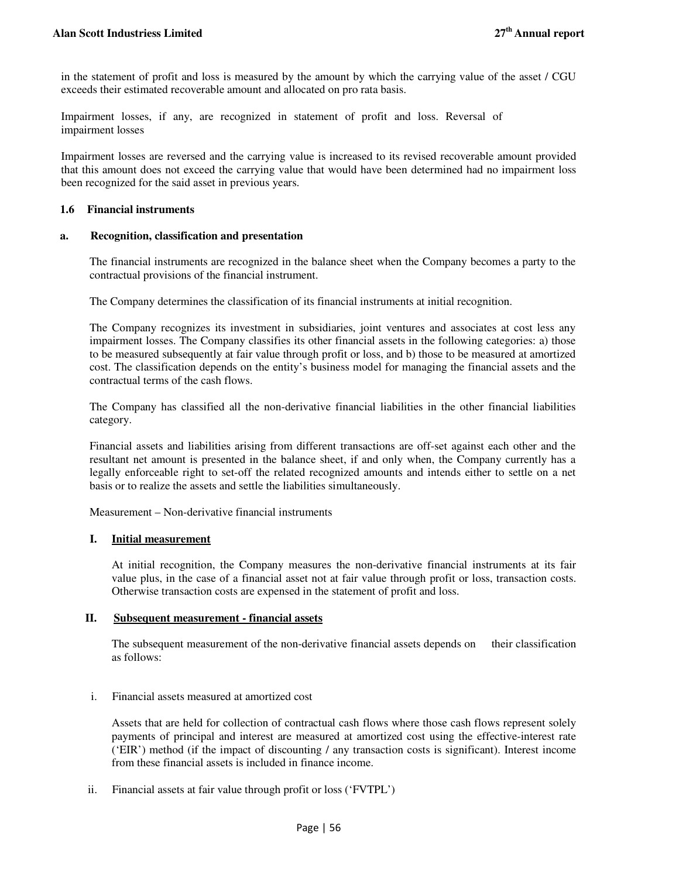in the statement of profit and loss is measured by the amount by which the carrying value of the asset / CGU exceeds their estimated recoverable amount and allocated on pro rata basis.

Impairment losses, if any, are recognized in statement of profit and loss. Reversal of impairment losses

Impairment losses are reversed and the carrying value is increased to its revised recoverable amount provided that this amount does not exceed the carrying value that would have been determined had no impairment loss been recognized for the said asset in previous years.

### 1.6 Financial instruments

#### a. Recognition, classification and presentation

The financial instruments are recognized in the balance sheet when the Company becomes a party to the contractual provisions of the financial instrument.

The Company determines the classification of its financial instruments at initial recognition.

The Company recognizes its investment in subsidiaries, joint ventures and associates at cost less any impairment losses. The Company classifies its other financial assets in the following categories: a) those to be measured subsequently at fair value through profit or loss, and b) those to be measured at amortized cost. The classification depends on the entity's business model for managing the financial assets and the contractual terms of the cash flows.

The Company has classified all the non-derivative financial liabilities in the other financial liabilities category.

Financial assets and liabilities arising from different transactions are off-set against each other and the resultant net amount is presented in the balance sheet, if and only when, the Company currently has a legally enforceable right to set-off the related recognized amounts and intends either to settle on a net basis or to realize the assets and settle the liabilities simultaneously.

Measurement – Non-derivative financial instruments

**I. <u>Initial measurement</u>**

At initial recognition, the Company measures the non-derivative financial instruments at its fair value plus, in the case of a financial asset not at fair value through profit or loss, transaction costs. Otherwise transaction costs are expensed in the statement of profit and loss.

**II. <u>Subsequent measurement - financial assets</u>**

The subsequent measurement of the non-derivative financial assets depends on their classification as follows:

i. Financial assets measured at amortized cost

Assets that are held for collection of contractual cash flows where those cash flows represent solely payments of principal and interest are measured at amortized cost using the effective-interest rate ('EIR') method (if the impact of discounting / any transaction costs is significant). Interest income from these financial assets is included in finance income.

ii. Financial assets at fair value through profit or loss ('FVTPL')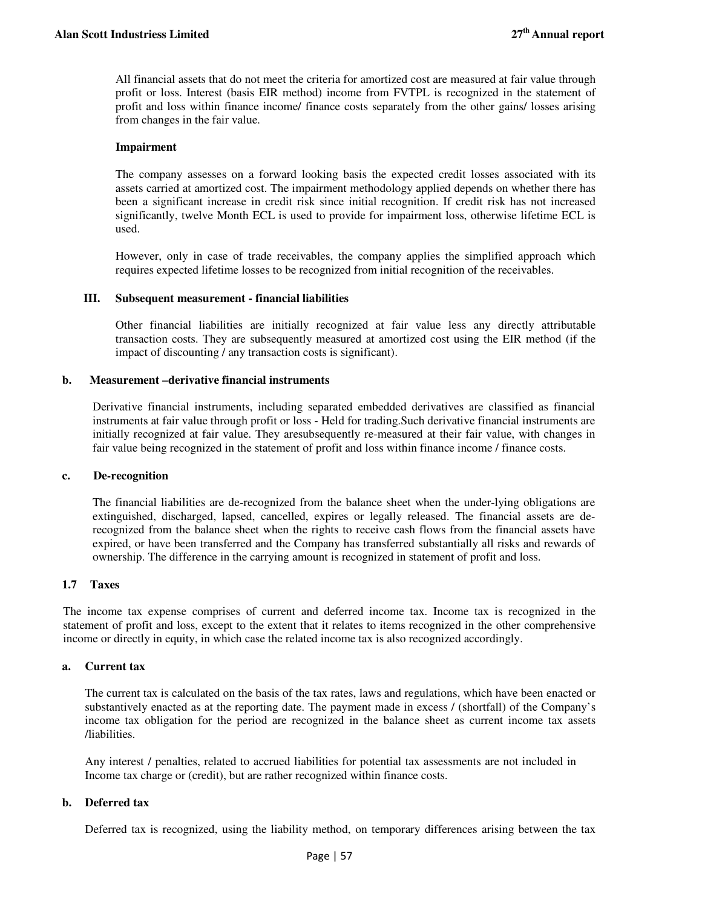All financial assets that do not meet the criteria for amortized cost are measured at fair value through profit or loss. Interest (basis EIR method) income from FVTPL is recognized in the statement of profit and loss within finance income/ finance costs separately from the other gains/ losses arising from changes in the fair value.

**Impairment**

The company assesses on a forward looking basis the expected credit losses associated with its assets carried at amortized cost. The impairment methodology applied depends on whether there has been a significant increase in credit risk since initial recognition. If credit risk has not increased significantly, twelve Month ECL is used to provide for impairment loss, otherwise lifetime ECL is used.

However, only in case of trade receivables, the company applies the simplified approach which requires expected lifetime losses to be recognized from initial recognition of the receivables.

**III. Subsequent measurement - financial liabilities**

Other financial liabilities are initially recognized at fair value less any directly attributable transaction costs. They are subsequently measured at amortized cost using the EIR method (if the impact of discounting / any transaction costs is significant).

**b. Measurement –derivative financial instruments**

Derivative financial instruments, including separated embedded derivatives are classified as financial instruments at fair value through profit or loss - Held for trading.Such derivative financial instruments are initially recognized at fair value. They aresubsequently re-measured at their fair value, with changes in fair value being recognized in the statement of profit and loss within finance income / finance costs.

**c. De-recognition**

The financial liabilities are de-recognized from the balance sheet when the under-lying obligations are extinguished, discharged, lapsed, cancelled, expires or legally released. The financial assets are de-recognized from the balance sheet when the rights to receive cash flows from the financial assets have expired, or have been transferred and the Company has transferred substantially all risks and rewards of ownership. The difference in the carrying amount is recognized in statement of profit and loss.

## 1.7 Taxes

The income tax expense comprises of current and deferred income tax. Income tax is recognized in the statement of profit and loss, except to the extent that it relates to items recognized in the other comprehensive income or directly in equity, in which case the related income tax is also recognized accordingly.

**a. Current tax**

The current tax is calculated on the basis of the tax rates, laws and regulations, which have been enacted or substantively enacted as at the reporting date. The payment made in excess / (shortfall) of the Company's income tax obligation for the period are recognized in the balance sheet as current income tax assets /liabilities.

Any interest / penalties, related to accrued liabilities for potential tax assessments are not included in Income tax charge or (credit), but are rather recognized within finance costs.

**b. Deferred tax**

Deferred tax is recognized, using the liability method, on temporary differences arising between the tax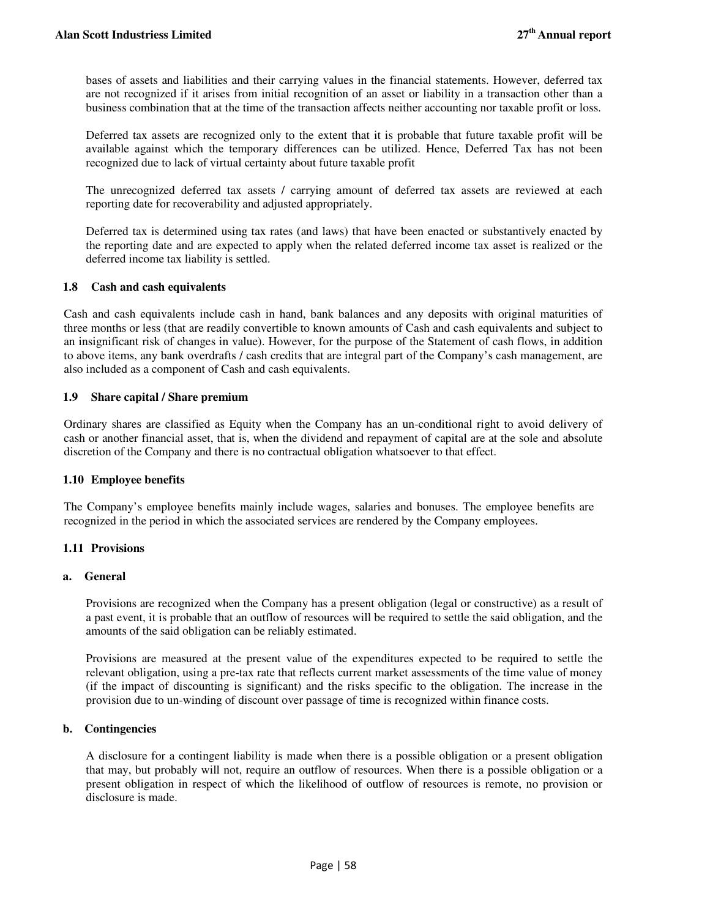bases of assets and liabilities and their carrying values in the financial statements. However, deferred tax are not recognized if it arises from initial recognition of an asset or liability in a transaction other than a business combination that at the time of the transaction affects neither accounting nor taxable profit or loss.

Deferred tax assets are recognized only to the extent that it is probable that future taxable profit will be available against which the temporary differences can be utilized. Hence, Deferred Tax has not been recognized due to lack of virtual certainty about future taxable profit

The unrecognized deferred tax assets / carrying amount of deferred tax assets are reviewed at each reporting date for recoverability and adjusted appropriately.

Deferred tax is determined using tax rates (and laws) that have been enacted or substantively enacted by the reporting date and are expected to apply when the related deferred income tax asset is realized or the deferred income tax liability is settled.

### 1.8 Cash and cash equivalents

Cash and cash equivalents include cash in hand, bank balances and any deposits with original maturities of three months or less (that are readily convertible to known amounts of Cash and cash equivalents and subject to an insignificant risk of changes in value). However, for the purpose of the Statement of cash flows, in addition to above items, any bank overdrafts / cash credits that are integral part of the Company's cash management, are also included as a component of Cash and cash equivalents.

### 1.9 Share capital / Share premium

Ordinary shares are classified as Equity when the Company has an un-conditional right to avoid delivery of cash or another financial asset, that is, when the dividend and repayment of capital are at the sole and absolute discretion of the Company and there is no contractual obligation whatsoever to that effect.

### 1.10 Employee benefits

The Company's employee benefits mainly include wages, salaries and bonuses. The employee benefits are recognized in the period in which the associated services are rendered by the Company employees.

### 1.11 Provisions

#### a. General

Provisions are recognized when the Company has a present obligation (legal or constructive) as a result of a past event, it is probable that an outflow of resources will be required to settle the said obligation, and the amounts of the said obligation can be reliably estimated.

Provisions are measured at the present value of the expenditures expected to be required to settle the relevant obligation, using a pre-tax rate that reflects current market assessments of the time value of money (if the impact of discounting is significant) and the risks specific to the obligation. The increase in the provision due to un-winding of discount over passage of time is recognized within finance costs.

#### b. Contingencies

A disclosure for a contingent liability is made when there is a possible obligation or a present obligation that may, but probably will not, require an outflow of resources. When there is a possible obligation or a present obligation in respect of which the likelihood of outflow of resources is remote, no provision or disclosure is made.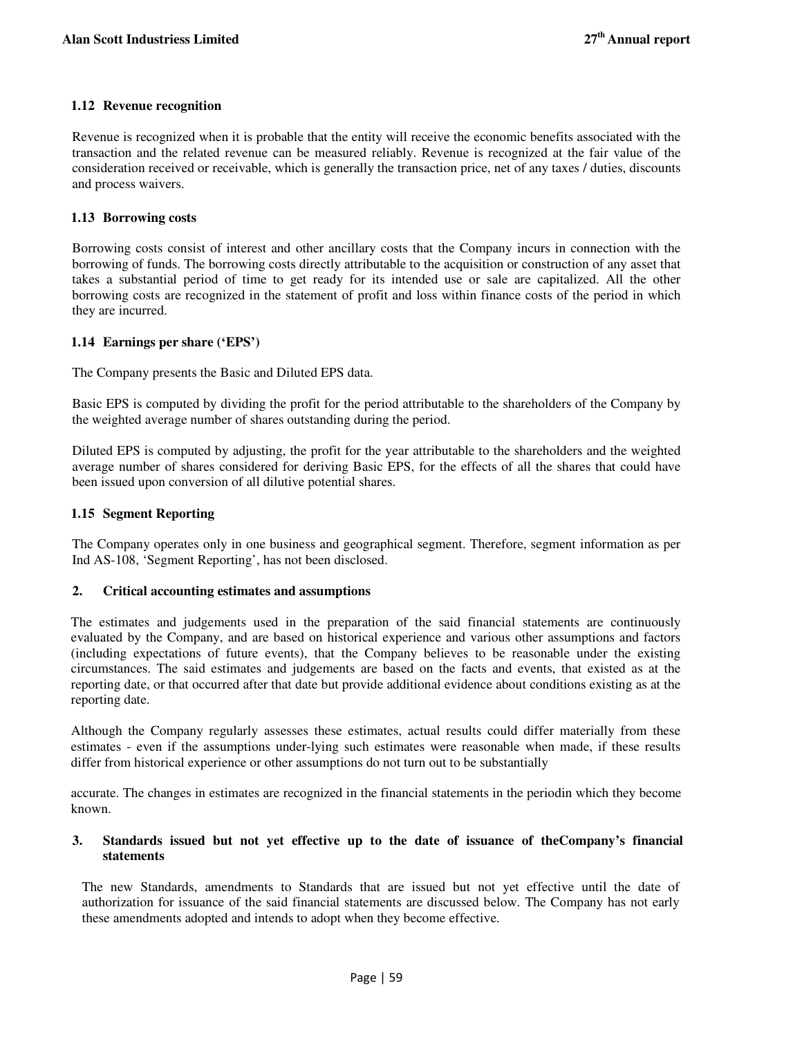### 1.12 Revenue recognition

Revenue is recognized when it is probable that the entity will receive the economic benefits associated with the transaction and the related revenue can be measured reliably. Revenue is recognized at the fair value of the consideration received or receivable, which is generally the transaction price, net of any taxes / duties, discounts and process waivers.

### 1.13 Borrowing costs

Borrowing costs consist of interest and other ancillary costs that the Company incurs in connection with the borrowing of funds. The borrowing costs directly attributable to the acquisition or construction of any asset that takes a substantial period of time to get ready for its intended use or sale are capitalized. All the other borrowing costs are recognized in the statement of profit and loss within finance costs of the period in which they are incurred.

### 1.14 Earnings per share ('EPS')

The Company presents the Basic and Diluted EPS data.

Basic EPS is computed by dividing the profit for the period attributable to the shareholders of the Company by the weighted average number of shares outstanding during the period.

Diluted EPS is computed by adjusting, the profit for the year attributable to the shareholders and the weighted average number of shares considered for deriving Basic EPS, for the effects of all the shares that could have been issued upon conversion of all dilutive potential shares.

### 1.15 Segment Reporting

The Company operates only in one business and geographical segment. Therefore, segment information as per Ind AS-108, 'Segment Reporting', has not been disclosed.

## 2. Critical accounting estimates and assumptions

The estimates and judgements used in the preparation of the said financial statements are continuously evaluated by the Company, and are based on historical experience and various other assumptions and factors (including expectations of future events), that the Company believes to be reasonable under the existing circumstances. The said estimates and judgements are based on the facts and events, that existed as at the reporting date, or that occurred after that date but provide additional evidence about conditions existing as at the reporting date.

Although the Company regularly assesses these estimates, actual results could differ materially from these estimates - even if the assumptions under-lying such estimates were reasonable when made, if these results differ from historical experience or other assumptions do not turn out to be substantially

accurate. The changes in estimates are recognized in the financial statements in the periodin which they become known.

## 3. Standards issued but not yet effective up to the date of issuance of theCompany's financial statements

The new Standards, amendments to Standards that are issued but not yet effective until the date of authorization for issuance of the said financial statements are discussed below. The Company has not early these amendments adopted and intends to adopt when they become effective.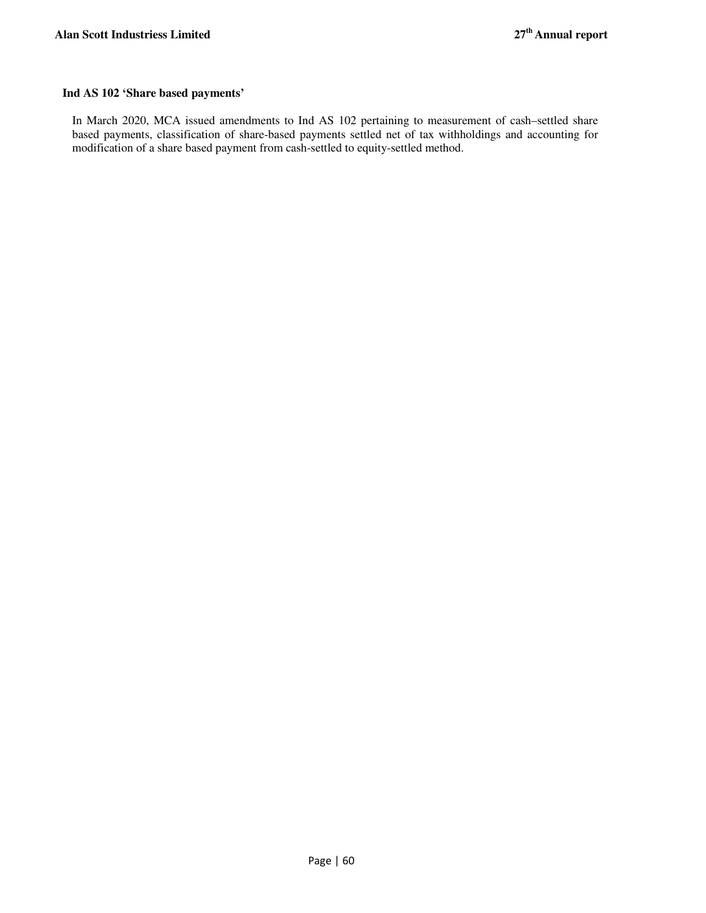**Ind AS 102 'Share based payments'**

In March 2020, MCA issued amendments to Ind AS 102 pertaining to measurement of cash–settled share based payments, classification of share-based payments settled net of tax withholdings and accounting for modification of a share based payment from cash-settled to equity-settled method.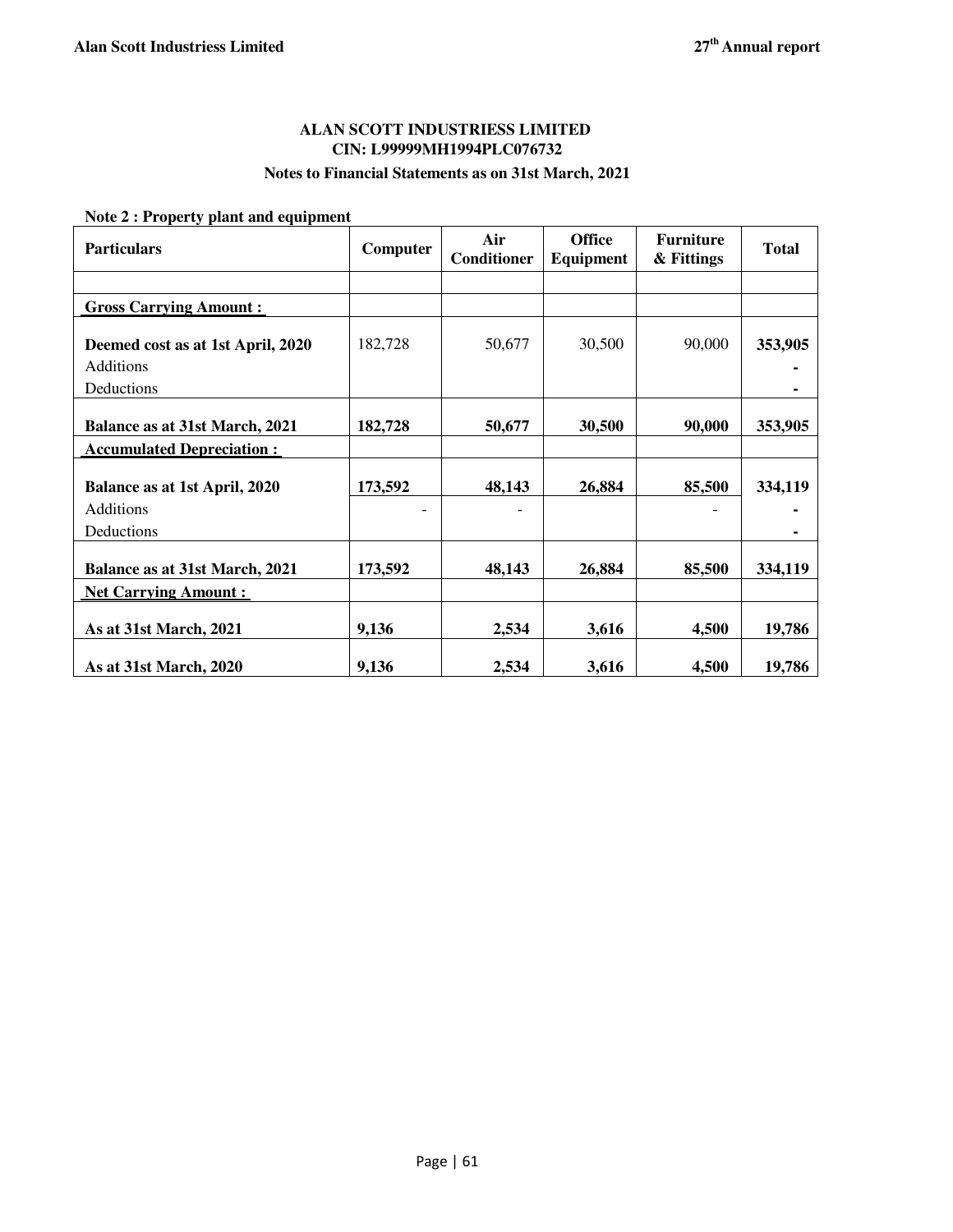**ALAN SCOTT INDUSTRIESS LIMITED**
**CIN: L99999MH1994PLC076732**
**Notes to Financial Statements as on 31st March, 2021**

**Note 2 : Property plant and equipment**

| Particulars | Computer | Air Conditioner | Office Equipment | Furniture & Fittings | Total |
|---|---|---|---|---|---|
| | | | | | |
| **Gross Carrying Amount :** | | | | | |
| **Deemed cost as at 1st April, 2020** | 182,728 | 50,677 | 30,500 | 90,000 | **353,905** |
| Additions | | | | | **-** |
| Deductions | | | | | **-** |
| **Balance as at 31st March, 2021** | **182,728** | **50,677** | **30,500** | **90,000** | **353,905** |
| **Accumulated Depreciation :** | | | | | |
| **Balance as at 1st April, 2020** | **173,592** | **48,143** | **26,884** | **85,500** | **334,119** |
| Additions | - | - | | - | **-** |
| Deductions | | | | | **-** |
| **Balance as at 31st March, 2021** | **173,592** | **48,143** | **26,884** | **85,500** | **334,119** |
| **Net Carrying Amount :** | | | | | |
| **As at 31st March, 2021** | **9,136** | **2,534** | **3,616** | **4,500** | **19,786** |
| **As at 31st March, 2020** | **9,136** | **2,534** | **3,616** | **4,500** | **19,786** |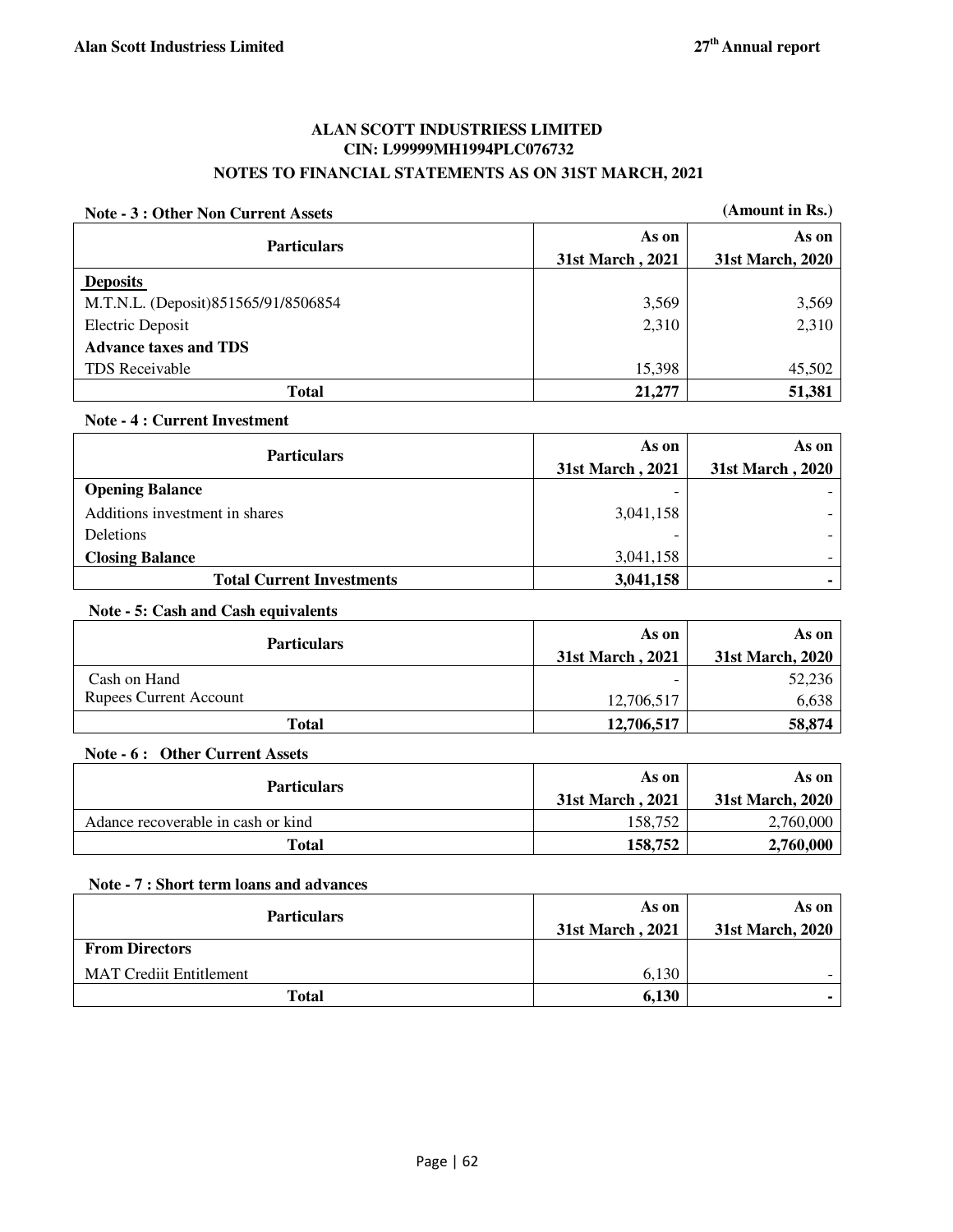# ALAN SCOTT INDUSTRIESS LIMITED

## CIN: L99999MH1994PLC076732

## NOTES TO FINANCIAL STATEMENTS AS ON 31ST MARCH, 2021

**Note - 3 : Other Non Current Assets** **(Amount in Rs.)**

| Particulars | As on 31st March , 2021 | As on 31st March, 2020 |
|---|---|---|
| **Deposits** | | |
| M.T.N.L. (Deposit)851565/91/8506854 | 3,569 | 3,569 |
| Electric Deposit | 2,310 | 2,310 |
| **Advance taxes and TDS** | | |
| TDS Receivable | 15,398 | 45,502 |
| **Total** | **21,277** | **51,381** |

**Note - 4 : Current Investment**

| Particulars | As on 31st March , 2021 | As on 31st March , 2020 |
|---|---|---|
| **Opening Balance** | - | - |
| Additions investment in shares | 3,041,158 | - |
| Deletions | - | - |
| **Closing Balance** | 3,041,158 | - |
| **Total Current Investments** | **3,041,158** | **-** |

**Note - 5: Cash and Cash equivalents**

| Particulars | As on 31st March , 2021 | As on 31st March, 2020 |
|---|---|---|
| Cash on Hand | - | 52,236 |
| Rupees Current Account | 12,706,517 | 6,638 |
| **Total** | **12,706,517** | **58,874** |

**Note - 6 : Other Current Assets**

| Particulars | As on 31st March , 2021 | As on 31st March, 2020 |
|---|---|---|
| Adance recoverable in cash or kind | 158,752 | 2,760,000 |
| **Total** | **158,752** | **2,760,000** |

**Note - 7 : Short term loans and advances**

| Particulars | As on 31st March , 2021 | As on 31st March, 2020 |
|---|---|---|
| **From Directors** | | |
| MAT Crediit Entitlement | 6,130 | - |
| **Total** | **6,130** | **-** |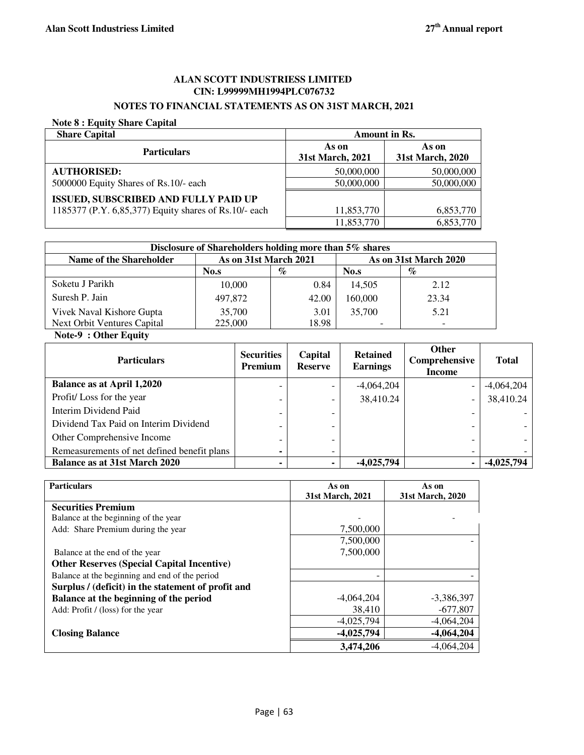## ALAN SCOTT INDUSTRIESS LIMITED
## CIN: L99999MH1994PLC076732
### NOTES TO FINANCIAL STATEMENTS AS ON 31ST MARCH, 2021

**Note 8 : Equity Share Capital**

| Share Capital | Amount in Rs. | |
|---|---|---|
| **Particulars** | **As on 31st March, 2021** | **As on 31st March, 2020** |
| **AUTHORISED:** | 50,000,000 | 50,000,000 |
| 5000000 Equity Shares of Rs.10/- each | 50,000,000 | 50,000,000 |
| **ISSUED, SUBSCRIBED AND FULLY PAID UP** | | |
| 1185377 (P.Y. 6,85,377) Equity shares of Rs.10/- each | 11,853,770 | 6,853,770 |
| | 11,853,770 | 6,853,770 |

| Disclosure of Shareholders holding more than 5% shares | | | | |
|---|---|---|---|---|
| **Name of the Shareholder** | **As on 31st March 2021** | | **As on 31st March 2020** | |
| | **No.s** | **%** | **No.s** | **%** |
| Soketu J Parikh | 10,000 | 0.84 | 14,505 | 2.12 |
| Suresh P. Jain | 497,872 | 42.00 | 160,000 | 23.34 |
| Vivek Naval Kishore Gupta | 35,700 | 3.01 | 35,700 | 5.21 |
| Next Orbit Ventures Capital | 225,000 | 18.98 | - | - |

**Note-9 : Other Equity**

| Particulars | Securities Premium | Capital Reserve | Retained Earnings | Other Comprehensive Income | Total |
|---|---|---|---|---|---|
| **Balance as at April 1,2020** | - | - | -4,064,204 | - | -4,064,204 |
| Profit/ Loss for the year | - | - | 38,410.24 | - | 38,410.24 |
| Interim Dividend Paid | - | - | | - | - |
| Dividend Tax Paid on Interim Dividend | - | - | | - | - |
| Other Comprehensive Income | - | - | | - | - |
| Remeasurements of net defined benefit plans | - | - | | - | - |
| **Balance as at 31st March 2020** | **-** | **-** | **-4,025,794** | **-** | **-4,025,794** |

| Particulars | As on 31st March, 2021 | As on 31st March, 2020 |
|---|---|---|
| **Securities Premium** | | |
| Balance at the beginning of the year | - | - |
| Add: Share Premium during the year | 7,500,000 | |
| | 7,500,000 | - |
| Balance at the end of the year | 7,500,000 | |
| **Other Reserves (Special Capital Incentive)** | | |
| Balance at the beginning and end of the period | - | - |
| **Surplus / (deficit) in the statement of profit and** | | |
| **Balance at the beginning of the period** | -4,064,204 | -3,386,397 |
| Add: Profit / (loss) for the year | 38,410 | -677,807 |
| | -4,025,794 | -4,064,204 |
| **Closing Balance** | **-4,025,794** | **-4,064,204** |
| | **3,474,206** | -4,064,204 |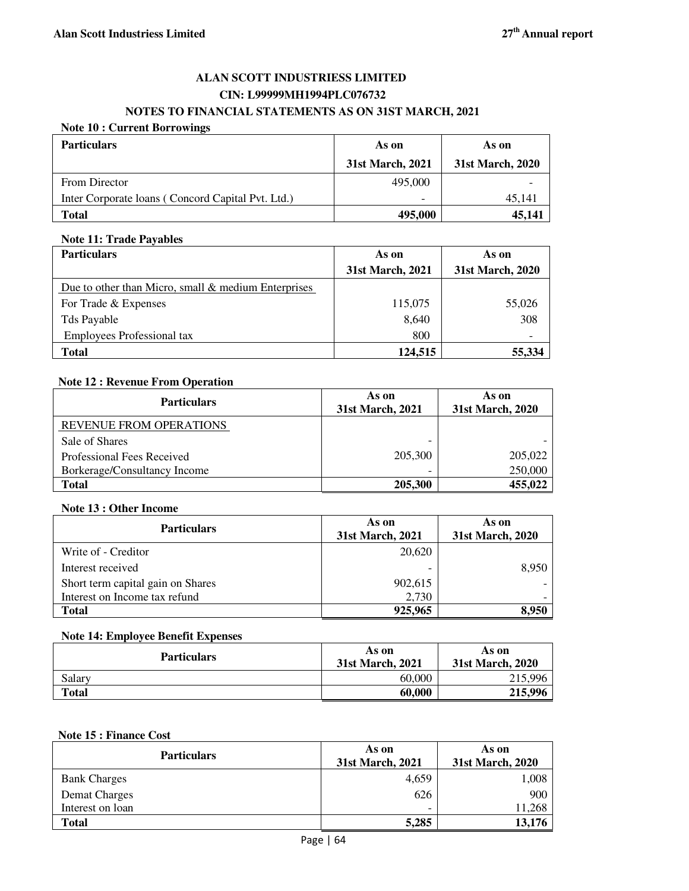# ALAN SCOTT INDUSTRIESS LIMITED

## CIN: L99999MH1994PLC076732

## NOTES TO FINANCIAL STATEMENTS AS ON 31ST MARCH, 2021

**Note 10 : Current Borrowings**

| Particulars | As on 31st March, 2021 | As on 31st March, 2020 |
|---|---|---|
| From Director | 495,000 | - |
| Inter Corporate loans ( Concord Capital Pvt. Ltd.) | - | 45,141 |
| **Total** | **495,000** | **45,141** |

**Note 11: Trade Payables**

| Particulars | As on 31st March, 2021 | As on 31st March, 2020 |
|---|---|---|
| Due to other than Micro, small & medium Enterprises | | |
| For Trade & Expenses | 115,075 | 55,026 |
| Tds Payable | 8,640 | 308 |
| Employees Professional tax | 800 | - |
| **Total** | **124,515** | **55,334** |

**Note 12 : Revenue From Operation**

| Particulars | As on 31st March, 2021 | As on 31st March, 2020 |
|---|---|---|
| REVENUE FROM OPERATIONS | | |
| Sale of Shares | - | - |
| Professional Fees Received | 205,300 | 205,022 |
| Borkerage/Consultancy Income | - | 250,000 |
| **Total** | **205,300** | **455,022** |

**Note 13 : Other Income**

| Particulars | As on 31st March, 2021 | As on 31st March, 2020 |
|---|---|---|
| Write of - Creditor | 20,620 | |
| Interest received | - | 8,950 |
| Short term capital gain on Shares | 902,615 | - |
| Interest on Income tax refund | 2,730 | - |
| **Total** | **925,965** | **8,950** |

**Note 14: Employee Benefit Expenses**

| Particulars | As on 31st March, 2021 | As on 31st March, 2020 |
|---|---|---|
| Salary | 60,000 | 215,996 |
| **Total** | **60,000** | **215,996** |

**Note 15 : Finance Cost**

| Particulars | As on 31st March, 2021 | As on 31st March, 2020 |
|---|---|---|
| Bank Charges | 4,659 | 1,008 |
| Demat Charges | 626 | 900 |
| Interest on loan | - | 11,268 |
| **Total** | **5,285** | **13,176** |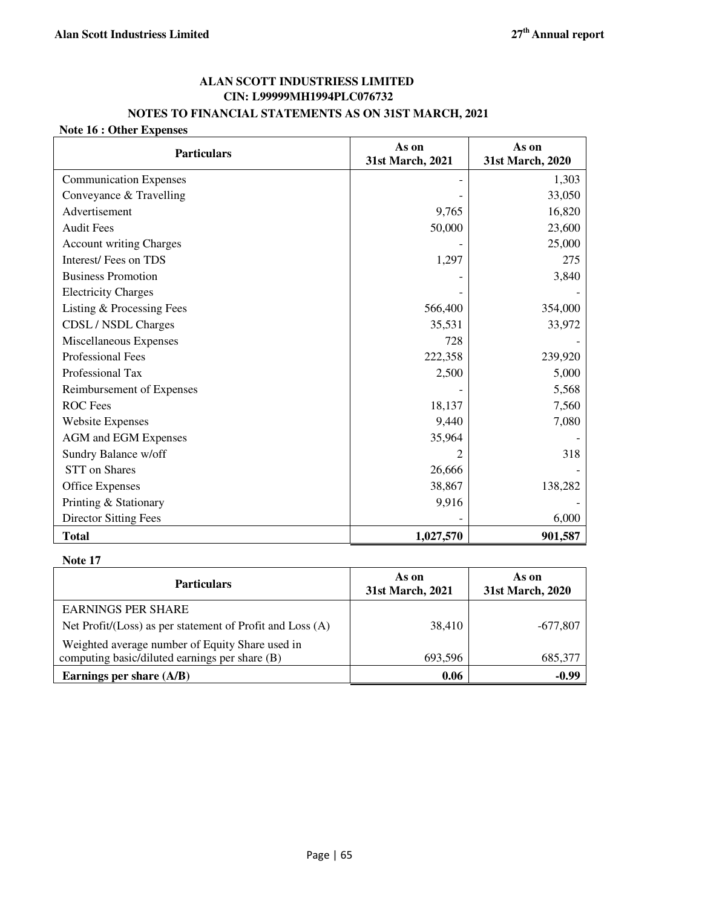## ALAN SCOTT INDUSTRIESS LIMITED
## CIN: L99999MH1994PLC076732
## NOTES TO FINANCIAL STATEMENTS AS ON 31ST MARCH, 2021

**Note 16 : Other Expenses**

| Particulars | As on 31st March, 2021 | As on 31st March, 2020 |
|---|---|---|
| Communication Expenses | - | 1,303 |
| Conveyance & Travelling | - | 33,050 |
| Advertisement | 9,765 | 16,820 |
| Audit Fees | 50,000 | 23,600 |
| Account writing Charges | - | 25,000 |
| Interest/ Fees on TDS | 1,297 | 275 |
| Business Promotion | - | 3,840 |
| Electricity Charges | - | - |
| Listing & Processing Fees | 566,400 | 354,000 |
| CDSL / NSDL Charges | 35,531 | 33,972 |
| Miscellaneous Expenses | 728 | - |
| Professional Fees | 222,358 | 239,920 |
| Professional Tax | 2,500 | 5,000 |
| Reimbursement of Expenses | - | 5,568 |
| ROC Fees | 18,137 | 7,560 |
| Website Expenses | 9,440 | 7,080 |
| AGM and EGM Expenses | 35,964 | - |
| Sundry Balance w/off | 2 | 318 |
| STT on Shares | 26,666 | - |
| Office Expenses | 38,867 | 138,282 |
| Printing & Stationary | 9,916 | - |
| Director Sitting Fees | - | 6,000 |
| **Total** | **1,027,570** | **901,587** |

**Note 17**

| Particulars | As on 31st March, 2021 | As on 31st March, 2020 |
|---|---|---|
| EARNINGS PER SHARE | | |
| Net Profit/(Loss) as per statement of Profit and Loss (A) | 38,410 | -677,807 |
| Weighted average number of Equity Share used in computing basic/diluted earnings per share (B) | 693,596 | 685,377 |
| **Earnings per share (A/B)** | **0.06** | **-0.99** |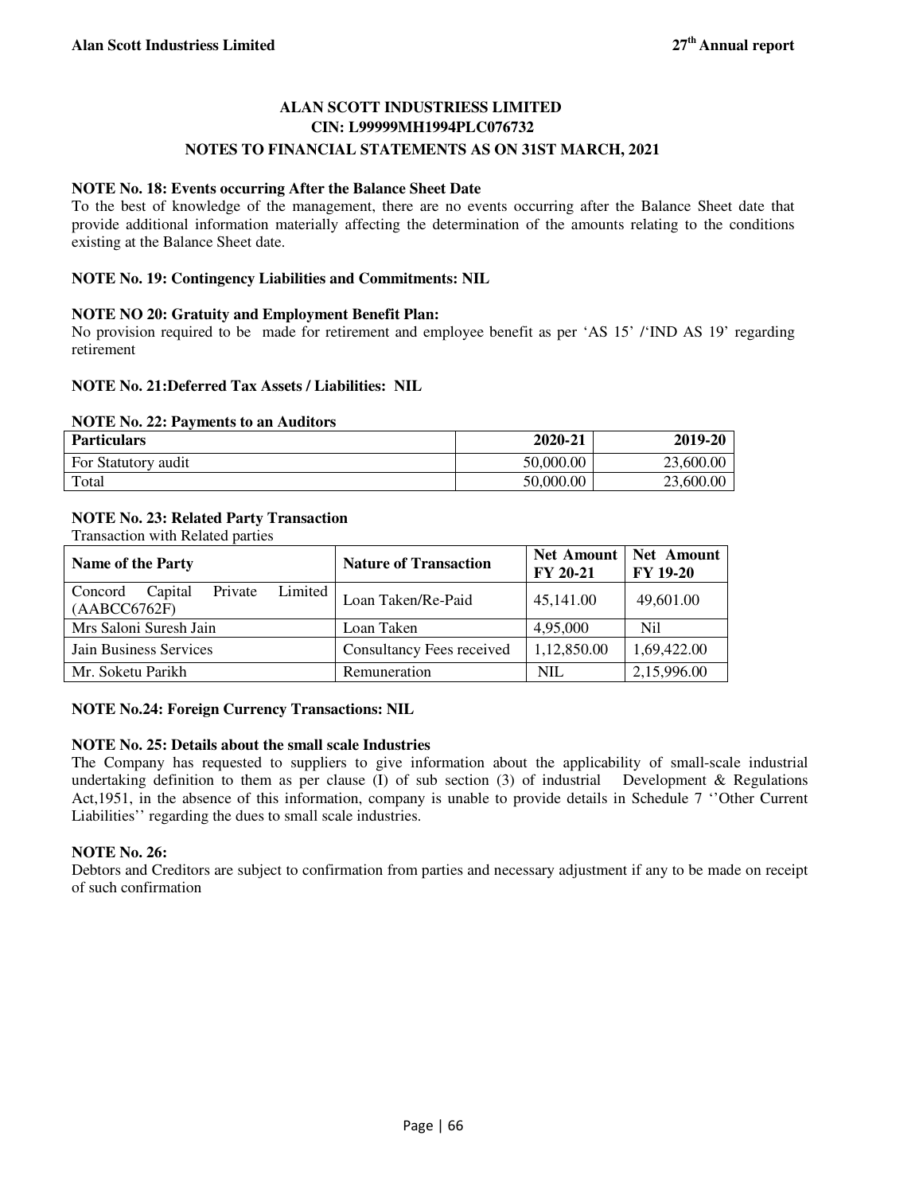## ALAN SCOTT INDUSTRIESS LIMITED
## CIN: L99999MH1994PLC076732
## NOTES TO FINANCIAL STATEMENTS AS ON 31ST MARCH, 2021

**NOTE No. 18: Events occurring After the Balance Sheet Date**

To the best of knowledge of the management, there are no events occurring after the Balance Sheet date that provide additional information materially affecting the determination of the amounts relating to the conditions existing at the Balance Sheet date.

**NOTE No. 19: Contingency Liabilities and Commitments: NIL**

**NOTE NO 20: Gratuity and Employment Benefit Plan:**

No provision required to be made for retirement and employee benefit as per 'AS 15' /'IND AS 19' regarding retirement

**NOTE No. 21:Deferred Tax Assets / Liabilities: NIL**

**NOTE No. 22: Payments to an Auditors**

| Particulars | 2020-21 | 2019-20 |
|---|---|---|
| For Statutory audit | 50,000.00 | 23,600.00 |
| Total | 50,000.00 | 23,600.00 |

**NOTE No. 23: Related Party Transaction**

Transaction with Related parties

| Name of the Party | Nature of Transaction | Net Amount FY 20-21 | Net Amount FY 19-20 |
|---|---|---|---|
| Concord Capital Private Limited (AABCC6762F) | Loan Taken/Re-Paid | 45,141.00 | 49,601.00 |
| Mrs Saloni Suresh Jain | Loan Taken | 4,95,000 | Nil |
| Jain Business Services | Consultancy Fees received | 1,12,850.00 | 1,69,422.00 |
| Mr. Soketu Parikh | Remuneration | NIL | 2,15,996.00 |

**NOTE No.24: Foreign Currency Transactions: NIL**

**NOTE No. 25: Details about the small scale Industries**

The Company has requested to suppliers to give information about the applicability of small-scale industrial undertaking definition to them as per clause (I) of sub section (3) of industrial Development & Regulations Act,1951, in the absence of this information, company is unable to provide details in Schedule 7 ''Other Current Liabilities'' regarding the dues to small scale industries.

**NOTE No. 26:**

Debtors and Creditors are subject to confirmation from parties and necessary adjustment if any to be made on receipt of such confirmation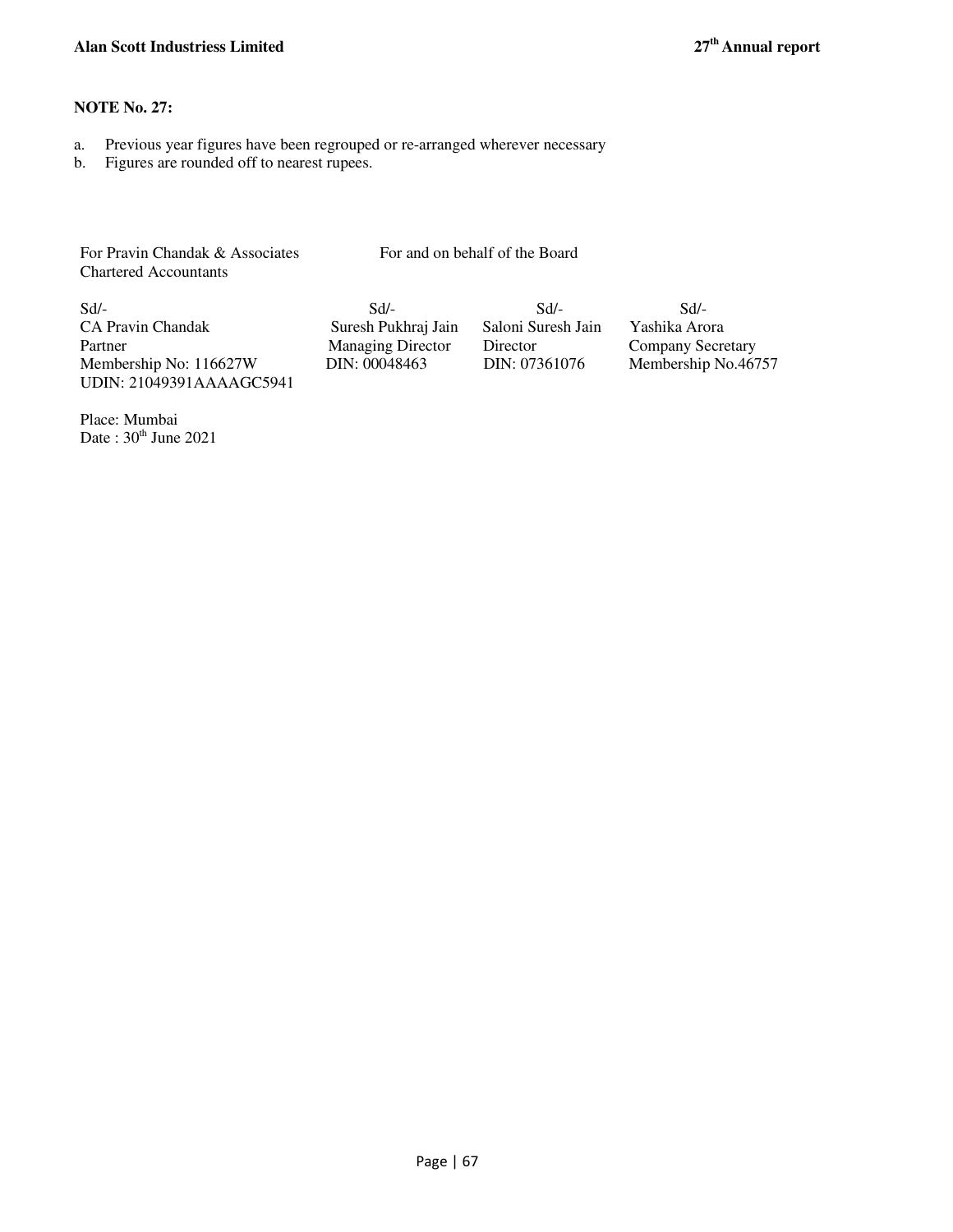**NOTE No. 27:**

a. Previous year figures have been regrouped or re-arranged wherever necessary
b. Figures are rounded off to nearest rupees.

| For Pravin Chandak & Associates<br>Chartered Accountants | For and on behalf of the Board | | |
| --- | --- | --- | --- |
| Sd/- | Sd/- | Sd/- | Sd/- |
| CA Pravin Chandak | Suresh Pukhraj Jain | Saloni Suresh Jain | Yashika Arora |
| Partner | Managing Director | Director | Company Secretary |
| Membership No: 116627W | DIN: 00048463 | DIN: 07361076 | Membership No.46757 |
| UDIN: 21049391AAAAGC5941 | | | |

Place: Mumbai
Date : 30th June 2021